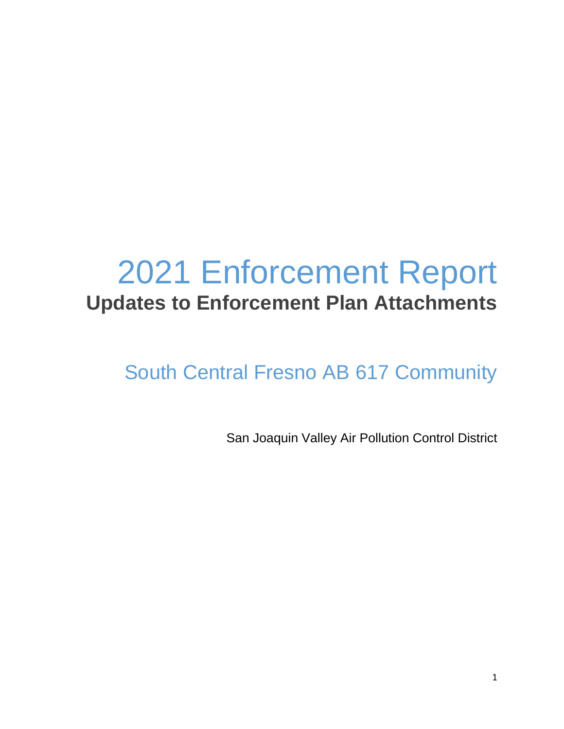# 2021 Enforcement Report

## Updates to Enforcement Plan Attachments

# South Central Fresno AB 617 Community

San Joaquin Valley Air Pollution Control District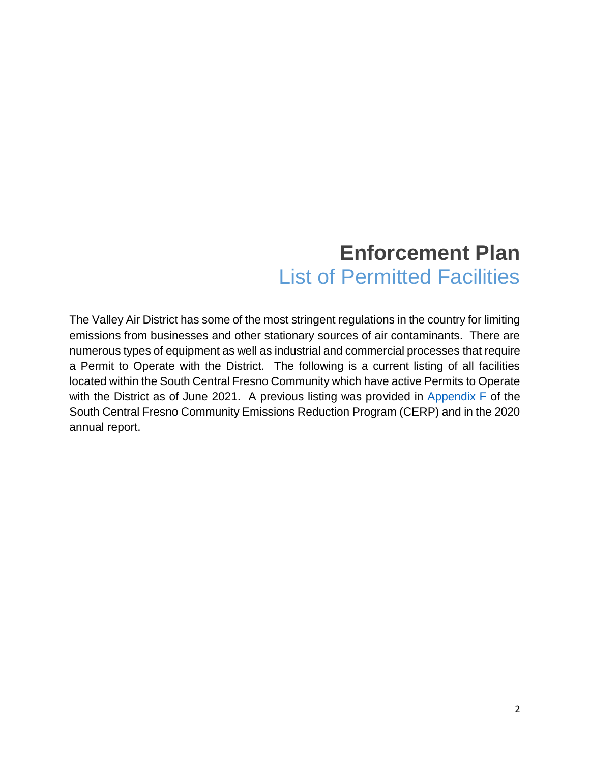# Enforcement Plan

## List of Permitted Facilities

The Valley Air District has some of the most stringent regulations in the country for limiting emissions from businesses and other stationary sources of air contaminants. There are numerous types of equipment as well as industrial and commercial processes that require a Permit to Operate with the District. The following is a current listing of all facilities located within the South Central Fresno Community which have active Permits to Operate with the District as of June 2021. A previous listing was provided in Appendix F of the South Central Fresno Community Emissions Reduction Program (CERP) and in the 2020 annual report.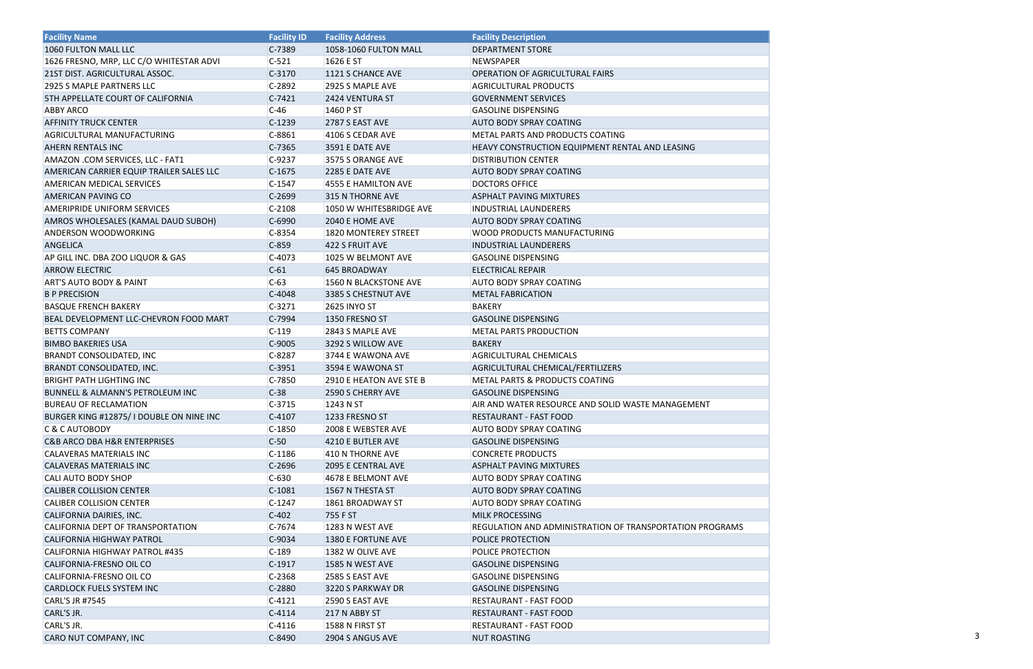| Facility Name | Facility ID | Facility Address | Facility Description |
|---|---|---|---|
| 1060 FULTON MALL LLC | C-7389 | 1058-1060 FULTON MALL | DEPARTMENT STORE |
| 1626 FRESNO, MRP, LLC C/O WHITESTAR ADVI | C-521 | 1626 E ST | NEWSPAPER |
| 21ST DIST. AGRICULTURAL ASSOC. | C-3170 | 1121 S CHANCE AVE | OPERATION OF AGRICULTURAL FAIRS |
| 2925 S MAPLE PARTNERS LLC | C-2892 | 2925 S MAPLE AVE | AGRICULTURAL PRODUCTS |
| 5TH APPELLATE COURT OF CALIFORNIA | C-7421 | 2424 VENTURA ST | GOVERNMENT SERVICES |
| ABBY ARCO | C-46 | 1460 P ST | GASOLINE DISPENSING |
| AFFINITY TRUCK CENTER | C-1239 | 2787 S EAST AVE | AUTO BODY SPRAY COATING |
| AGRICULTURAL MANUFACTURING | C-8861 | 4106 S CEDAR AVE | METAL PARTS AND PRODUCTS COATING |
| AHERN RENTALS INC | C-7365 | 3591 E DATE AVE | HEAVY CONSTRUCTION EQUIPMENT RENTAL AND LEASING |
| AMAZON .COM SERVICES, LLC - FAT1 | C-9237 | 3575 S ORANGE AVE | DISTRIBUTION CENTER |
| AMERICAN CARRIER EQUIP TRAILER SALES LLC | C-1675 | 2285 E DATE AVE | AUTO BODY SPRAY COATING |
| AMERICAN MEDICAL SERVICES | C-1547 | 4555 E HAMILTON AVE | DOCTORS OFFICE |
| AMERICAN PAVING CO | C-2699 | 315 N THORNE AVE | ASPHALT PAVING MIXTURES |
| AMERIPRIDE UNIFORM SERVICES | C-2108 | 1050 W WHITESBRIDGE AVE | INDUSTRIAL LAUNDERERS |
| AMROS WHOLESALES (KAMAL DAUD SUBOH) | C-6990 | 2040 E HOME AVE | AUTO BODY SPRAY COATING |
| ANDERSON WOODWORKING | C-8354 | 1820 MONTEREY STREET | WOOD PRODUCTS MANUFACTURING |
| ANGELICA | C-859 | 422 S FRUIT AVE | INDUSTRIAL LAUNDERERS |
| AP GILL INC. DBA ZOO LIQUOR & GAS | C-4073 | 1025 W BELMONT AVE | GASOLINE DISPENSING |
| ARROW ELECTRIC | C-61 | 645 BROADWAY | ELECTRICAL REPAIR |
| ART'S AUTO BODY & PAINT | C-63 | 1560 N BLACKSTONE AVE | AUTO BODY SPRAY COATING |
| B P PRECISION | C-4048 | 3385 S CHESTNUT AVE | METAL FABRICATION |
| BASQUE FRENCH BAKERY | C-3271 | 2625 INYO ST | BAKERY |
| BEAL DEVELOPMENT LLC-CHEVRON FOOD MART | C-7994 | 1350 FRESNO ST | GASOLINE DISPENSING |
| BETTS COMPANY | C-119 | 2843 S MAPLE AVE | METAL PARTS PRODUCTION |
| BIMBO BAKERIES USA | C-9005 | 3292 S WILLOW AVE | BAKERY |
| BRANDT CONSOLIDATED, INC | C-8287 | 3744 E WAWONA AVE | AGRICULTURAL CHEMICALS |
| BRANDT CONSOLIDATED, INC. | C-3951 | 3594 E WAWONA ST | AGRICULTURAL CHEMICAL/FERTILIZERS |
| BRIGHT PATH LIGHTING INC | C-7850 | 2910 E HEATON AVE STE B | METAL PARTS & PRODUCTS COATING |
| BUNNELL & ALMANN'S PETROLEUM INC | C-38 | 2590 S CHERRY AVE | GASOLINE DISPENSING |
| BUREAU OF RECLAMATION | C-3715 | 1243 N ST | AIR AND WATER RESOURCE AND SOLID WASTE MANAGEMENT |
| BURGER KING #12875/ I DOUBLE ON NINE INC | C-4107 | 1233 FRESNO ST | RESTAURANT - FAST FOOD |
| C & C AUTOBODY | C-1850 | 2008 E WEBSTER AVE | AUTO BODY SPRAY COATING |
| C&B ARCO DBA H&R ENTERPRISES | C-50 | 4210 E BUTLER AVE | GASOLINE DISPENSING |
| CALAVERAS MATERIALS INC | C-1186 | 410 N THORNE AVE | CONCRETE PRODUCTS |
| CALAVERAS MATERIALS INC | C-2696 | 2095 E CENTRAL AVE | ASPHALT PAVING MIXTURES |
| CALI AUTO BODY SHOP | C-630 | 4678 E BELMONT AVE | AUTO BODY SPRAY COATING |
| CALIBER COLLISION CENTER | C-1081 | 1567 N THESTA ST | AUTO BODY SPRAY COATING |
| CALIBER COLLISION CENTER | C-1247 | 1861 BROADWAY ST | AUTO BODY SPRAY COATING |
| CALIFORNIA DAIRIES, INC. | C-402 | 755 F ST | MILK PROCESSING |
| CALIFORNIA DEPT OF TRANSPORTATION | C-7674 | 1283 N WEST AVE | REGULATION AND ADMINISTRATION OF TRANSPORTATION PROGRAMS |
| CALIFORNIA HIGHWAY PATROL | C-9034 | 1380 E FORTUNE AVE | POLICE PROTECTION |
| CALIFORNIA HIGHWAY PATROL #435 | C-189 | 1382 W OLIVE AVE | POLICE PROTECTION |
| CALIFORNIA-FRESNO OIL CO | C-1917 | 1585 N WEST AVE | GASOLINE DISPENSING |
| CALIFORNIA-FRESNO OIL CO | C-2368 | 2585 S EAST AVE | GASOLINE DISPENSING |
| CARDLOCK FUELS SYSTEM INC | C-2880 | 3220 S PARKWAY DR | GASOLINE DISPENSING |
| CARL'S JR #7545 | C-4121 | 2590 S EAST AVE | RESTAURANT - FAST FOOD |
| CARL'S JR. | C-4114 | 217 N ABBY ST | RESTAURANT - FAST FOOD |
| CARL'S JR. | C-4116 | 1588 N FIRST ST | RESTAURANT - FAST FOOD |
| CARO NUT COMPANY, INC | C-8490 | 2904 S ANGUS AVE | NUT ROASTING |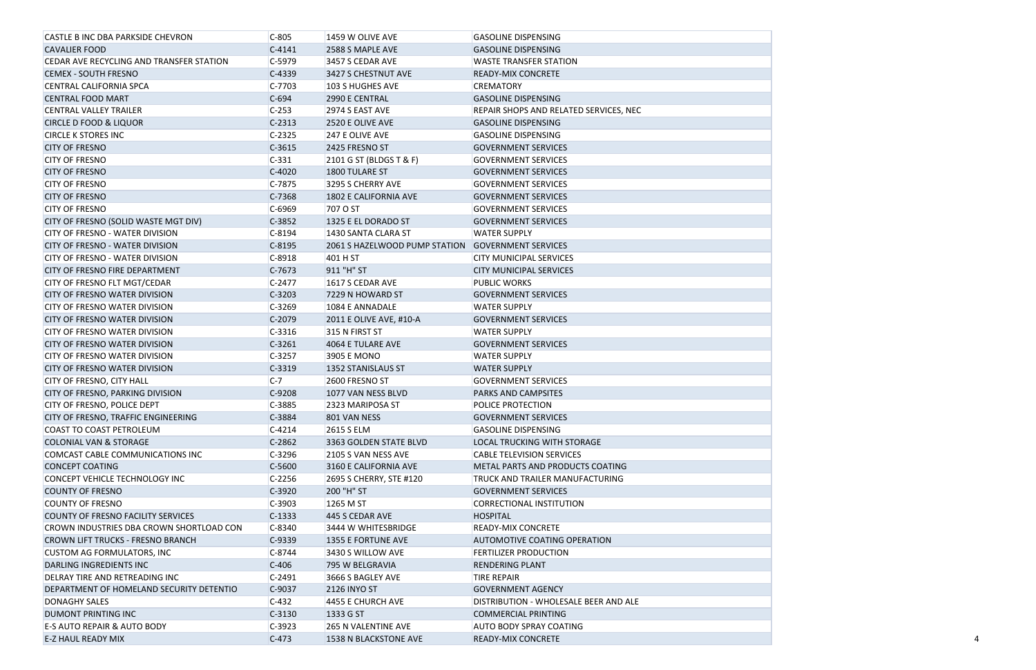| | | | |
|---|---|---|---|
| CASTLE B INC DBA PARKSIDE CHEVRON | C-805 | 1459 W OLIVE AVE | GASOLINE DISPENSING |
| CAVALIER FOOD | C-4141 | 2588 S MAPLE AVE | GASOLINE DISPENSING |
| CEDAR AVE RECYCLING AND TRANSFER STATION | C-5979 | 3457 S CEDAR AVE | WASTE TRANSFER STATION |
| CEMEX - SOUTH FRESNO | C-4339 | 3427 S CHESTNUT AVE | READY-MIX CONCRETE |
| CENTRAL CALIFORNIA SPCA | C-7703 | 103 S HUGHES AVE | CREMATORY |
| CENTRAL FOOD MART | C-694 | 2990 E CENTRAL | GASOLINE DISPENSING |
| CENTRAL VALLEY TRAILER | C-253 | 2974 S EAST AVE | REPAIR SHOPS AND RELATED SERVICES, NEC |
| CIRCLE D FOOD & LIQUOR | C-2313 | 2520 E OLIVE AVE | GASOLINE DISPENSING |
| CIRCLE K STORES INC | C-2325 | 247 E OLIVE AVE | GASOLINE DISPENSING |
| CITY OF FRESNO | C-3615 | 2425 FRESNO ST | GOVERNMENT SERVICES |
| CITY OF FRESNO | C-331 | 2101 G ST (BLDGS T & F) | GOVERNMENT SERVICES |
| CITY OF FRESNO | C-4020 | 1800 TULARE ST | GOVERNMENT SERVICES |
| CITY OF FRESNO | C-7875 | 3295 S CHERRY AVE | GOVERNMENT SERVICES |
| CITY OF FRESNO | C-7368 | 1802 E CALIFORNIA AVE | GOVERNMENT SERVICES |
| CITY OF FRESNO | C-6969 | 707 O ST | GOVERNMENT SERVICES |
| CITY OF FRESNO (SOLID WASTE MGT DIV) | C-3852 | 1325 E EL DORADO ST | GOVERNMENT SERVICES |
| CITY OF FRESNO - WATER DIVISION | C-8194 | 1430 SANTA CLARA ST | WATER SUPPLY |
| CITY OF FRESNO - WATER DIVISION | C-8195 | 2061 S HAZELWOOD PUMP STATION | GOVERNMENT SERVICES |
| CITY OF FRESNO - WATER DIVISION | C-8918 | 401 H ST | CITY MUNICIPAL SERVICES |
| CITY OF FRESNO FIRE DEPARTMENT | C-7673 | 911 "H" ST | CITY MUNICIPAL SERVICES |
| CITY OF FRESNO FLT MGT/CEDAR | C-2477 | 1617 S CEDAR AVE | PUBLIC WORKS |
| CITY OF FRESNO WATER DIVISION | C-3203 | 7229 N HOWARD ST | GOVERNMENT SERVICES |
| CITY OF FRESNO WATER DIVISION | C-3269 | 1084 E ANNADALE | WATER SUPPLY |
| CITY OF FRESNO WATER DIVISION | C-2079 | 2011 E OLIVE AVE, #10-A | GOVERNMENT SERVICES |
| CITY OF FRESNO WATER DIVISION | C-3316 | 315 N FIRST ST | WATER SUPPLY |
| CITY OF FRESNO WATER DIVISION | C-3261 | 4064 E TULARE AVE | GOVERNMENT SERVICES |
| CITY OF FRESNO WATER DIVISION | C-3257 | 3905 E MONO | WATER SUPPLY |
| CITY OF FRESNO WATER DIVISION | C-3319 | 1352 STANISLAUS ST | WATER SUPPLY |
| CITY OF FRESNO, CITY HALL | C-7 | 2600 FRESNO ST | GOVERNMENT SERVICES |
| CITY OF FRESNO, PARKING DIVISION | C-9208 | 1077 VAN NESS BLVD | PARKS AND CAMPSITES |
| CITY OF FRESNO, POLICE DEPT | C-3885 | 2323 MARIPOSA ST | POLICE PROTECTION |
| CITY OF FRESNO, TRAFFIC ENGINEERING | C-3884 | 801 VAN NESS | GOVERNMENT SERVICES |
| COAST TO COAST PETROLEUM | C-4214 | 2615 S ELM | GASOLINE DISPENSING |
| COLONIAL VAN & STORAGE | C-2862 | 3363 GOLDEN STATE BLVD | LOCAL TRUCKING WITH STORAGE |
| COMCAST CABLE COMMUNICATIONS INC | C-3296 | 2105 S VAN NESS AVE | CABLE TELEVISION SERVICES |
| CONCEPT COATING | C-5600 | 3160 E CALIFORNIA AVE | METAL PARTS AND PRODUCTS COATING |
| CONCEPT VEHICLE TECHNOLOGY INC | C-2256 | 2695 S CHERRY, STE #120 | TRUCK AND TRAILER MANUFACTURING |
| COUNTY OF FRESNO | C-3920 | 200 "H" ST | GOVERNMENT SERVICES |
| COUNTY OF FRESNO | C-3903 | 1265 M ST | CORRECTIONAL INSTITUTION |
| COUNTY OF FRESNO FACILITY SERVICES | C-1333 | 445 S CEDAR AVE | HOSPITAL |
| CROWN INDUSTRIES DBA CROWN SHORTLOAD CON | C-8340 | 3444 W WHITESBRIDGE | READY-MIX CONCRETE |
| CROWN LIFT TRUCKS - FRESNO BRANCH | C-9339 | 1355 E FORTUNE AVE | AUTOMOTIVE COATING OPERATION |
| CUSTOM AG FORMULATORS, INC | C-8744 | 3430 S WILLOW AVE | FERTILIZER PRODUCTION |
| DARLING INGREDIENTS INC | C-406 | 795 W BELGRAVIA | RENDERING PLANT |
| DELRAY TIRE AND RETREADING INC | C-2491 | 3666 S BAGLEY AVE | TIRE REPAIR |
| DEPARTMENT OF HOMELAND SECURITY DETENTIO | C-9037 | 2126 INYO ST | GOVERNMENT AGENCY |
| DONAGHY SALES | C-432 | 4455 E CHURCH AVE | DISTRIBUTION - WHOLESALE BEER AND ALE |
| DUMONT PRINTING INC | C-3130 | 1333 G ST | COMMERCIAL PRINTING |
| E-S AUTO REPAIR & AUTO BODY | C-3923 | 265 N VALENTINE AVE | AUTO BODY SPRAY COATING |
| E-Z HAUL READY MIX | C-473 | 1538 N BLACKSTONE AVE | READY-MIX CONCRETE |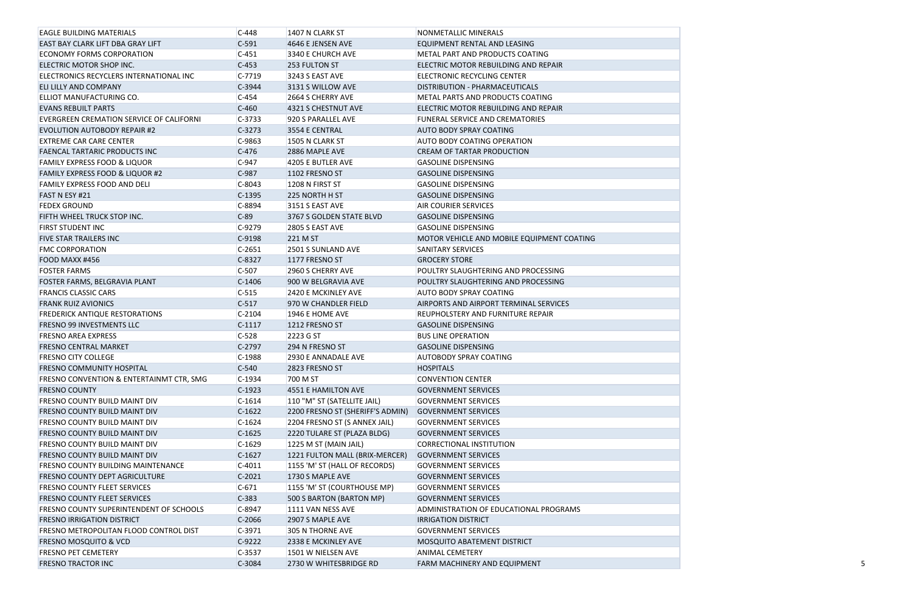| EAGLE BUILDING MATERIALS | C-448 | 1407 N CLARK ST | NONMETALLIC MINERALS |
|---|---|---|---|
| EAST BAY CLARK LIFT DBA GRAY LIFT | C-591 | 4646 E JENSEN AVE | EQUIPMENT RENTAL AND LEASING |
| ECONOMY FORMS CORPORATION | C-451 | 3340 E CHURCH AVE | METAL PART AND PRODUCTS COATING |
| ELECTRIC MOTOR SHOP INC. | C-453 | 253 FULTON ST | ELECTRIC MOTOR REBUILDING AND REPAIR |
| ELECTRONICS RECYCLERS INTERNATIONAL INC | C-7719 | 3243 S EAST AVE | ELECTRONIC RECYCLING CENTER |
| ELI LILLY AND COMPANY | C-3944 | 3131 S WILLOW AVE | DISTRIBUTION - PHARMACEUTICALS |
| ELLIOT MANUFACTURING CO. | C-454 | 2664 S CHERRY AVE | METAL PARTS AND PRODUCTS COATING |
| EVANS REBUILT PARTS | C-460 | 4321 S CHESTNUT AVE | ELECTRIC MOTOR REBUILDING AND REPAIR |
| EVERGREEN CREMATION SERVICE OF CALIFORNI | C-3733 | 920 S PARALLEL AVE | FUNERAL SERVICE AND CREMATORIES |
| EVOLUTION AUTOBODY REPAIR #2 | C-3273 | 3554 E CENTRAL | AUTO BODY SPRAY COATING |
| EXTREME CAR CARE CENTER | C-9863 | 1505 N CLARK ST | AUTO BODY COATING OPERATION |
| FAENCAL TARTARIC PRODUCTS INC | C-476 | 2886 MAPLE AVE | CREAM OF TARTAR PRODUCTION |
| FAMILY EXPRESS FOOD & LIQUOR | C-947 | 4205 E BUTLER AVE | GASOLINE DISPENSING |
| FAMILY EXPRESS FOOD & LIQUOR #2 | C-987 | 1102 FRESNO ST | GASOLINE DISPENSING |
| FAMILY EXPRESS FOOD AND DELI | C-8043 | 1208 N FIRST ST | GASOLINE DISPENSING |
| FAST N ESY #21 | C-1395 | 225 NORTH H ST | GASOLINE DISPENSING |
| FEDEX GROUND | C-8894 | 3151 S EAST AVE | AIR COURIER SERVICES |
| FIFTH WHEEL TRUCK STOP INC. | C-89 | 3767 S GOLDEN STATE BLVD | GASOLINE DISPENSING |
| FIRST STUDENT INC | C-9279 | 2805 S EAST AVE | GASOLINE DISPENSING |
| FIVE STAR TRAILERS INC | C-9198 | 221 M ST | MOTOR VEHICLE AND MOBILE EQUIPMENT COATING |
| FMC CORPORATION | C-2651 | 2501 S SUNLAND AVE | SANITARY SERVICES |
| FOOD MAXX #456 | C-8327 | 1177 FRESNO ST | GROCERY STORE |
| FOSTER FARMS | C-507 | 2960 S CHERRY AVE | POULTRY SLAUGHTERING AND PROCESSING |
| FOSTER FARMS, BELGRAVIA PLANT | C-1406 | 900 W BELGRAVIA AVE | POULTRY SLAUGHTERING AND PROCESSING |
| FRANCIS CLASSIC CARS | C-515 | 2420 E MCKINLEY AVE | AUTO BODY SPRAY COATING |
| FRANK RUIZ AVIONICS | C-517 | 970 W CHANDLER FIELD | AIRPORTS AND AIRPORT TERMINAL SERVICES |
| FREDERICK ANTIQUE RESTORATIONS | C-2104 | 1946 E HOME AVE | REUPHOLSTERY AND FURNITURE REPAIR |
| FRESNO 99 INVESTMENTS LLC | C-1117 | 1212 FRESNO ST | GASOLINE DISPENSING |
| FRESNO AREA EXPRESS | C-528 | 2223 G ST | BUS LINE OPERATION |
| FRESNO CENTRAL MARKET | C-2797 | 294 N FRESNO ST | GASOLINE DISPENSING |
| FRESNO CITY COLLEGE | C-1988 | 2930 E ANNADALE AVE | AUTOBODY SPRAY COATING |
| FRESNO COMMUNITY HOSPITAL | C-540 | 2823 FRESNO ST | HOSPITALS |
| FRESNO CONVENTION & ENTERTAINMT CTR, SMG | C-1934 | 700 M ST | CONVENTION CENTER |
| FRESNO COUNTY | C-1923 | 4551 E HAMILTON AVE | GOVERNMENT SERVICES |
| FRESNO COUNTY BUILD MAINT DIV | C-1614 | 110 "M" ST (SATELLITE JAIL) | GOVERNMENT SERVICES |
| FRESNO COUNTY BUILD MAINT DIV | C-1622 | 2200 FRESNO ST (SHERIFF'S ADMIN) | GOVERNMENT SERVICES |
| FRESNO COUNTY BUILD MAINT DIV | C-1624 | 2204 FRESNO ST (S ANNEX JAIL) | GOVERNMENT SERVICES |
| FRESNO COUNTY BUILD MAINT DIV | C-1625 | 2220 TULARE ST (PLAZA BLDG) | GOVERNMENT SERVICES |
| FRESNO COUNTY BUILD MAINT DIV | C-1629 | 1225 M ST (MAIN JAIL) | CORRECTIONAL INSTITUTION |
| FRESNO COUNTY BUILD MAINT DIV | C-1627 | 1221 FULTON MALL (BRIX-MERCER) | GOVERNMENT SERVICES |
| FRESNO COUNTY BUILDING MAINTENANCE | C-4011 | 1155 'M' ST (HALL OF RECORDS) | GOVERNMENT SERVICES |
| FRESNO COUNTY DEPT AGRICULTURE | C-2021 | 1730 S MAPLE AVE | GOVERNMENT SERVICES |
| FRESNO COUNTY FLEET SERVICES | C-671 | 1155 'M' ST (COURTHOUSE MP) | GOVERNMENT SERVICES |
| FRESNO COUNTY FLEET SERVICES | C-383 | 500 S BARTON (BARTON MP) | GOVERNMENT SERVICES |
| FRESNO COUNTY SUPERINTENDENT OF SCHOOLS | C-8947 | 1111 VAN NESS AVE | ADMINISTRATION OF EDUCATIONAL PROGRAMS |
| FRESNO IRRIGATION DISTRICT | C-2066 | 2907 S MAPLE AVE | IRRIGATION DISTRICT |
| FRESNO METROPOLITAN FLOOD CONTROL DIST | C-3971 | 305 N THORNE AVE | GOVERNMENT SERVICES |
| FRESNO MOSQUITO & VCD | C-9222 | 2338 E MCKINLEY AVE | MOSQUITO ABATEMENT DISTRICT |
| FRESNO PET CEMETERY | C-3537 | 1501 W NIELSEN AVE | ANIMAL CEMETERY |
| FRESNO TRACTOR INC | C-3084 | 2730 W WHITESBRIDGE RD | FARM MACHINERY AND EQUIPMENT |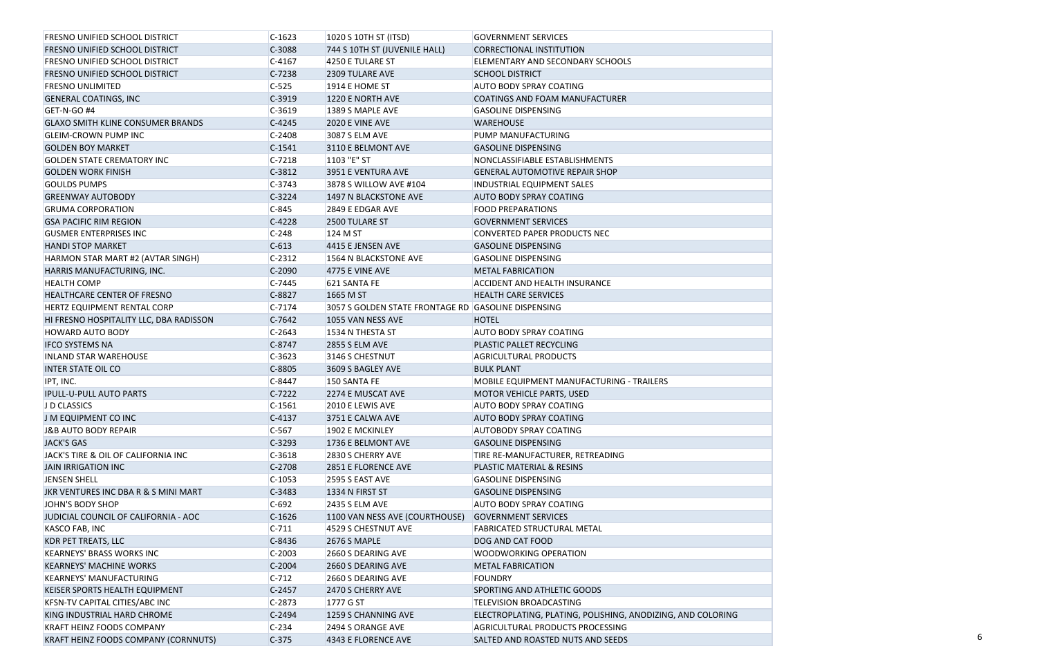| FRESNO UNIFIED SCHOOL DISTRICT | C-1623 | 1020 S 10TH ST (ITSD) | GOVERNMENT SERVICES |
|---|---|---|---|
| FRESNO UNIFIED SCHOOL DISTRICT | C-3088 | 744 S 10TH ST (JUVENILE HALL) | CORRECTIONAL INSTITUTION |
| FRESNO UNIFIED SCHOOL DISTRICT | C-4167 | 4250 E TULARE ST | ELEMENTARY AND SECONDARY SCHOOLS |
| FRESNO UNIFIED SCHOOL DISTRICT | C-7238 | 2309 TULARE AVE | SCHOOL DISTRICT |
| FRESNO UNLIMITED | C-525 | 1914 E HOME ST | AUTO BODY SPRAY COATING |
| GENERAL COATINGS, INC | C-3919 | 1220 E NORTH AVE | COATINGS AND FOAM MANUFACTURER |
| GET-N-GO #4 | C-3619 | 1389 S MAPLE AVE | GASOLINE DISPENSING |
| GLAXO SMITH KLINE CONSUMER BRANDS | C-4245 | 2020 E VINE AVE | WAREHOUSE |
| GLEIM-CROWN PUMP INC | C-2408 | 3087 S ELM AVE | PUMP MANUFACTURING |
| GOLDEN BOY MARKET | C-1541 | 3110 E BELMONT AVE | GASOLINE DISPENSING |
| GOLDEN STATE CREMATORY INC | C-7218 | 1103 "E" ST | NONCLASSIFIABLE ESTABLISHMENTS |
| GOLDEN WORK FINISH | C-3812 | 3951 E VENTURA AVE | GENERAL AUTOMOTIVE REPAIR SHOP |
| GOULDS PUMPS | C-3743 | 3878 S WILLOW AVE #104 | INDUSTRIAL EQUIPMENT SALES |
| GREENWAY AUTOBODY | C-3224 | 1497 N BLACKSTONE AVE | AUTO BODY SPRAY COATING |
| GRUMA CORPORATION | C-845 | 2849 E EDGAR AVE | FOOD PREPARATIONS |
| GSA PACIFIC RIM REGION | C-4228 | 2500 TULARE ST | GOVERNMENT SERVICES |
| GUSMER ENTERPRISES INC | C-248 | 124 M ST | CONVERTED PAPER PRODUCTS NEC |
| HANDI STOP MARKET | C-613 | 4415 E JENSEN AVE | GASOLINE DISPENSING |
| HARMON STAR MART #2 (AVTAR SINGH) | C-2312 | 1564 N BLACKSTONE AVE | GASOLINE DISPENSING |
| HARRIS MANUFACTURING, INC. | C-2090 | 4775 E VINE AVE | METAL FABRICATION |
| HEALTH COMP | C-7445 | 621 SANTA FE | ACCIDENT AND HEALTH INSURANCE |
| HEALTHCARE CENTER OF FRESNO | C-8827 | 1665 M ST | HEALTH CARE SERVICES |
| HERTZ EQUIPMENT RENTAL CORP | C-7174 | 3057 S GOLDEN STATE FRONTAGE RD | GASOLINE DISPENSING |
| HI FRESNO HOSPITALITY LLC, DBA RADISSON | C-7642 | 1055 VAN NESS AVE | HOTEL |
| HOWARD AUTO BODY | C-2643 | 1534 N THESTA ST | AUTO BODY SPRAY COATING |
| IFCO SYSTEMS NA | C-8747 | 2855 S ELM AVE | PLASTIC PALLET RECYCLING |
| INLAND STAR WAREHOUSE | C-3623 | 3146 S CHESTNUT | AGRICULTURAL PRODUCTS |
| INTER STATE OIL CO | C-8805 | 3609 S BAGLEY AVE | BULK PLANT |
| IPT, INC. | C-8447 | 150 SANTA FE | MOBILE EQUIPMENT MANUFACTURING - TRAILERS |
| IPULL-U-PULL AUTO PARTS | C-7222 | 2274 E MUSCAT AVE | MOTOR VEHICLE PARTS, USED |
| J D CLASSICS | C-1561 | 2010 E LEWIS AVE | AUTO BODY SPRAY COATING |
| J M EQUIPMENT CO INC | C-4137 | 3751 E CALWA AVE | AUTO BODY SPRAY COATING |
| J&B AUTO BODY REPAIR | C-567 | 1902 E MCKINLEY | AUTOBODY SPRAY COATING |
| JACK'S GAS | C-3293 | 1736 E BELMONT AVE | GASOLINE DISPENSING |
| JACK'S TIRE & OIL OF CALIFORNIA INC | C-3618 | 2830 S CHERRY AVE | TIRE RE-MANUFACTURER, RETREADING |
| JAIN IRRIGATION INC | C-2708 | 2851 E FLORENCE AVE | PLASTIC MATERIAL & RESINS |
| JENSEN SHELL | C-1053 | 2595 S EAST AVE | GASOLINE DISPENSING |
| JKR VENTURES INC DBA R & S MINI MART | C-3483 | 1334 N FIRST ST | GASOLINE DISPENSING |
| JOHN'S BODY SHOP | C-692 | 2435 S ELM AVE | AUTO BODY SPRAY COATING |
| JUDICIAL COUNCIL OF CALIFORNIA - AOC | C-1626 | 1100 VAN NESS AVE (COURTHOUSE) | GOVERNMENT SERVICES |
| KASCO FAB, INC | C-711 | 4529 S CHESTNUT AVE | FABRICATED STRUCTURAL METAL |
| KDR PET TREATS, LLC | C-8436 | 2676 S MAPLE | DOG AND CAT FOOD |
| KEARNEYS' BRASS WORKS INC | C-2003 | 2660 S DEARING AVE | WOODWORKING OPERATION |
| KEARNEYS' MACHINE WORKS | C-2004 | 2660 S DEARING AVE | METAL FABRICATION |
| KEARNEYS' MANUFACTURING | C-712 | 2660 S DEARING AVE | FOUNDRY |
| KEISER SPORTS HEALTH EQUIPMENT | C-2457 | 2470 S CHERRY AVE | SPORTING AND ATHLETIC GOODS |
| KFSN-TV CAPITAL CITIES/ABC INC | C-2873 | 1777 G ST | TELEVISION BROADCASTING |
| KING INDUSTRIAL HARD CHROME | C-2494 | 1259 S CHANNING AVE | ELECTROPLATING, PLATING, POLISHING, ANODIZING, AND COLORING |
| KRAFT HEINZ FOODS COMPANY | C-234 | 2494 S ORANGE AVE | AGRICULTURAL PRODUCTS PROCESSING |
| KRAFT HEINZ FOODS COMPANY (CORNNUTS) | C-375 | 4343 E FLORENCE AVE | SALTED AND ROASTED NUTS AND SEEDS |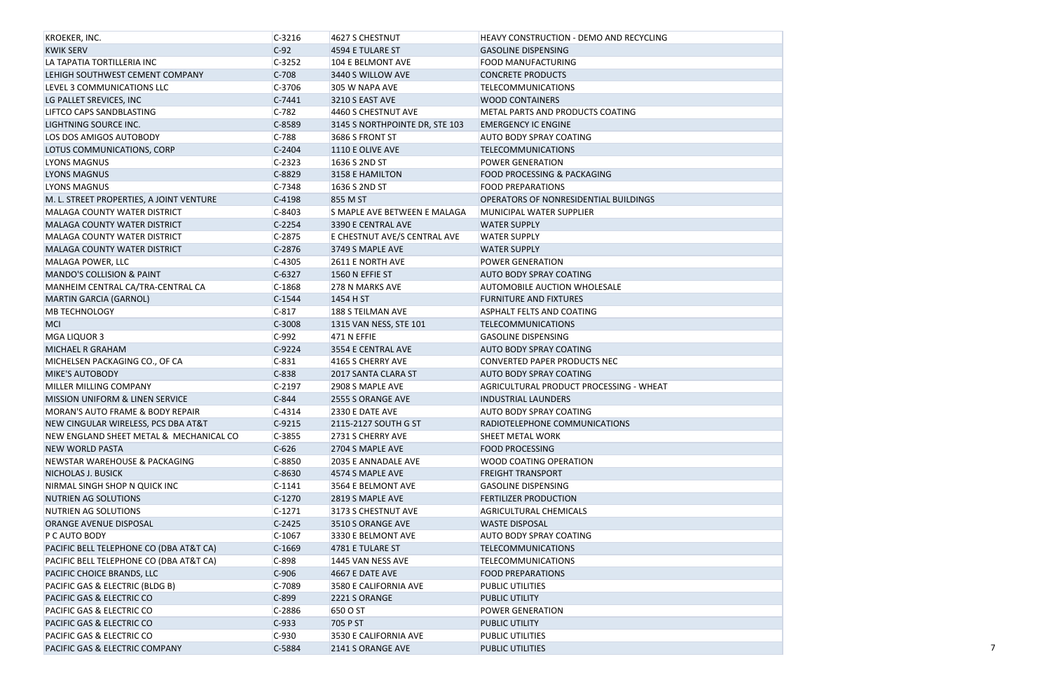| KROEKER, INC. | C-3216 | 4627 S CHESTNUT | HEAVY CONSTRUCTION - DEMO AND RECYCLING |
|---|---|---|---|
| KWIK SERV | C-92 | 4594 E TULARE ST | GASOLINE DISPENSING |
| LA TAPATIA TORTILLERIA INC | C-3252 | 104 E BELMONT AVE | FOOD MANUFACTURING |
| LEHIGH SOUTHWEST CEMENT COMPANY | C-708 | 3440 S WILLOW AVE | CONCRETE PRODUCTS |
| LEVEL 3 COMMUNICATIONS LLC | C-3706 | 305 W NAPA AVE | TELECOMMUNICATIONS |
| LG PALLET SREVICES, INC | C-7441 | 3210 S EAST AVE | WOOD CONTAINERS |
| LIFTCO CAPS SANDBLASTING | C-782 | 4460 S CHESTNUT AVE | METAL PARTS AND PRODUCTS COATING |
| LIGHTNING SOURCE INC. | C-8589 | 3145 S NORTHPOINTE DR, STE 103 | EMERGENCY IC ENGINE |
| LOS DOS AMIGOS AUTOBODY | C-788 | 3686 S FRONT ST | AUTO BODY SPRAY COATING |
| LOTUS COMMUNICATIONS, CORP | C-2404 | 1110 E OLIVE AVE | TELECOMMUNICATIONS |
| LYONS MAGNUS | C-2323 | 1636 S 2ND ST | POWER GENERATION |
| LYONS MAGNUS | C-8829 | 3158 E HAMILTON | FOOD PROCESSING & PACKAGING |
| LYONS MAGNUS | C-7348 | 1636 S 2ND ST | FOOD PREPARATIONS |
| M. L. STREET PROPERTIES, A JOINT VENTURE | C-4198 | 855 M ST | OPERATORS OF NONRESIDENTIAL BUILDINGS |
| MALAGA COUNTY WATER DISTRICT | C-8403 | S MAPLE AVE BETWEEN E MALAGA | MUNICIPAL WATER SUPPLIER |
| MALAGA COUNTY WATER DISTRICT | C-2254 | 3390 E CENTRAL AVE | WATER SUPPLY |
| MALAGA COUNTY WATER DISTRICT | C-2875 | E CHESTNUT AVE/S CENTRAL AVE | WATER SUPPLY |
| MALAGA COUNTY WATER DISTRICT | C-2876 | 3749 S MAPLE AVE | WATER SUPPLY |
| MALAGA POWER, LLC | C-4305 | 2611 E NORTH AVE | POWER GENERATION |
| MANDO'S COLLISION & PAINT | C-6327 | 1560 N EFFIE ST | AUTO BODY SPRAY COATING |
| MANHEIM CENTRAL CA/TRA-CENTRAL CA | C-1868 | 278 N MARKS AVE | AUTOMOBILE AUCTION WHOLESALE |
| MARTIN GARCIA (GARNOL) | C-1544 | 1454 H ST | FURNITURE AND FIXTURES |
| MB TECHNOLOGY | C-817 | 188 S TEILMAN AVE | ASPHALT FELTS AND COATING |
| MCI | C-3008 | 1315 VAN NESS, STE 101 | TELECOMMUNICATIONS |
| MGA LIQUOR 3 | C-992 | 471 N EFFIE | GASOLINE DISPENSING |
| MICHAEL R GRAHAM | C-9224 | 3554 E CENTRAL AVE | AUTO BODY SPRAY COATING |
| MICHELSEN PACKAGING CO., OF CA | C-831 | 4165 S CHERRY AVE | CONVERTED PAPER PRODUCTS NEC |
| MIKE'S AUTOBODY | C-838 | 2017 SANTA CLARA ST | AUTO BODY SPRAY COATING |
| MILLER MILLING COMPANY | C-2197 | 2908 S MAPLE AVE | AGRICULTURAL PRODUCT PROCESSING - WHEAT |
| MISSION UNIFORM & LINEN SERVICE | C-844 | 2555 S ORANGE AVE | INDUSTRIAL LAUNDERS |
| MORAN'S AUTO FRAME & BODY REPAIR | C-4314 | 2330 E DATE AVE | AUTO BODY SPRAY COATING |
| NEW CINGULAR WIRELESS, PCS DBA AT&T | C-9215 | 2115-2127 SOUTH G ST | RADIOTELEPHONE COMMUNICATIONS |
| NEW ENGLAND SHEET METAL & MECHANICAL CO | C-3855 | 2731 S CHERRY AVE | SHEET METAL WORK |
| NEW WORLD PASTA | C-626 | 2704 S MAPLE AVE | FOOD PROCESSING |
| NEWSTAR WAREHOUSE & PACKAGING | C-8850 | 2035 E ANNADALE AVE | WOOD COATING OPERATION |
| NICHOLAS J. BUSICK | C-8630 | 4574 S MAPLE AVE | FREIGHT TRANSPORT |
| NIRMAL SINGH SHOP N QUICK INC | C-1141 | 3564 E BELMONT AVE | GASOLINE DISPENSING |
| NUTRIEN AG SOLUTIONS | C-1270 | 2819 S MAPLE AVE | FERTILIZER PRODUCTION |
| NUTRIEN AG SOLUTIONS | C-1271 | 3173 S CHESTNUT AVE | AGRICULTURAL CHEMICALS |
| ORANGE AVENUE DISPOSAL | C-2425 | 3510 S ORANGE AVE | WASTE DISPOSAL |
| P C AUTO BODY | C-1067 | 3330 E BELMONT AVE | AUTO BODY SPRAY COATING |
| PACIFIC BELL TELEPHONE CO (DBA AT&T CA) | C-1669 | 4781 E TULARE ST | TELECOMMUNICATIONS |
| PACIFIC BELL TELEPHONE CO (DBA AT&T CA) | C-898 | 1445 VAN NESS AVE | TELECOMMUNICATIONS |
| PACIFIC CHOICE BRANDS, LLC | C-906 | 4667 E DATE AVE | FOOD PREPARATIONS |
| PACIFIC GAS & ELECTRIC (BLDG B) | C-7089 | 3580 E CALIFORNIA AVE | PUBLIC UTILITIES |
| PACIFIC GAS & ELECTRIC CO | C-899 | 2221 S ORANGE | PUBLIC UTILITY |
| PACIFIC GAS & ELECTRIC CO | C-2886 | 650 O ST | POWER GENERATION |
| PACIFIC GAS & ELECTRIC CO | C-933 | 705 P ST | PUBLIC UTILITY |
| PACIFIC GAS & ELECTRIC CO | C-930 | 3530 E CALIFORNIA AVE | PUBLIC UTILITIES |
| PACIFIC GAS & ELECTRIC COMPANY | C-5884 | 2141 S ORANGE AVE | PUBLIC UTILITIES |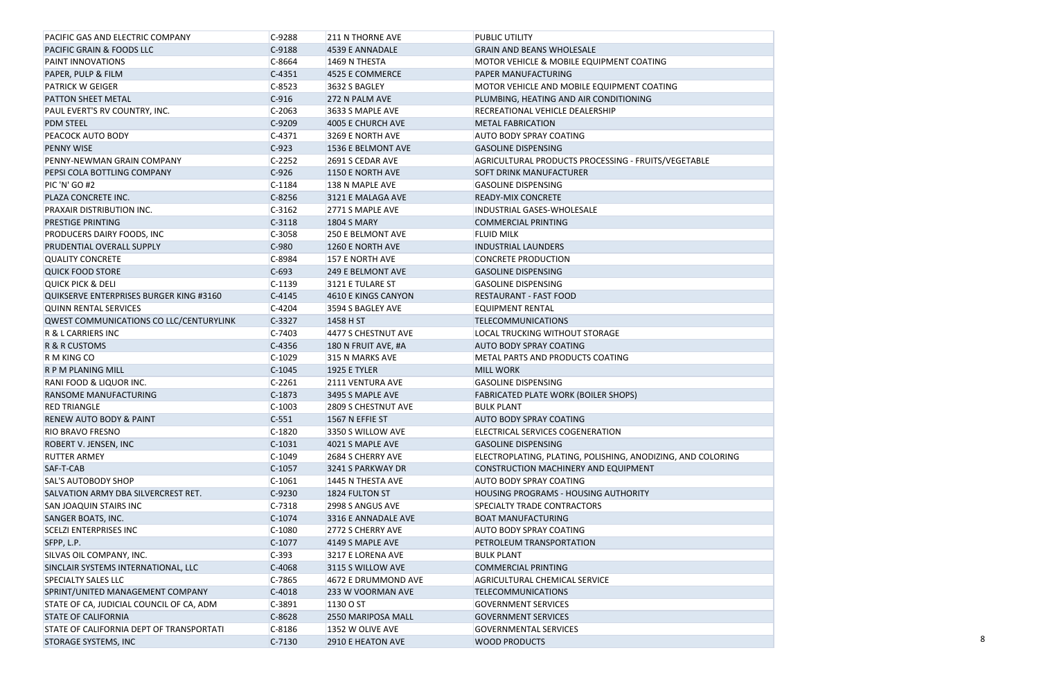| | | | |
|---|---|---|---|
| PACIFIC GAS AND ELECTRIC COMPANY | C-9288 | 211 N THORNE AVE | PUBLIC UTILITY |
| PACIFIC GRAIN & FOODS LLC | C-9188 | 4539 E ANNADALE | GRAIN AND BEANS WHOLESALE |
| PAINT INNOVATIONS | C-8664 | 1469 N THESTA | MOTOR VEHICLE & MOBILE EQUIPMENT COATING |
| PAPER, PULP & FILM | C-4351 | 4525 E COMMERCE | PAPER MANUFACTURING |
| PATRICK W GEIGER | C-8523 | 3632 S BAGLEY | MOTOR VEHICLE AND MOBILE EQUIPMENT COATING |
| PATTON SHEET METAL | C-916 | 272 N PALM AVE | PLUMBING, HEATING AND AIR CONDITIONING |
| PAUL EVERT'S RV COUNTRY, INC. | C-2063 | 3633 S MAPLE AVE | RECREATIONAL VEHICLE DEALERSHIP |
| PDM STEEL | C-9209 | 4005 E CHURCH AVE | METAL FABRICATION |
| PEACOCK AUTO BODY | C-4371 | 3269 E NORTH AVE | AUTO BODY SPRAY COATING |
| PENNY WISE | C-923 | 1536 E BELMONT AVE | GASOLINE DISPENSING |
| PENNY-NEWMAN GRAIN COMPANY | C-2252 | 2691 S CEDAR AVE | AGRICULTURAL PRODUCTS PROCESSING - FRUITS/VEGETABLE |
| PEPSI COLA BOTTLING COMPANY | C-926 | 1150 E NORTH AVE | SOFT DRINK MANUFACTURER |
| PIC 'N' GO #2 | C-1184 | 138 N MAPLE AVE | GASOLINE DISPENSING |
| PLAZA CONCRETE INC. | C-8256 | 3121 E MALAGA AVE | READY-MIX CONCRETE |
| PRAXAIR DISTRIBUTION INC. | C-3162 | 2771 S MAPLE AVE | INDUSTRIAL GASES-WHOLESALE |
| PRESTIGE PRINTING | C-3118 | 1804 S MARY | COMMERCIAL PRINTING |
| PRODUCERS DAIRY FOODS, INC | C-3058 | 250 E BELMONT AVE | FLUID MILK |
| PRUDENTIAL OVERALL SUPPLY | C-980 | 1260 E NORTH AVE | INDUSTRIAL LAUNDERS |
| QUALITY CONCRETE | C-8984 | 157 E NORTH AVE | CONCRETE PRODUCTION |
| QUICK FOOD STORE | C-693 | 249 E BELMONT AVE | GASOLINE DISPENSING |
| QUICK PICK & DELI | C-1139 | 3121 E TULARE ST | GASOLINE DISPENSING |
| QUIKSERVE ENTERPRISES BURGER KING #3160 | C-4145 | 4610 E KINGS CANYON | RESTAURANT - FAST FOOD |
| QUINN RENTAL SERVICES | C-4204 | 3594 S BAGLEY AVE | EQUIPMENT RENTAL |
| QWEST COMMUNICATIONS CO LLC/CENTURYLINK | C-3327 | 1458 H ST | TELECOMMUNICATIONS |
| R & L CARRIERS INC | C-7403 | 4477 S CHESTNUT AVE | LOCAL TRUCKING WITHOUT STORAGE |
| R & R CUSTOMS | C-4356 | 180 N FRUIT AVE, #A | AUTO BODY SPRAY COATING |
| R M KING CO | C-1029 | 315 N MARKS AVE | METAL PARTS AND PRODUCTS COATING |
| R P M PLANING MILL | C-1045 | 1925 E TYLER | MILL WORK |
| RANI FOOD & LIQUOR INC. | C-2261 | 2111 VENTURA AVE | GASOLINE DISPENSING |
| RANSOME MANUFACTURING | C-1873 | 3495 S MAPLE AVE | FABRICATED PLATE WORK (BOILER SHOPS) |
| RED TRIANGLE | C-1003 | 2809 S CHESTNUT AVE | BULK PLANT |
| RENEW AUTO BODY & PAINT | C-551 | 1567 N EFFIE ST | AUTO BODY SPRAY COATING |
| RIO BRAVO FRESNO | C-1820 | 3350 S WILLOW AVE | ELECTRICAL SERVICES COGENERATION |
| ROBERT V. JENSEN, INC | C-1031 | 4021 S MAPLE AVE | GASOLINE DISPENSING |
| RUTTER ARMEY | C-1049 | 2684 S CHERRY AVE | ELECTROPLATING, PLATING, POLISHING, ANODIZING, AND COLORING |
| SAF-T-CAB | C-1057 | 3241 S PARKWAY DR | CONSTRUCTION MACHINERY AND EQUIPMENT |
| SAL'S AUTOBODY SHOP | C-1061 | 1445 N THESTA AVE | AUTO BODY SPRAY COATING |
| SALVATION ARMY DBA SILVERCREST RET. | C-9230 | 1824 FULTON ST | HOUSING PROGRAMS - HOUSING AUTHORITY |
| SAN JOAQUIN STAIRS INC | C-7318 | 2998 S ANGUS AVE | SPECIALTY TRADE CONTRACTORS |
| SANGER BOATS, INC. | C-1074 | 3316 E ANNADALE AVE | BOAT MANUFACTURING |
| SCELZI ENTERPRISES INC | C-1080 | 2772 S CHERRY AVE | AUTO BODY SPRAY COATING |
| SFPP, L.P. | C-1077 | 4149 S MAPLE AVE | PETROLEUM TRANSPORTATION |
| SILVAS OIL COMPANY, INC. | C-393 | 3217 E LORENA AVE | BULK PLANT |
| SINCLAIR SYSTEMS INTERNATIONAL, LLC | C-4068 | 3115 S WILLOW AVE | COMMERCIAL PRINTING |
| SPECIALTY SALES LLC | C-7865 | 4672 E DRUMMOND AVE | AGRICULTURAL CHEMICAL SERVICE |
| SPRINT/UNITED MANAGEMENT COMPANY | C-4018 | 233 W VOORMAN AVE | TELECOMMUNICATIONS |
| STATE OF CA, JUDICIAL COUNCIL OF CA, ADM | C-3891 | 1130 O ST | GOVERNMENT SERVICES |
| STATE OF CALIFORNIA | C-8628 | 2550 MARIPOSA MALL | GOVERNMENT SERVICES |
| STATE OF CALIFORNIA DEPT OF TRANSPORTATI | C-8186 | 1352 W OLIVE AVE | GOVERNMENTAL SERVICES |
| STORAGE SYSTEMS, INC | C-7130 | 2910 E HEATON AVE | WOOD PRODUCTS |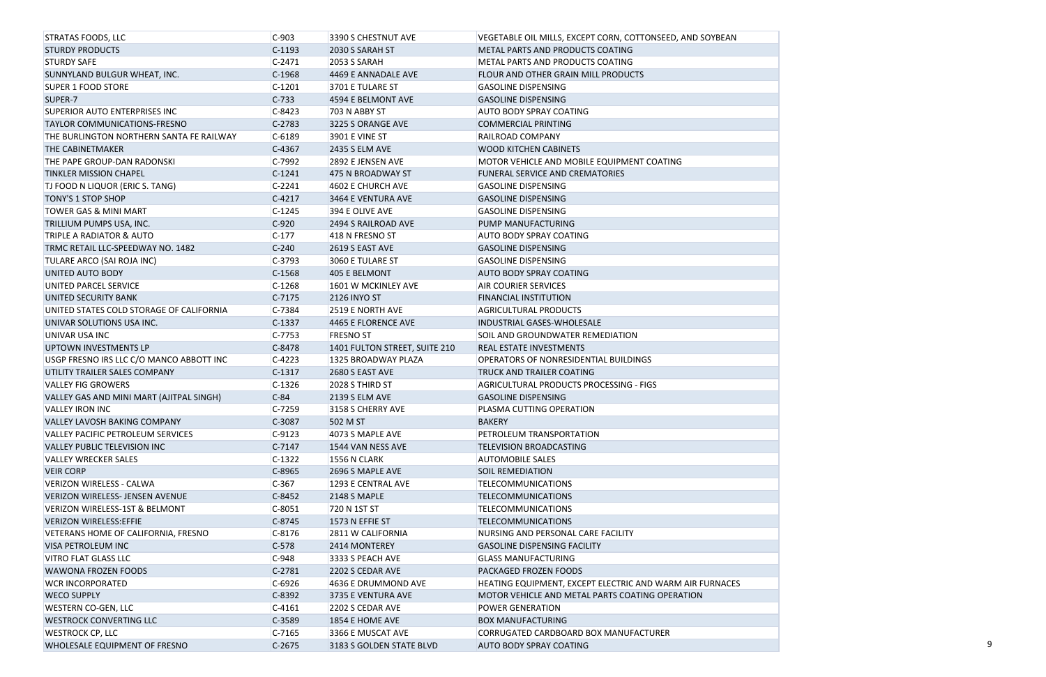| | | | |
|---|---|---|---|
| STRATAS FOODS, LLC | C-903 | 3390 S CHESTNUT AVE | VEGETABLE OIL MILLS, EXCEPT CORN, COTTONSEED, AND SOYBEAN |
| STURDY PRODUCTS | C-1193 | 2030 S SARAH ST | METAL PARTS AND PRODUCTS COATING |
| STURDY SAFE | C-2471 | 2053 S SARAH | METAL PARTS AND PRODUCTS COATING |
| SUNNYLAND BULGUR WHEAT, INC. | C-1968 | 4469 E ANNADALE AVE | FLOUR AND OTHER GRAIN MILL PRODUCTS |
| SUPER 1 FOOD STORE | C-1201 | 3701 E TULARE ST | GASOLINE DISPENSING |
| SUPER-7 | C-733 | 4594 E BELMONT AVE | GASOLINE DISPENSING |
| SUPERIOR AUTO ENTERPRISES INC | C-8423 | 703 N ABBY ST | AUTO BODY SPRAY COATING |
| TAYLOR COMMUNICATIONS-FRESNO | C-2783 | 3225 S ORANGE AVE | COMMERCIAL PRINTING |
| THE BURLINGTON NORTHERN SANTA FE RAILWAY | C-6189 | 3901 E VINE ST | RAILROAD COMPANY |
| THE CABINETMAKER | C-4367 | 2435 S ELM AVE | WOOD KITCHEN CABINETS |
| THE PAPE GROUP-DAN RADONSKI | C-7992 | 2892 E JENSEN AVE | MOTOR VEHICLE AND MOBILE EQUIPMENT COATING |
| TINKLER MISSION CHAPEL | C-1241 | 475 N BROADWAY ST | FUNERAL SERVICE AND CREMATORIES |
| TJ FOOD N LIQUOR (ERIC S. TANG) | C-2241 | 4602 E CHURCH AVE | GASOLINE DISPENSING |
| TONY'S 1 STOP SHOP | C-4217 | 3464 E VENTURA AVE | GASOLINE DISPENSING |
| TOWER GAS & MINI MART | C-1245 | 394 E OLIVE AVE | GASOLINE DISPENSING |
| TRILLIUM PUMPS USA, INC. | C-920 | 2494 S RAILROAD AVE | PUMP MANUFACTURING |
| TRIPLE A RADIATOR & AUTO | C-177 | 418 N FRESNO ST | AUTO BODY SPRAY COATING |
| TRMC RETAIL LLC-SPEEDWAY NO. 1482 | C-240 | 2619 S EAST AVE | GASOLINE DISPENSING |
| TULARE ARCO (SAI ROJA INC) | C-3793 | 3060 E TULARE ST | GASOLINE DISPENSING |
| UNITED AUTO BODY | C-1568 | 405 E BELMONT | AUTO BODY SPRAY COATING |
| UNITED PARCEL SERVICE | C-1268 | 1601 W MCKINLEY AVE | AIR COURIER SERVICES |
| UNITED SECURITY BANK | C-7175 | 2126 INYO ST | FINANCIAL INSTITUTION |
| UNITED STATES COLD STORAGE OF CALIFORNIA | C-7384 | 2519 E NORTH AVE | AGRICULTURAL PRODUCTS |
| UNIVAR SOLUTIONS USA INC. | C-1337 | 4465 E FLORENCE AVE | INDUSTRIAL GASES-WHOLESALE |
| UNIVAR USA INC | C-7753 | FRESNO ST | SOIL AND GROUNDWATER REMEDIATION |
| UPTOWN INVESTMENTS LP | C-8478 | 1401 FULTON STREET, SUITE 210 | REAL ESTATE INVESTMENTS |
| USGP FRESNO IRS LLC C/O MANCO ABBOTT INC | C-4223 | 1325 BROADWAY PLAZA | OPERATORS OF NONRESIDENTIAL BUILDINGS |
| UTILITY TRAILER SALES COMPANY | C-1317 | 2680 S EAST AVE | TRUCK AND TRAILER COATING |
| VALLEY FIG GROWERS | C-1326 | 2028 S THIRD ST | AGRICULTURAL PRODUCTS PROCESSING - FIGS |
| VALLEY GAS AND MINI MART (AJITPAL SINGH) | C-84 | 2139 S ELM AVE | GASOLINE DISPENSING |
| VALLEY IRON INC | C-7259 | 3158 S CHERRY AVE | PLASMA CUTTING OPERATION |
| VALLEY LAVOSH BAKING COMPANY | C-3087 | 502 M ST | BAKERY |
| VALLEY PACIFIC PETROLEUM SERVICES | C-9123 | 4073 S MAPLE AVE | PETROLEUM TRANSPORTATION |
| VALLEY PUBLIC TELEVISION INC | C-7147 | 1544 VAN NESS AVE | TELEVISION BROADCASTING |
| VALLEY WRECKER SALES | C-1322 | 1556 N CLARK | AUTOMOBILE SALES |
| VEIR CORP | C-8965 | 2696 S MAPLE AVE | SOIL REMEDIATION |
| VERIZON WIRELESS - CALWA | C-367 | 1293 E CENTRAL AVE | TELECOMMUNICATIONS |
| VERIZON WIRELESS- JENSEN AVENUE | C-8452 | 2148 S MAPLE | TELECOMMUNICATIONS |
| VERIZON WIRELESS-1ST & BELMONT | C-8051 | 720 N 1ST ST | TELECOMMUNICATIONS |
| VERIZON WIRELESS:EFFIE | C-8745 | 1573 N EFFIE ST | TELECOMMUNICATIONS |
| VETERANS HOME OF CALIFORNIA, FRESNO | C-8176 | 2811 W CALIFORNIA | NURSING AND PERSONAL CARE FACILITY |
| VISA PETROLEUM INC | C-578 | 2414 MONTEREY | GASOLINE DISPENSING FACILITY |
| VITRO FLAT GLASS LLC | C-948 | 3333 S PEACH AVE | GLASS MANUFACTURING |
| WAWONA FROZEN FOODS | C-2781 | 2202 S CEDAR AVE | PACKAGED FROZEN FOODS |
| WCR INCORPORATED | C-6926 | 4636 E DRUMMOND AVE | HEATING EQUIPMENT, EXCEPT ELECTRIC AND WARM AIR FURNACES |
| WECO SUPPLY | C-8392 | 3735 E VENTURA AVE | MOTOR VEHICLE AND METAL PARTS COATING OPERATION |
| WESTERN CO-GEN, LLC | C-4161 | 2202 S CEDAR AVE | POWER GENERATION |
| WESTROCK CONVERTING LLC | C-3589 | 1854 E HOME AVE | BOX MANUFACTURING |
| WESTROCK CP, LLC | C-7165 | 3366 E MUSCAT AVE | CORRUGATED CARDBOARD BOX MANUFACTURER |
| WHOLESALE EQUIPMENT OF FRESNO | C-2675 | 3183 S GOLDEN STATE BLVD | AUTO BODY SPRAY COATING |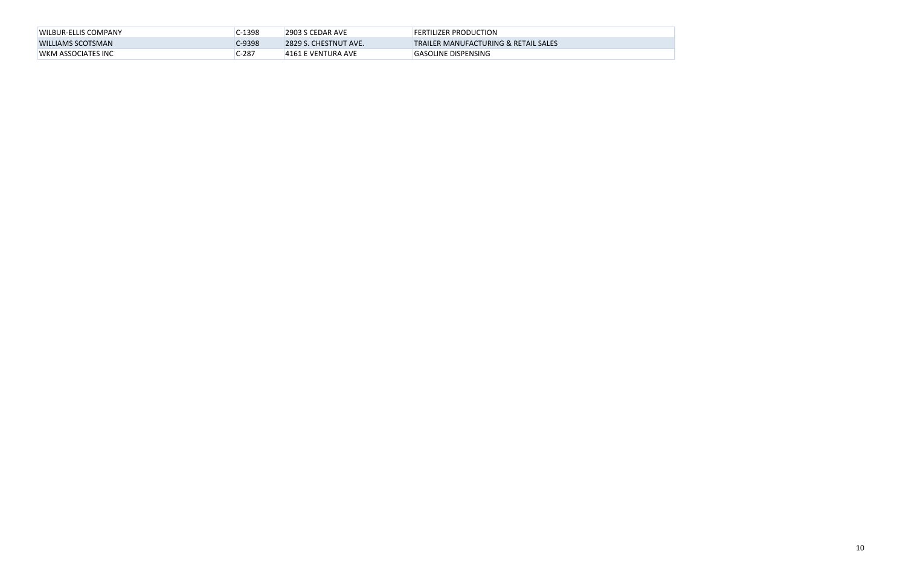| | | | |
|---|---|---|---|
| WILBUR-ELLIS COMPANY | C-1398 | 2903 S CEDAR AVE | FERTILIZER PRODUCTION |
| WILLIAMS SCOTSMAN | C-9398 | 2829 S. CHESTNUT AVE. | TRAILER MANUFACTURING & RETAIL SALES |
| WKM ASSOCIATES INC | C-287 | 4161 E VENTURA AVE | GASOLINE DISPENSING |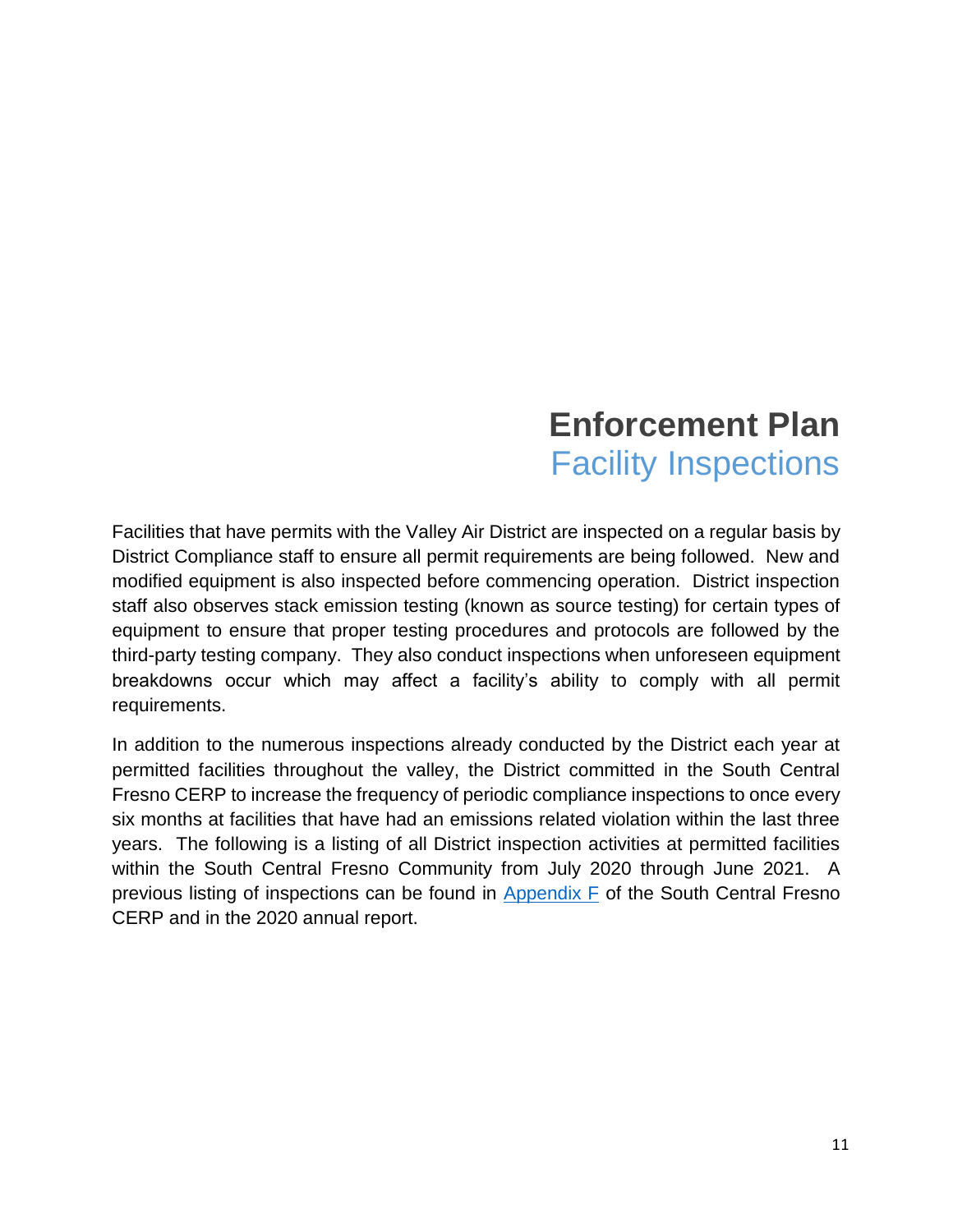# Enforcement Plan

## Facility Inspections

Facilities that have permits with the Valley Air District are inspected on a regular basis by District Compliance staff to ensure all permit requirements are being followed. New and modified equipment is also inspected before commencing operation. District inspection staff also observes stack emission testing (known as source testing) for certain types of equipment to ensure that proper testing procedures and protocols are followed by the third-party testing company. They also conduct inspections when unforeseen equipment breakdowns occur which may affect a facility's ability to comply with all permit requirements.

In addition to the numerous inspections already conducted by the District each year at permitted facilities throughout the valley, the District committed in the South Central Fresno CERP to increase the frequency of periodic compliance inspections to once every six months at facilities that have had an emissions related violation within the last three years. The following is a listing of all District inspection activities at permitted facilities within the South Central Fresno Community from July 2020 through June 2021. A previous listing of inspections can be found in Appendix F of the South Central Fresno CERP and in the 2020 annual report.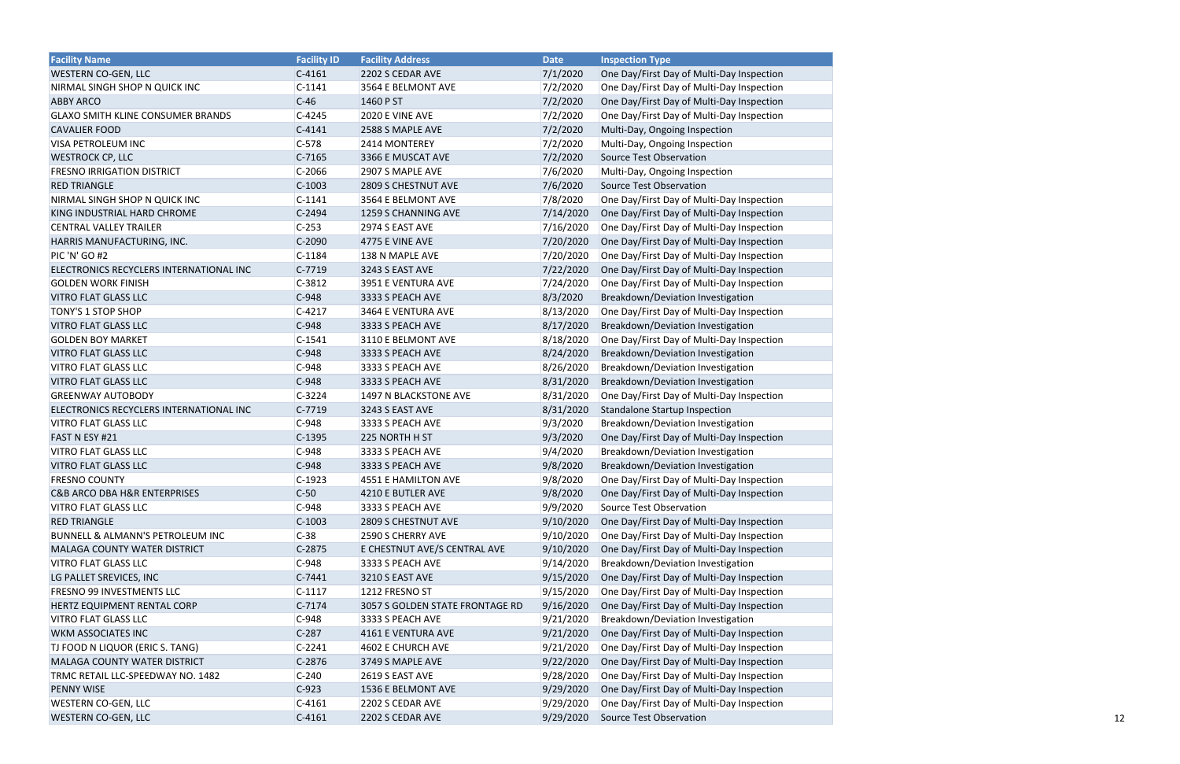| Facility Name | Facility ID | Facility Address | Date | Inspection Type |
| --- | --- | --- | --- | --- |
| WESTERN CO-GEN, LLC | C-4161 | 2202 S CEDAR AVE | 7/1/2020 | One Day/First Day of Multi-Day Inspection |
| NIRMAL SINGH SHOP N QUICK INC | C-1141 | 3564 E BELMONT AVE | 7/2/2020 | One Day/First Day of Multi-Day Inspection |
| ABBY ARCO | C-46 | 1460 P ST | 7/2/2020 | One Day/First Day of Multi-Day Inspection |
| GLAXO SMITH KLINE CONSUMER BRANDS | C-4245 | 2020 E VINE AVE | 7/2/2020 | One Day/First Day of Multi-Day Inspection |
| CAVALIER FOOD | C-4141 | 2588 S MAPLE AVE | 7/2/2020 | Multi-Day, Ongoing Inspection |
| VISA PETROLEUM INC | C-578 | 2414 MONTEREY | 7/2/2020 | Multi-Day, Ongoing Inspection |
| WESTROCK CP, LLC | C-7165 | 3366 E MUSCAT AVE | 7/2/2020 | Source Test Observation |
| FRESNO IRRIGATION DISTRICT | C-2066 | 2907 S MAPLE AVE | 7/6/2020 | Multi-Day, Ongoing Inspection |
| RED TRIANGLE | C-1003 | 2809 S CHESTNUT AVE | 7/6/2020 | Source Test Observation |
| NIRMAL SINGH SHOP N QUICK INC | C-1141 | 3564 E BELMONT AVE | 7/8/2020 | One Day/First Day of Multi-Day Inspection |
| KING INDUSTRIAL HARD CHROME | C-2494 | 1259 S CHANNING AVE | 7/14/2020 | One Day/First Day of Multi-Day Inspection |
| CENTRAL VALLEY TRAILER | C-253 | 2974 S EAST AVE | 7/16/2020 | One Day/First Day of Multi-Day Inspection |
| HARRIS MANUFACTURING, INC. | C-2090 | 4775 E VINE AVE | 7/20/2020 | One Day/First Day of Multi-Day Inspection |
| PIC 'N' GO #2 | C-1184 | 138 N MAPLE AVE | 7/20/2020 | One Day/First Day of Multi-Day Inspection |
| ELECTRONICS RECYCLERS INTERNATIONAL INC | C-7719 | 3243 S EAST AVE | 7/22/2020 | One Day/First Day of Multi-Day Inspection |
| GOLDEN WORK FINISH | C-3812 | 3951 E VENTURA AVE | 7/24/2020 | One Day/First Day of Multi-Day Inspection |
| VITRO FLAT GLASS LLC | C-948 | 3333 S PEACH AVE | 8/3/2020 | Breakdown/Deviation Investigation |
| TONY'S 1 STOP SHOP | C-4217 | 3464 E VENTURA AVE | 8/13/2020 | One Day/First Day of Multi-Day Inspection |
| VITRO FLAT GLASS LLC | C-948 | 3333 S PEACH AVE | 8/17/2020 | Breakdown/Deviation Investigation |
| GOLDEN BOY MARKET | C-1541 | 3110 E BELMONT AVE | 8/18/2020 | One Day/First Day of Multi-Day Inspection |
| VITRO FLAT GLASS LLC | C-948 | 3333 S PEACH AVE | 8/24/2020 | Breakdown/Deviation Investigation |
| VITRO FLAT GLASS LLC | C-948 | 3333 S PEACH AVE | 8/26/2020 | Breakdown/Deviation Investigation |
| VITRO FLAT GLASS LLC | C-948 | 3333 S PEACH AVE | 8/31/2020 | Breakdown/Deviation Investigation |
| GREENWAY AUTOBODY | C-3224 | 1497 N BLACKSTONE AVE | 8/31/2020 | One Day/First Day of Multi-Day Inspection |
| ELECTRONICS RECYCLERS INTERNATIONAL INC | C-7719 | 3243 S EAST AVE | 8/31/2020 | Standalone Startup Inspection |
| VITRO FLAT GLASS LLC | C-948 | 3333 S PEACH AVE | 9/3/2020 | Breakdown/Deviation Investigation |
| FAST N ESY #21 | C-1395 | 225 NORTH H ST | 9/3/2020 | One Day/First Day of Multi-Day Inspection |
| VITRO FLAT GLASS LLC | C-948 | 3333 S PEACH AVE | 9/4/2020 | Breakdown/Deviation Investigation |
| VITRO FLAT GLASS LLC | C-948 | 3333 S PEACH AVE | 9/8/2020 | Breakdown/Deviation Investigation |
| FRESNO COUNTY | C-1923 | 4551 E HAMILTON AVE | 9/8/2020 | One Day/First Day of Multi-Day Inspection |
| C&B ARCO DBA H&R ENTERPRISES | C-50 | 4210 E BUTLER AVE | 9/8/2020 | One Day/First Day of Multi-Day Inspection |
| VITRO FLAT GLASS LLC | C-948 | 3333 S PEACH AVE | 9/9/2020 | Source Test Observation |
| RED TRIANGLE | C-1003 | 2809 S CHESTNUT AVE | 9/10/2020 | One Day/First Day of Multi-Day Inspection |
| BUNNELL & ALMANN'S PETROLEUM INC | C-38 | 2590 S CHERRY AVE | 9/10/2020 | One Day/First Day of Multi-Day Inspection |
| MALAGA COUNTY WATER DISTRICT | C-2875 | E CHESTNUT AVE/S CENTRAL AVE | 9/10/2020 | One Day/First Day of Multi-Day Inspection |
| VITRO FLAT GLASS LLC | C-948 | 3333 S PEACH AVE | 9/14/2020 | Breakdown/Deviation Investigation |
| LG PALLET SREVICES, INC | C-7441 | 3210 S EAST AVE | 9/15/2020 | One Day/First Day of Multi-Day Inspection |
| FRESNO 99 INVESTMENTS LLC | C-1117 | 1212 FRESNO ST | 9/15/2020 | One Day/First Day of Multi-Day Inspection |
| HERTZ EQUIPMENT RENTAL CORP | C-7174 | 3057 S GOLDEN STATE FRONTAGE RD | 9/16/2020 | One Day/First Day of Multi-Day Inspection |
| VITRO FLAT GLASS LLC | C-948 | 3333 S PEACH AVE | 9/21/2020 | Breakdown/Deviation Investigation |
| WKM ASSOCIATES INC | C-287 | 4161 E VENTURA AVE | 9/21/2020 | One Day/First Day of Multi-Day Inspection |
| TJ FOOD N LIQUOR (ERIC S. TANG) | C-2241 | 4602 E CHURCH AVE | 9/21/2020 | One Day/First Day of Multi-Day Inspection |
| MALAGA COUNTY WATER DISTRICT | C-2876 | 3749 S MAPLE AVE | 9/22/2020 | One Day/First Day of Multi-Day Inspection |
| TRMC RETAIL LLC-SPEEDWAY NO. 1482 | C-240 | 2619 S EAST AVE | 9/28/2020 | One Day/First Day of Multi-Day Inspection |
| PENNY WISE | C-923 | 1536 E BELMONT AVE | 9/29/2020 | One Day/First Day of Multi-Day Inspection |
| WESTERN CO-GEN, LLC | C-4161 | 2202 S CEDAR AVE | 9/29/2020 | One Day/First Day of Multi-Day Inspection |
| WESTERN CO-GEN, LLC | C-4161 | 2202 S CEDAR AVE | 9/29/2020 | Source Test Observation |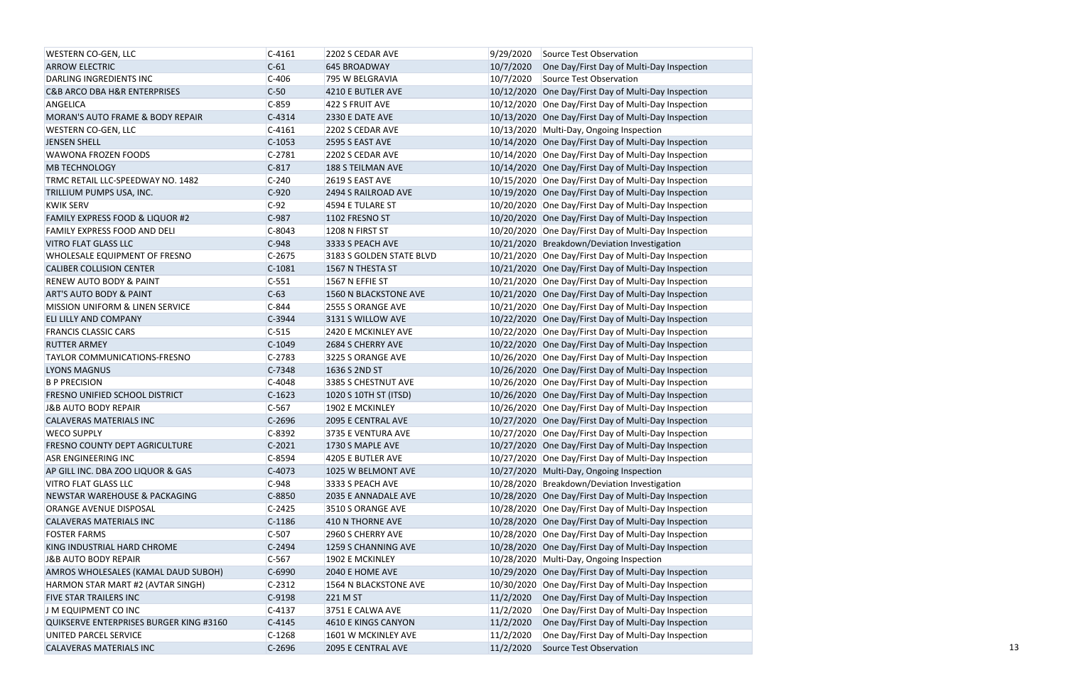| | | | | |
|---|---|---|---|---|
| WESTERN CO-GEN, LLC | C-4161 | 2202 S CEDAR AVE | 9/29/2020 | Source Test Observation |
| ARROW ELECTRIC | C-61 | 645 BROADWAY | 10/7/2020 | One Day/First Day of Multi-Day Inspection |
| DARLING INGREDIENTS INC | C-406 | 795 W BELGRAVIA | 10/7/2020 | Source Test Observation |
| C&B ARCO DBA H&R ENTERPRISES | C-50 | 4210 E BUTLER AVE | 10/12/2020 | One Day/First Day of Multi-Day Inspection |
| ANGELICA | C-859 | 422 S FRUIT AVE | 10/12/2020 | One Day/First Day of Multi-Day Inspection |
| MORAN'S AUTO FRAME & BODY REPAIR | C-4314 | 2330 E DATE AVE | 10/13/2020 | One Day/First Day of Multi-Day Inspection |
| WESTERN CO-GEN, LLC | C-4161 | 2202 S CEDAR AVE | 10/13/2020 | Multi-Day, Ongoing Inspection |
| JENSEN SHELL | C-1053 | 2595 S EAST AVE | 10/14/2020 | One Day/First Day of Multi-Day Inspection |
| WAWONA FROZEN FOODS | C-2781 | 2202 S CEDAR AVE | 10/14/2020 | One Day/First Day of Multi-Day Inspection |
| MB TECHNOLOGY | C-817 | 188 S TEILMAN AVE | 10/14/2020 | One Day/First Day of Multi-Day Inspection |
| TRMC RETAIL LLC-SPEEDWAY NO. 1482 | C-240 | 2619 S EAST AVE | 10/15/2020 | One Day/First Day of Multi-Day Inspection |
| TRILLIUM PUMPS USA, INC. | C-920 | 2494 S RAILROAD AVE | 10/19/2020 | One Day/First Day of Multi-Day Inspection |
| KWIK SERV | C-92 | 4594 E TULARE ST | 10/20/2020 | One Day/First Day of Multi-Day Inspection |
| FAMILY EXPRESS FOOD & LIQUOR #2 | C-987 | 1102 FRESNO ST | 10/20/2020 | One Day/First Day of Multi-Day Inspection |
| FAMILY EXPRESS FOOD AND DELI | C-8043 | 1208 N FIRST ST | 10/20/2020 | One Day/First Day of Multi-Day Inspection |
| VITRO FLAT GLASS LLC | C-948 | 3333 S PEACH AVE | 10/21/2020 | Breakdown/Deviation Investigation |
| WHOLESALE EQUIPMENT OF FRESNO | C-2675 | 3183 S GOLDEN STATE BLVD | 10/21/2020 | One Day/First Day of Multi-Day Inspection |
| CALIBER COLLISION CENTER | C-1081 | 1567 N THESTA ST | 10/21/2020 | One Day/First Day of Multi-Day Inspection |
| RENEW AUTO BODY & PAINT | C-551 | 1567 N EFFIE ST | 10/21/2020 | One Day/First Day of Multi-Day Inspection |
| ART'S AUTO BODY & PAINT | C-63 | 1560 N BLACKSTONE AVE | 10/21/2020 | One Day/First Day of Multi-Day Inspection |
| MISSION UNIFORM & LINEN SERVICE | C-844 | 2555 S ORANGE AVE | 10/21/2020 | One Day/First Day of Multi-Day Inspection |
| ELI LILLY AND COMPANY | C-3944 | 3131 S WILLOW AVE | 10/22/2020 | One Day/First Day of Multi-Day Inspection |
| FRANCIS CLASSIC CARS | C-515 | 2420 E MCKINLEY AVE | 10/22/2020 | One Day/First Day of Multi-Day Inspection |
| RUTTER ARMEY | C-1049 | 2684 S CHERRY AVE | 10/22/2020 | One Day/First Day of Multi-Day Inspection |
| TAYLOR COMMUNICATIONS-FRESNO | C-2783 | 3225 S ORANGE AVE | 10/26/2020 | One Day/First Day of Multi-Day Inspection |
| LYONS MAGNUS | C-7348 | 1636 S 2ND ST | 10/26/2020 | One Day/First Day of Multi-Day Inspection |
| B P PRECISION | C-4048 | 3385 S CHESTNUT AVE | 10/26/2020 | One Day/First Day of Multi-Day Inspection |
| FRESNO UNIFIED SCHOOL DISTRICT | C-1623 | 1020 S 10TH ST (ITSD) | 10/26/2020 | One Day/First Day of Multi-Day Inspection |
| J&B AUTO BODY REPAIR | C-567 | 1902 E MCKINLEY | 10/26/2020 | One Day/First Day of Multi-Day Inspection |
| CALAVERAS MATERIALS INC | C-2696 | 2095 E CENTRAL AVE | 10/27/2020 | One Day/First Day of Multi-Day Inspection |
| WECO SUPPLY | C-8392 | 3735 E VENTURA AVE | 10/27/2020 | One Day/First Day of Multi-Day Inspection |
| FRESNO COUNTY DEPT AGRICULTURE | C-2021 | 1730 S MAPLE AVE | 10/27/2020 | One Day/First Day of Multi-Day Inspection |
| ASR ENGINEERING INC | C-8594 | 4205 E BUTLER AVE | 10/27/2020 | One Day/First Day of Multi-Day Inspection |
| AP GILL INC. DBA ZOO LIQUOR & GAS | C-4073 | 1025 W BELMONT AVE | 10/27/2020 | Multi-Day, Ongoing Inspection |
| VITRO FLAT GLASS LLC | C-948 | 3333 S PEACH AVE | 10/28/2020 | Breakdown/Deviation Investigation |
| NEWSTAR WAREHOUSE & PACKAGING | C-8850 | 2035 E ANNADALE AVE | 10/28/2020 | One Day/First Day of Multi-Day Inspection |
| ORANGE AVENUE DISPOSAL | C-2425 | 3510 S ORANGE AVE | 10/28/2020 | One Day/First Day of Multi-Day Inspection |
| CALAVERAS MATERIALS INC | C-1186 | 410 N THORNE AVE | 10/28/2020 | One Day/First Day of Multi-Day Inspection |
| FOSTER FARMS | C-507 | 2960 S CHERRY AVE | 10/28/2020 | One Day/First Day of Multi-Day Inspection |
| KING INDUSTRIAL HARD CHROME | C-2494 | 1259 S CHANNING AVE | 10/28/2020 | One Day/First Day of Multi-Day Inspection |
| J&B AUTO BODY REPAIR | C-567 | 1902 E MCKINLEY | 10/28/2020 | Multi-Day, Ongoing Inspection |
| AMROS WHOLESALES (KAMAL DAUD SUBOH) | C-6990 | 2040 E HOME AVE | 10/29/2020 | One Day/First Day of Multi-Day Inspection |
| HARMON STAR MART #2 (AVTAR SINGH) | C-2312 | 1564 N BLACKSTONE AVE | 10/30/2020 | One Day/First Day of Multi-Day Inspection |
| FIVE STAR TRAILERS INC | C-9198 | 221 M ST | 11/2/2020 | One Day/First Day of Multi-Day Inspection |
| J M EQUIPMENT CO INC | C-4137 | 3751 E CALWA AVE | 11/2/2020 | One Day/First Day of Multi-Day Inspection |
| QUIKSERVE ENTERPRISES BURGER KING #3160 | C-4145 | 4610 E KINGS CANYON | 11/2/2020 | One Day/First Day of Multi-Day Inspection |
| UNITED PARCEL SERVICE | C-1268 | 1601 W MCKINLEY AVE | 11/2/2020 | One Day/First Day of Multi-Day Inspection |
| CALAVERAS MATERIALS INC | C-2696 | 2095 E CENTRAL AVE | 11/2/2020 | Source Test Observation |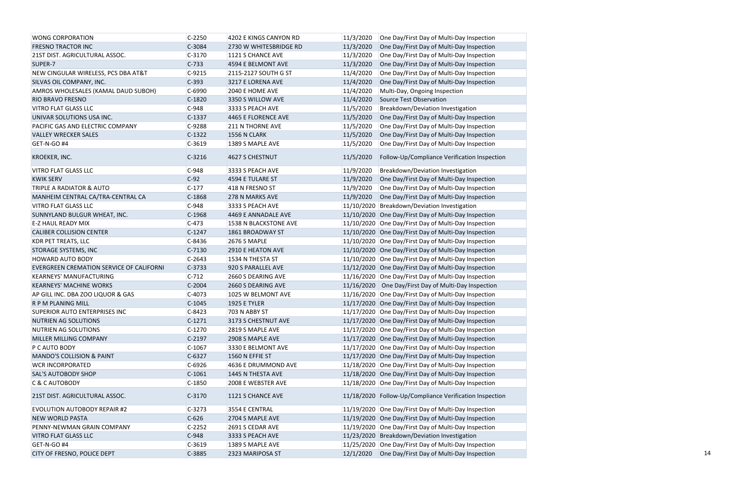| | | | | |
|---|---|---|---|---|
| WONG CORPORATION | C-2250 | 4202 E KINGS CANYON RD | 11/3/2020 | One Day/First Day of Multi-Day Inspection |
| FRESNO TRACTOR INC | C-3084 | 2730 W WHITESBRIDGE RD | 11/3/2020 | One Day/First Day of Multi-Day Inspection |
| 21ST DIST. AGRICULTURAL ASSOC. | C-3170 | 1121 S CHANCE AVE | 11/3/2020 | One Day/First Day of Multi-Day Inspection |
| SUPER-7 | C-733 | 4594 E BELMONT AVE | 11/3/2020 | One Day/First Day of Multi-Day Inspection |
| NEW CINGULAR WIRELESS, PCS DBA AT&T | C-9215 | 2115-2127 SOUTH G ST | 11/4/2020 | One Day/First Day of Multi-Day Inspection |
| SILVAS OIL COMPANY, INC. | C-393 | 3217 E LORENA AVE | 11/4/2020 | One Day/First Day of Multi-Day Inspection |
| AMROS WHOLESALES (KAMAL DAUD SUBOH) | C-6990 | 2040 E HOME AVE | 11/4/2020 | Multi-Day, Ongoing Inspection |
| RIO BRAVO FRESNO | C-1820 | 3350 S WILLOW AVE | 11/4/2020 | Source Test Observation |
| VITRO FLAT GLASS LLC | C-948 | 3333 S PEACH AVE | 11/5/2020 | Breakdown/Deviation Investigation |
| UNIVAR SOLUTIONS USA INC. | C-1337 | 4465 E FLORENCE AVE | 11/5/2020 | One Day/First Day of Multi-Day Inspection |
| PACIFIC GAS AND ELECTRIC COMPANY | C-9288 | 211 N THORNE AVE | 11/5/2020 | One Day/First Day of Multi-Day Inspection |
| VALLEY WRECKER SALES | C-1322 | 1556 N CLARK | 11/5/2020 | One Day/First Day of Multi-Day Inspection |
| GET-N-GO #4 | C-3619 | 1389 S MAPLE AVE | 11/5/2020 | One Day/First Day of Multi-Day Inspection |
| KROEKER, INC. | C-3216 | 4627 S CHESTNUT | 11/5/2020 | Follow-Up/Compliance Verification Inspection |
| VITRO FLAT GLASS LLC | C-948 | 3333 S PEACH AVE | 11/9/2020 | Breakdown/Deviation Investigation |
| KWIK SERV | C-92 | 4594 E TULARE ST | 11/9/2020 | One Day/First Day of Multi-Day Inspection |
| TRIPLE A RADIATOR & AUTO | C-177 | 418 N FRESNO ST | 11/9/2020 | One Day/First Day of Multi-Day Inspection |
| MANHEIM CENTRAL CA/TRA-CENTRAL CA | C-1868 | 278 N MARKS AVE | 11/9/2020 | One Day/First Day of Multi-Day Inspection |
| VITRO FLAT GLASS LLC | C-948 | 3333 S PEACH AVE | 11/10/2020 | Breakdown/Deviation Investigation |
| SUNNYLAND BULGUR WHEAT, INC. | C-1968 | 4469 E ANNADALE AVE | 11/10/2020 | One Day/First Day of Multi-Day Inspection |
| E-Z HAUL READY MIX | C-473 | 1538 N BLACKSTONE AVE | 11/10/2020 | One Day/First Day of Multi-Day Inspection |
| CALIBER COLLISION CENTER | C-1247 | 1861 BROADWAY ST | 11/10/2020 | One Day/First Day of Multi-Day Inspection |
| KDR PET TREATS, LLC | C-8436 | 2676 S MAPLE | 11/10/2020 | One Day/First Day of Multi-Day Inspection |
| STORAGE SYSTEMS, INC | C-7130 | 2910 E HEATON AVE | 11/10/2020 | One Day/First Day of Multi-Day Inspection |
| HOWARD AUTO BODY | C-2643 | 1534 N THESTA ST | 11/10/2020 | One Day/First Day of Multi-Day Inspection |
| EVERGREEN CREMATION SERVICE OF CALIFORNI | C-3733 | 920 S PARALLEL AVE | 11/12/2020 | One Day/First Day of Multi-Day Inspection |
| KEARNEYS' MANUFACTURING | C-712 | 2660 S DEARING AVE | 11/16/2020 | One Day/First Day of Multi-Day Inspection |
| KEARNEYS' MACHINE WORKS | C-2004 | 2660 S DEARING AVE | 11/16/2020 | One Day/First Day of Multi-Day Inspection |
| AP GILL INC. DBA ZOO LIQUOR & GAS | C-4073 | 1025 W BELMONT AVE | 11/16/2020 | One Day/First Day of Multi-Day Inspection |
| R P M PLANING MILL | C-1045 | 1925 E TYLER | 11/17/2020 | One Day/First Day of Multi-Day Inspection |
| SUPERIOR AUTO ENTERPRISES INC | C-8423 | 703 N ABBY ST | 11/17/2020 | One Day/First Day of Multi-Day Inspection |
| NUTRIEN AG SOLUTIONS | C-1271 | 3173 S CHESTNUT AVE | 11/17/2020 | One Day/First Day of Multi-Day Inspection |
| NUTRIEN AG SOLUTIONS | C-1270 | 2819 S MAPLE AVE | 11/17/2020 | One Day/First Day of Multi-Day Inspection |
| MILLER MILLING COMPANY | C-2197 | 2908 S MAPLE AVE | 11/17/2020 | One Day/First Day of Multi-Day Inspection |
| P C AUTO BODY | C-1067 | 3330 E BELMONT AVE | 11/17/2020 | One Day/First Day of Multi-Day Inspection |
| MANDO'S COLLISION & PAINT | C-6327 | 1560 N EFFIE ST | 11/17/2020 | One Day/First Day of Multi-Day Inspection |
| WCR INCORPORATED | C-6926 | 4636 E DRUMMOND AVE | 11/18/2020 | One Day/First Day of Multi-Day Inspection |
| SAL'S AUTOBODY SHOP | C-1061 | 1445 N THESTA AVE | 11/18/2020 | One Day/First Day of Multi-Day Inspection |
| C & C AUTOBODY | C-1850 | 2008 E WEBSTER AVE | 11/18/2020 | One Day/First Day of Multi-Day Inspection |
| 21ST DIST. AGRICULTURAL ASSOC. | C-3170 | 1121 S CHANCE AVE | 11/18/2020 | Follow-Up/Compliance Verification Inspection |
| EVOLUTION AUTOBODY REPAIR #2 | C-3273 | 3554 E CENTRAL | 11/19/2020 | One Day/First Day of Multi-Day Inspection |
| NEW WORLD PASTA | C-626 | 2704 S MAPLE AVE | 11/19/2020 | One Day/First Day of Multi-Day Inspection |
| PENNY-NEWMAN GRAIN COMPANY | C-2252 | 2691 S CEDAR AVE | 11/19/2020 | One Day/First Day of Multi-Day Inspection |
| VITRO FLAT GLASS LLC | C-948 | 3333 S PEACH AVE | 11/23/2020 | Breakdown/Deviation Investigation |
| GET-N-GO #4 | C-3619 | 1389 S MAPLE AVE | 11/25/2020 | One Day/First Day of Multi-Day Inspection |
| CITY OF FRESNO, POLICE DEPT | C-3885 | 2323 MARIPOSA ST | 12/1/2020 | One Day/First Day of Multi-Day Inspection |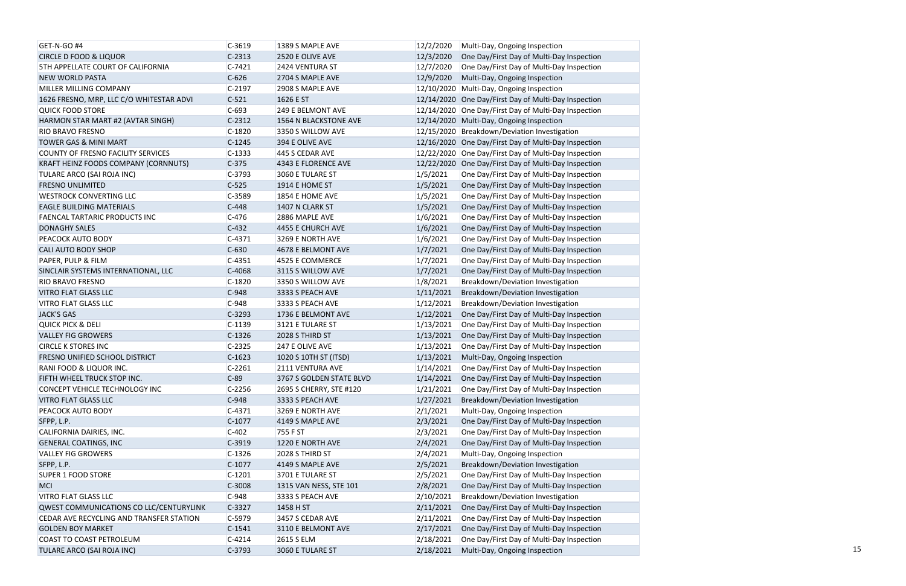| | | | | |
|---|---|---|---|---|
| GET-N-GO #4 | C-3619 | 1389 S MAPLE AVE | 12/2/2020 | Multi-Day, Ongoing Inspection |
| CIRCLE D FOOD & LIQUOR | C-2313 | 2520 E OLIVE AVE | 12/3/2020 | One Day/First Day of Multi-Day Inspection |
| 5TH APPELLATE COURT OF CALIFORNIA | C-7421 | 2424 VENTURA ST | 12/7/2020 | One Day/First Day of Multi-Day Inspection |
| NEW WORLD PASTA | C-626 | 2704 S MAPLE AVE | 12/9/2020 | Multi-Day, Ongoing Inspection |
| MILLER MILLING COMPANY | C-2197 | 2908 S MAPLE AVE | 12/10/2020 | Multi-Day, Ongoing Inspection |
| 1626 FRESNO, MRP, LLC C/O WHITESTAR ADVI | C-521 | 1626 E ST | 12/14/2020 | One Day/First Day of Multi-Day Inspection |
| QUICK FOOD STORE | C-693 | 249 E BELMONT AVE | 12/14/2020 | One Day/First Day of Multi-Day Inspection |
| HARMON STAR MART #2 (AVTAR SINGH) | C-2312 | 1564 N BLACKSTONE AVE | 12/14/2020 | Multi-Day, Ongoing Inspection |
| RIO BRAVO FRESNO | C-1820 | 3350 S WILLOW AVE | 12/15/2020 | Breakdown/Deviation Investigation |
| TOWER GAS & MINI MART | C-1245 | 394 E OLIVE AVE | 12/16/2020 | One Day/First Day of Multi-Day Inspection |
| COUNTY OF FRESNO FACILITY SERVICES | C-1333 | 445 S CEDAR AVE | 12/22/2020 | One Day/First Day of Multi-Day Inspection |
| KRAFT HEINZ FOODS COMPANY (CORNNUTS) | C-375 | 4343 E FLORENCE AVE | 12/22/2020 | One Day/First Day of Multi-Day Inspection |
| TULARE ARCO (SAI ROJA INC) | C-3793 | 3060 E TULARE ST | 1/5/2021 | One Day/First Day of Multi-Day Inspection |
| FRESNO UNLIMITED | C-525 | 1914 E HOME ST | 1/5/2021 | One Day/First Day of Multi-Day Inspection |
| WESTROCK CONVERTING LLC | C-3589 | 1854 E HOME AVE | 1/5/2021 | One Day/First Day of Multi-Day Inspection |
| EAGLE BUILDING MATERIALS | C-448 | 1407 N CLARK ST | 1/5/2021 | One Day/First Day of Multi-Day Inspection |
| FAENCAL TARTARIC PRODUCTS INC | C-476 | 2886 MAPLE AVE | 1/6/2021 | One Day/First Day of Multi-Day Inspection |
| DONAGHY SALES | C-432 | 4455 E CHURCH AVE | 1/6/2021 | One Day/First Day of Multi-Day Inspection |
| PEACOCK AUTO BODY | C-4371 | 3269 E NORTH AVE | 1/6/2021 | One Day/First Day of Multi-Day Inspection |
| CALI AUTO BODY SHOP | C-630 | 4678 E BELMONT AVE | 1/7/2021 | One Day/First Day of Multi-Day Inspection |
| PAPER, PULP & FILM | C-4351 | 4525 E COMMERCE | 1/7/2021 | One Day/First Day of Multi-Day Inspection |
| SINCLAIR SYSTEMS INTERNATIONAL, LLC | C-4068 | 3115 S WILLOW AVE | 1/7/2021 | One Day/First Day of Multi-Day Inspection |
| RIO BRAVO FRESNO | C-1820 | 3350 S WILLOW AVE | 1/8/2021 | Breakdown/Deviation Investigation |
| VITRO FLAT GLASS LLC | C-948 | 3333 S PEACH AVE | 1/11/2021 | Breakdown/Deviation Investigation |
| VITRO FLAT GLASS LLC | C-948 | 3333 S PEACH AVE | 1/12/2021 | Breakdown/Deviation Investigation |
| JACK'S GAS | C-3293 | 1736 E BELMONT AVE | 1/12/2021 | One Day/First Day of Multi-Day Inspection |
| QUICK PICK & DELI | C-1139 | 3121 E TULARE ST | 1/13/2021 | One Day/First Day of Multi-Day Inspection |
| VALLEY FIG GROWERS | C-1326 | 2028 S THIRD ST | 1/13/2021 | One Day/First Day of Multi-Day Inspection |
| CIRCLE K STORES INC | C-2325 | 247 E OLIVE AVE | 1/13/2021 | One Day/First Day of Multi-Day Inspection |
| FRESNO UNIFIED SCHOOL DISTRICT | C-1623 | 1020 S 10TH ST (ITSD) | 1/13/2021 | Multi-Day, Ongoing Inspection |
| RANI FOOD & LIQUOR INC. | C-2261 | 2111 VENTURA AVE | 1/14/2021 | One Day/First Day of Multi-Day Inspection |
| FIFTH WHEEL TRUCK STOP INC. | C-89 | 3767 S GOLDEN STATE BLVD | 1/14/2021 | One Day/First Day of Multi-Day Inspection |
| CONCEPT VEHICLE TECHNOLOGY INC | C-2256 | 2695 S CHERRY, STE #120 | 1/21/2021 | One Day/First Day of Multi-Day Inspection |
| VITRO FLAT GLASS LLC | C-948 | 3333 S PEACH AVE | 1/27/2021 | Breakdown/Deviation Investigation |
| PEACOCK AUTO BODY | C-4371 | 3269 E NORTH AVE | 2/1/2021 | Multi-Day, Ongoing Inspection |
| SFPP, L.P. | C-1077 | 4149 S MAPLE AVE | 2/3/2021 | One Day/First Day of Multi-Day Inspection |
| CALIFORNIA DAIRIES, INC. | C-402 | 755 F ST | 2/3/2021 | One Day/First Day of Multi-Day Inspection |
| GENERAL COATINGS, INC | C-3919 | 1220 E NORTH AVE | 2/4/2021 | One Day/First Day of Multi-Day Inspection |
| VALLEY FIG GROWERS | C-1326 | 2028 S THIRD ST | 2/4/2021 | Multi-Day, Ongoing Inspection |
| SFPP, L.P. | C-1077 | 4149 S MAPLE AVE | 2/5/2021 | Breakdown/Deviation Investigation |
| SUPER 1 FOOD STORE | C-1201 | 3701 E TULARE ST | 2/5/2021 | One Day/First Day of Multi-Day Inspection |
| MCI | C-3008 | 1315 VAN NESS, STE 101 | 2/8/2021 | One Day/First Day of Multi-Day Inspection |
| VITRO FLAT GLASS LLC | C-948 | 3333 S PEACH AVE | 2/10/2021 | Breakdown/Deviation Investigation |
| QWEST COMMUNICATIONS CO LLC/CENTURYLINK | C-3327 | 1458 H ST | 2/11/2021 | One Day/First Day of Multi-Day Inspection |
| CEDAR AVE RECYCLING AND TRANSFER STATION | C-5979 | 3457 S CEDAR AVE | 2/11/2021 | One Day/First Day of Multi-Day Inspection |
| GOLDEN BOY MARKET | C-1541 | 3110 E BELMONT AVE | 2/17/2021 | One Day/First Day of Multi-Day Inspection |
| COAST TO COAST PETROLEUM | C-4214 | 2615 S ELM | 2/18/2021 | One Day/First Day of Multi-Day Inspection |
| TULARE ARCO (SAI ROJA INC) | C-3793 | 3060 E TULARE ST | 2/18/2021 | Multi-Day, Ongoing Inspection |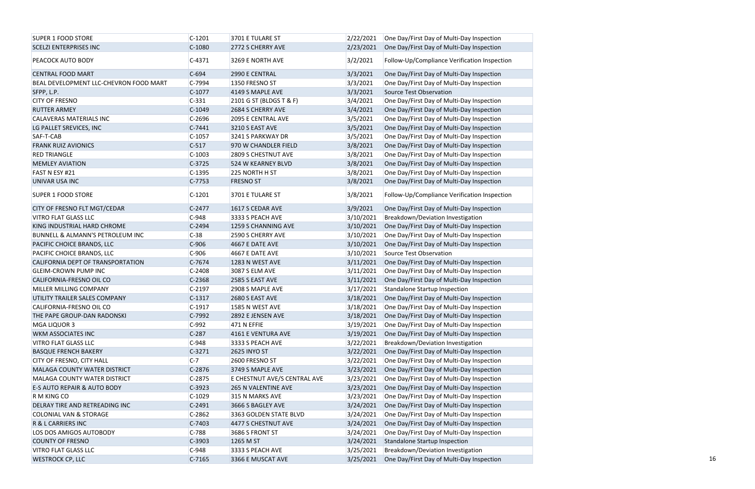| | | | | |
|---|---|---|---|---|
| SUPER 1 FOOD STORE | C-1201 | 3701 E TULARE ST | 2/22/2021 | One Day/First Day of Multi-Day Inspection |
| SCELZI ENTERPRISES INC | C-1080 | 2772 S CHERRY AVE | 2/23/2021 | One Day/First Day of Multi-Day Inspection |
| PEACOCK AUTO BODY | C-4371 | 3269 E NORTH AVE | 3/2/2021 | Follow-Up/Compliance Verification Inspection |
| CENTRAL FOOD MART | C-694 | 2990 E CENTRAL | 3/3/2021 | One Day/First Day of Multi-Day Inspection |
| BEAL DEVELOPMENT LLC-CHEVRON FOOD MART | C-7994 | 1350 FRESNO ST | 3/3/2021 | One Day/First Day of Multi-Day Inspection |
| SFPP, L.P. | C-1077 | 4149 S MAPLE AVE | 3/3/2021 | Source Test Observation |
| CITY OF FRESNO | C-331 | 2101 G ST (BLDGS T & F) | 3/4/2021 | One Day/First Day of Multi-Day Inspection |
| RUTTER ARMEY | C-1049 | 2684 S CHERRY AVE | 3/4/2021 | One Day/First Day of Multi-Day Inspection |
| CALAVERAS MATERIALS INC | C-2696 | 2095 E CENTRAL AVE | 3/5/2021 | One Day/First Day of Multi-Day Inspection |
| LG PALLET SREVICES, INC | C-7441 | 3210 S EAST AVE | 3/5/2021 | One Day/First Day of Multi-Day Inspection |
| SAF-T-CAB | C-1057 | 3241 S PARKWAY DR | 3/5/2021 | One Day/First Day of Multi-Day Inspection |
| FRANK RUIZ AVIONICS | C-517 | 970 W CHANDLER FIELD | 3/8/2021 | One Day/First Day of Multi-Day Inspection |
| RED TRIANGLE | C-1003 | 2809 S CHESTNUT AVE | 3/8/2021 | One Day/First Day of Multi-Day Inspection |
| MEMLEY AVIATION | C-3725 | 524 W KEARNEY BLVD | 3/8/2021 | One Day/First Day of Multi-Day Inspection |
| FAST N ESY #21 | C-1395 | 225 NORTH H ST | 3/8/2021 | One Day/First Day of Multi-Day Inspection |
| UNIVAR USA INC | C-7753 | FRESNO ST | 3/8/2021 | One Day/First Day of Multi-Day Inspection |
| SUPER 1 FOOD STORE | C-1201 | 3701 E TULARE ST | 3/8/2021 | Follow-Up/Compliance Verification Inspection |
| CITY OF FRESNO FLT MGT/CEDAR | C-2477 | 1617 S CEDAR AVE | 3/9/2021 | One Day/First Day of Multi-Day Inspection |
| VITRO FLAT GLASS LLC | C-948 | 3333 S PEACH AVE | 3/10/2021 | Breakdown/Deviation Investigation |
| KING INDUSTRIAL HARD CHROME | C-2494 | 1259 S CHANNING AVE | 3/10/2021 | One Day/First Day of Multi-Day Inspection |
| BUNNELL & ALMANN'S PETROLEUM INC | C-38 | 2590 S CHERRY AVE | 3/10/2021 | One Day/First Day of Multi-Day Inspection |
| PACIFIC CHOICE BRANDS, LLC | C-906 | 4667 E DATE AVE | 3/10/2021 | One Day/First Day of Multi-Day Inspection |
| PACIFIC CHOICE BRANDS, LLC | C-906 | 4667 E DATE AVE | 3/10/2021 | Source Test Observation |
| CALIFORNIA DEPT OF TRANSPORTATION | C-7674 | 1283 N WEST AVE | 3/11/2021 | One Day/First Day of Multi-Day Inspection |
| GLEIM-CROWN PUMP INC | C-2408 | 3087 S ELM AVE | 3/11/2021 | One Day/First Day of Multi-Day Inspection |
| CALIFORNIA-FRESNO OIL CO | C-2368 | 2585 S EAST AVE | 3/11/2021 | One Day/First Day of Multi-Day Inspection |
| MILLER MILLING COMPANY | C-2197 | 2908 S MAPLE AVE | 3/17/2021 | Standalone Startup Inspection |
| UTILITY TRAILER SALES COMPANY | C-1317 | 2680 S EAST AVE | 3/18/2021 | One Day/First Day of Multi-Day Inspection |
| CALIFORNIA-FRESNO OIL CO | C-1917 | 1585 N WEST AVE | 3/18/2021 | One Day/First Day of Multi-Day Inspection |
| THE PAPE GROUP-DAN RADONSKI | C-7992 | 2892 E JENSEN AVE | 3/18/2021 | One Day/First Day of Multi-Day Inspection |
| MGA LIQUOR 3 | C-992 | 471 N EFFIE | 3/19/2021 | One Day/First Day of Multi-Day Inspection |
| WKM ASSOCIATES INC | C-287 | 4161 E VENTURA AVE | 3/19/2021 | One Day/First Day of Multi-Day Inspection |
| VITRO FLAT GLASS LLC | C-948 | 3333 S PEACH AVE | 3/22/2021 | Breakdown/Deviation Investigation |
| BASQUE FRENCH BAKERY | C-3271 | 2625 INYO ST | 3/22/2021 | One Day/First Day of Multi-Day Inspection |
| CITY OF FRESNO, CITY HALL | C-7 | 2600 FRESNO ST | 3/22/2021 | One Day/First Day of Multi-Day Inspection |
| MALAGA COUNTY WATER DISTRICT | C-2876 | 3749 S MAPLE AVE | 3/23/2021 | One Day/First Day of Multi-Day Inspection |
| MALAGA COUNTY WATER DISTRICT | C-2875 | E CHESTNUT AVE/S CENTRAL AVE | 3/23/2021 | One Day/First Day of Multi-Day Inspection |
| E-S AUTO REPAIR & AUTO BODY | C-3923 | 265 N VALENTINE AVE | 3/23/2021 | One Day/First Day of Multi-Day Inspection |
| R M KING CO | C-1029 | 315 N MARKS AVE | 3/23/2021 | One Day/First Day of Multi-Day Inspection |
| DELRAY TIRE AND RETREADING INC | C-2491 | 3666 S BAGLEY AVE | 3/24/2021 | One Day/First Day of Multi-Day Inspection |
| COLONIAL VAN & STORAGE | C-2862 | 3363 GOLDEN STATE BLVD | 3/24/2021 | One Day/First Day of Multi-Day Inspection |
| R & L CARRIERS INC | C-7403 | 4477 S CHESTNUT AVE | 3/24/2021 | One Day/First Day of Multi-Day Inspection |
| LOS DOS AMIGOS AUTOBODY | C-788 | 3686 S FRONT ST | 3/24/2021 | One Day/First Day of Multi-Day Inspection |
| COUNTY OF FRESNO | C-3903 | 1265 M ST | 3/24/2021 | Standalone Startup Inspection |
| VITRO FLAT GLASS LLC | C-948 | 3333 S PEACH AVE | 3/25/2021 | Breakdown/Deviation Investigation |
| WESTROCK CP, LLC | C-7165 | 3366 E MUSCAT AVE | 3/25/2021 | One Day/First Day of Multi-Day Inspection |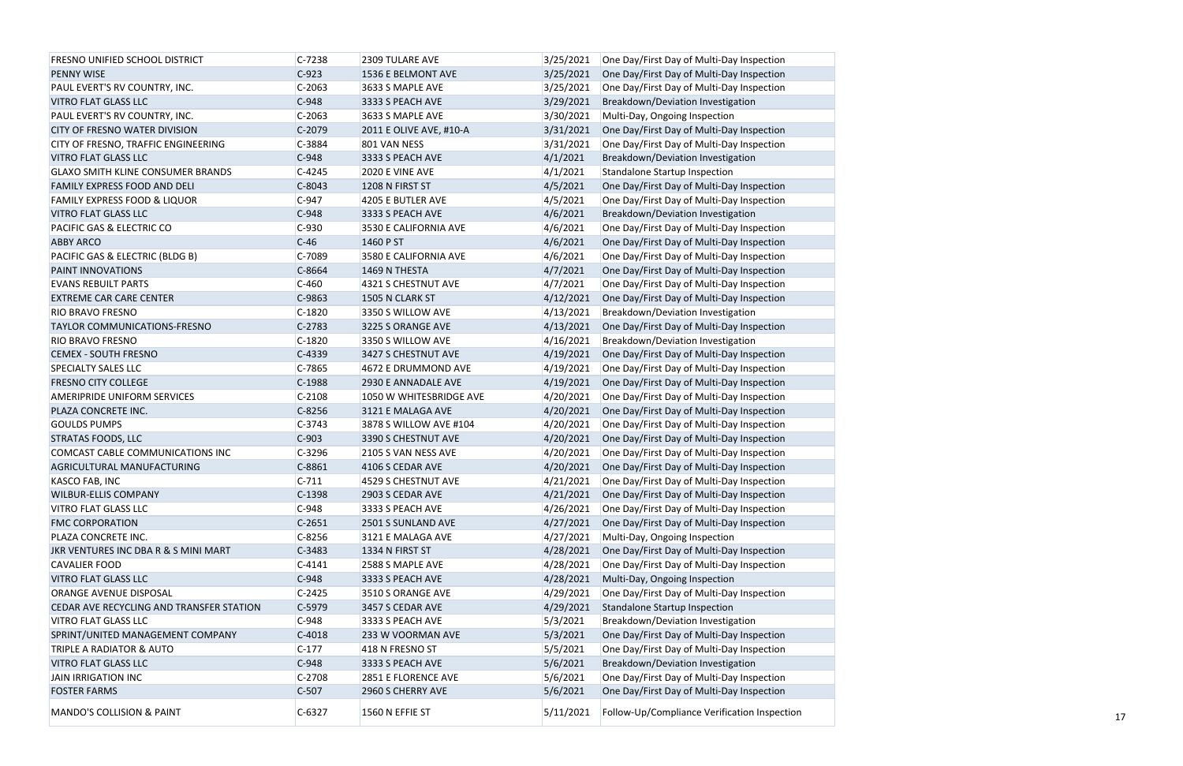| | | | | |
|---|---|---|---|---|
| FRESNO UNIFIED SCHOOL DISTRICT | C-7238 | 2309 TULARE AVE | 3/25/2021 | One Day/First Day of Multi-Day Inspection |
| PENNY WISE | C-923 | 1536 E BELMONT AVE | 3/25/2021 | One Day/First Day of Multi-Day Inspection |
| PAUL EVERT'S RV COUNTRY, INC. | C-2063 | 3633 S MAPLE AVE | 3/25/2021 | One Day/First Day of Multi-Day Inspection |
| VITRO FLAT GLASS LLC | C-948 | 3333 S PEACH AVE | 3/29/2021 | Breakdown/Deviation Investigation |
| PAUL EVERT'S RV COUNTRY, INC. | C-2063 | 3633 S MAPLE AVE | 3/30/2021 | Multi-Day, Ongoing Inspection |
| CITY OF FRESNO WATER DIVISION | C-2079 | 2011 E OLIVE AVE, #10-A | 3/31/2021 | One Day/First Day of Multi-Day Inspection |
| CITY OF FRESNO, TRAFFIC ENGINEERING | C-3884 | 801 VAN NESS | 3/31/2021 | One Day/First Day of Multi-Day Inspection |
| VITRO FLAT GLASS LLC | C-948 | 3333 S PEACH AVE | 4/1/2021 | Breakdown/Deviation Investigation |
| GLAXO SMITH KLINE CONSUMER BRANDS | C-4245 | 2020 E VINE AVE | 4/1/2021 | Standalone Startup Inspection |
| FAMILY EXPRESS FOOD AND DELI | C-8043 | 1208 N FIRST ST | 4/5/2021 | One Day/First Day of Multi-Day Inspection |
| FAMILY EXPRESS FOOD & LIQUOR | C-947 | 4205 E BUTLER AVE | 4/5/2021 | One Day/First Day of Multi-Day Inspection |
| VITRO FLAT GLASS LLC | C-948 | 3333 S PEACH AVE | 4/6/2021 | Breakdown/Deviation Investigation |
| PACIFIC GAS & ELECTRIC CO | C-930 | 3530 E CALIFORNIA AVE | 4/6/2021 | One Day/First Day of Multi-Day Inspection |
| ABBY ARCO | C-46 | 1460 P ST | 4/6/2021 | One Day/First Day of Multi-Day Inspection |
| PACIFIC GAS & ELECTRIC (BLDG B) | C-7089 | 3580 E CALIFORNIA AVE | 4/6/2021 | One Day/First Day of Multi-Day Inspection |
| PAINT INNOVATIONS | C-8664 | 1469 N THESTA | 4/7/2021 | One Day/First Day of Multi-Day Inspection |
| EVANS REBUILT PARTS | C-460 | 4321 S CHESTNUT AVE | 4/7/2021 | One Day/First Day of Multi-Day Inspection |
| EXTREME CAR CARE CENTER | C-9863 | 1505 N CLARK ST | 4/12/2021 | One Day/First Day of Multi-Day Inspection |
| RIO BRAVO FRESNO | C-1820 | 3350 S WILLOW AVE | 4/13/2021 | Breakdown/Deviation Investigation |
| TAYLOR COMMUNICATIONS-FRESNO | C-2783 | 3225 S ORANGE AVE | 4/13/2021 | One Day/First Day of Multi-Day Inspection |
| RIO BRAVO FRESNO | C-1820 | 3350 S WILLOW AVE | 4/16/2021 | Breakdown/Deviation Investigation |
| CEMEX - SOUTH FRESNO | C-4339 | 3427 S CHESTNUT AVE | 4/19/2021 | One Day/First Day of Multi-Day Inspection |
| SPECIALTY SALES LLC | C-7865 | 4672 E DRUMMOND AVE | 4/19/2021 | One Day/First Day of Multi-Day Inspection |
| FRESNO CITY COLLEGE | C-1988 | 2930 E ANNADALE AVE | 4/19/2021 | One Day/First Day of Multi-Day Inspection |
| AMERIPRIDE UNIFORM SERVICES | C-2108 | 1050 W WHITESBRIDGE AVE | 4/20/2021 | One Day/First Day of Multi-Day Inspection |
| PLAZA CONCRETE INC. | C-8256 | 3121 E MALAGA AVE | 4/20/2021 | One Day/First Day of Multi-Day Inspection |
| GOULDS PUMPS | C-3743 | 3878 S WILLOW AVE #104 | 4/20/2021 | One Day/First Day of Multi-Day Inspection |
| STRATAS FOODS, LLC | C-903 | 3390 S CHESTNUT AVE | 4/20/2021 | One Day/First Day of Multi-Day Inspection |
| COMCAST CABLE COMMUNICATIONS INC | C-3296 | 2105 S VAN NESS AVE | 4/20/2021 | One Day/First Day of Multi-Day Inspection |
| AGRICULTURAL MANUFACTURING | C-8861 | 4106 S CEDAR AVE | 4/20/2021 | One Day/First Day of Multi-Day Inspection |
| KASCO FAB, INC | C-711 | 4529 S CHESTNUT AVE | 4/21/2021 | One Day/First Day of Multi-Day Inspection |
| WILBUR-ELLIS COMPANY | C-1398 | 2903 S CEDAR AVE | 4/21/2021 | One Day/First Day of Multi-Day Inspection |
| VITRO FLAT GLASS LLC | C-948 | 3333 S PEACH AVE | 4/26/2021 | One Day/First Day of Multi-Day Inspection |
| FMC CORPORATION | C-2651 | 2501 S SUNLAND AVE | 4/27/2021 | One Day/First Day of Multi-Day Inspection |
| PLAZA CONCRETE INC. | C-8256 | 3121 E MALAGA AVE | 4/27/2021 | Multi-Day, Ongoing Inspection |
| JKR VENTURES INC DBA R & S MINI MART | C-3483 | 1334 N FIRST ST | 4/28/2021 | One Day/First Day of Multi-Day Inspection |
| CAVALIER FOOD | C-4141 | 2588 S MAPLE AVE | 4/28/2021 | One Day/First Day of Multi-Day Inspection |
| VITRO FLAT GLASS LLC | C-948 | 3333 S PEACH AVE | 4/28/2021 | Multi-Day, Ongoing Inspection |
| ORANGE AVENUE DISPOSAL | C-2425 | 3510 S ORANGE AVE | 4/29/2021 | One Day/First Day of Multi-Day Inspection |
| CEDAR AVE RECYCLING AND TRANSFER STATION | C-5979 | 3457 S CEDAR AVE | 4/29/2021 | Standalone Startup Inspection |
| VITRO FLAT GLASS LLC | C-948 | 3333 S PEACH AVE | 5/3/2021 | Breakdown/Deviation Investigation |
| SPRINT/UNITED MANAGEMENT COMPANY | C-4018 | 233 W VOORMAN AVE | 5/3/2021 | One Day/First Day of Multi-Day Inspection |
| TRIPLE A RADIATOR & AUTO | C-177 | 418 N FRESNO ST | 5/5/2021 | One Day/First Day of Multi-Day Inspection |
| VITRO FLAT GLASS LLC | C-948 | 3333 S PEACH AVE | 5/6/2021 | Breakdown/Deviation Investigation |
| JAIN IRRIGATION INC | C-2708 | 2851 E FLORENCE AVE | 5/6/2021 | One Day/First Day of Multi-Day Inspection |
| FOSTER FARMS | C-507 | 2960 S CHERRY AVE | 5/6/2021 | One Day/First Day of Multi-Day Inspection |
| MANDO'S COLLISION & PAINT | C-6327 | 1560 N EFFIE ST | 5/11/2021 | Follow-Up/Compliance Verification Inspection |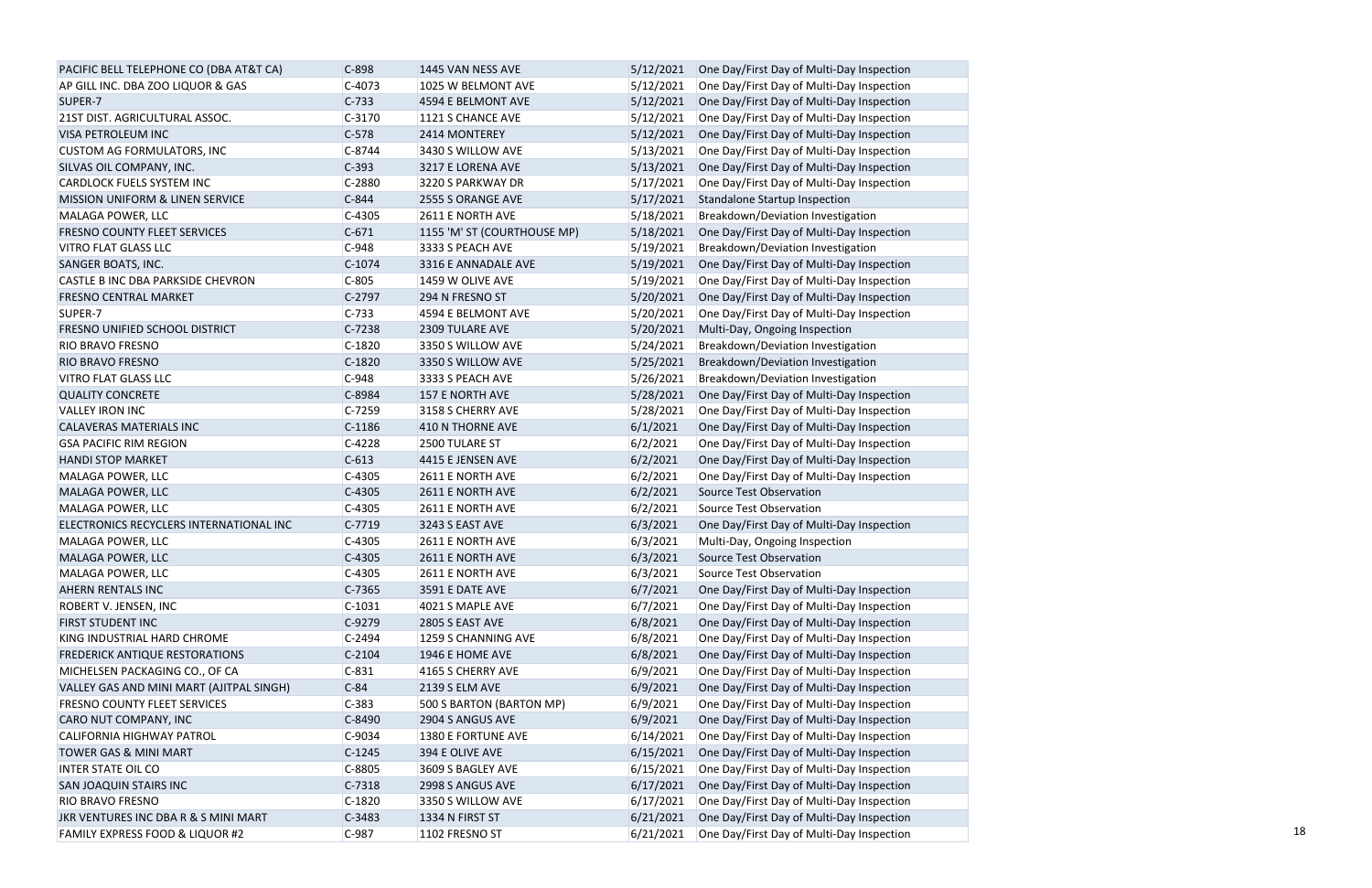| | | | | |
|---|---|---|---|---|
| PACIFIC BELL TELEPHONE CO (DBA AT&T CA) | C-898 | 1445 VAN NESS AVE | 5/12/2021 | One Day/First Day of Multi-Day Inspection |
| AP GILL INC. DBA ZOO LIQUOR & GAS | C-4073 | 1025 W BELMONT AVE | 5/12/2021 | One Day/First Day of Multi-Day Inspection |
| SUPER-7 | C-733 | 4594 E BELMONT AVE | 5/12/2021 | One Day/First Day of Multi-Day Inspection |
| 21ST DIST. AGRICULTURAL ASSOC. | C-3170 | 1121 S CHANCE AVE | 5/12/2021 | One Day/First Day of Multi-Day Inspection |
| VISA PETROLEUM INC | C-578 | 2414 MONTEREY | 5/12/2021 | One Day/First Day of Multi-Day Inspection |
| CUSTOM AG FORMULATORS, INC | C-8744 | 3430 S WILLOW AVE | 5/13/2021 | One Day/First Day of Multi-Day Inspection |
| SILVAS OIL COMPANY, INC. | C-393 | 3217 E LORENA AVE | 5/13/2021 | One Day/First Day of Multi-Day Inspection |
| CARDLOCK FUELS SYSTEM INC | C-2880 | 3220 S PARKWAY DR | 5/17/2021 | One Day/First Day of Multi-Day Inspection |
| MISSION UNIFORM & LINEN SERVICE | C-844 | 2555 S ORANGE AVE | 5/17/2021 | Standalone Startup Inspection |
| MALAGA POWER, LLC | C-4305 | 2611 E NORTH AVE | 5/18/2021 | Breakdown/Deviation Investigation |
| FRESNO COUNTY FLEET SERVICES | C-671 | 1155 'M' ST (COURTHOUSE MP) | 5/18/2021 | One Day/First Day of Multi-Day Inspection |
| VITRO FLAT GLASS LLC | C-948 | 3333 S PEACH AVE | 5/19/2021 | Breakdown/Deviation Investigation |
| SANGER BOATS, INC. | C-1074 | 3316 E ANNADALE AVE | 5/19/2021 | One Day/First Day of Multi-Day Inspection |
| CASTLE B INC DBA PARKSIDE CHEVRON | C-805 | 1459 W OLIVE AVE | 5/19/2021 | One Day/First Day of Multi-Day Inspection |
| FRESNO CENTRAL MARKET | C-2797 | 294 N FRESNO ST | 5/20/2021 | One Day/First Day of Multi-Day Inspection |
| SUPER-7 | C-733 | 4594 E BELMONT AVE | 5/20/2021 | One Day/First Day of Multi-Day Inspection |
| FRESNO UNIFIED SCHOOL DISTRICT | C-7238 | 2309 TULARE AVE | 5/20/2021 | Multi-Day, Ongoing Inspection |
| RIO BRAVO FRESNO | C-1820 | 3350 S WILLOW AVE | 5/24/2021 | Breakdown/Deviation Investigation |
| RIO BRAVO FRESNO | C-1820 | 3350 S WILLOW AVE | 5/25/2021 | Breakdown/Deviation Investigation |
| VITRO FLAT GLASS LLC | C-948 | 3333 S PEACH AVE | 5/26/2021 | Breakdown/Deviation Investigation |
| QUALITY CONCRETE | C-8984 | 157 E NORTH AVE | 5/28/2021 | One Day/First Day of Multi-Day Inspection |
| VALLEY IRON INC | C-7259 | 3158 S CHERRY AVE | 5/28/2021 | One Day/First Day of Multi-Day Inspection |
| CALAVERAS MATERIALS INC | C-1186 | 410 N THORNE AVE | 6/1/2021 | One Day/First Day of Multi-Day Inspection |
| GSA PACIFIC RIM REGION | C-4228 | 2500 TULARE ST | 6/2/2021 | One Day/First Day of Multi-Day Inspection |
| HANDI STOP MARKET | C-613 | 4415 E JENSEN AVE | 6/2/2021 | One Day/First Day of Multi-Day Inspection |
| MALAGA POWER, LLC | C-4305 | 2611 E NORTH AVE | 6/2/2021 | One Day/First Day of Multi-Day Inspection |
| MALAGA POWER, LLC | C-4305 | 2611 E NORTH AVE | 6/2/2021 | Source Test Observation |
| MALAGA POWER, LLC | C-4305 | 2611 E NORTH AVE | 6/2/2021 | Source Test Observation |
| ELECTRONICS RECYCLERS INTERNATIONAL INC | C-7719 | 3243 S EAST AVE | 6/3/2021 | One Day/First Day of Multi-Day Inspection |
| MALAGA POWER, LLC | C-4305 | 2611 E NORTH AVE | 6/3/2021 | Multi-Day, Ongoing Inspection |
| MALAGA POWER, LLC | C-4305 | 2611 E NORTH AVE | 6/3/2021 | Source Test Observation |
| MALAGA POWER, LLC | C-4305 | 2611 E NORTH AVE | 6/3/2021 | Source Test Observation |
| AHERN RENTALS INC | C-7365 | 3591 E DATE AVE | 6/7/2021 | One Day/First Day of Multi-Day Inspection |
| ROBERT V. JENSEN, INC | C-1031 | 4021 S MAPLE AVE | 6/7/2021 | One Day/First Day of Multi-Day Inspection |
| FIRST STUDENT INC | C-9279 | 2805 S EAST AVE | 6/8/2021 | One Day/First Day of Multi-Day Inspection |
| KING INDUSTRIAL HARD CHROME | C-2494 | 1259 S CHANNING AVE | 6/8/2021 | One Day/First Day of Multi-Day Inspection |
| FREDERICK ANTIQUE RESTORATIONS | C-2104 | 1946 E HOME AVE | 6/8/2021 | One Day/First Day of Multi-Day Inspection |
| MICHELSEN PACKAGING CO., OF CA | C-831 | 4165 S CHERRY AVE | 6/9/2021 | One Day/First Day of Multi-Day Inspection |
| VALLEY GAS AND MINI MART (AJITPAL SINGH) | C-84 | 2139 S ELM AVE | 6/9/2021 | One Day/First Day of Multi-Day Inspection |
| FRESNO COUNTY FLEET SERVICES | C-383 | 500 S BARTON (BARTON MP) | 6/9/2021 | One Day/First Day of Multi-Day Inspection |
| CARO NUT COMPANY, INC | C-8490 | 2904 S ANGUS AVE | 6/9/2021 | One Day/First Day of Multi-Day Inspection |
| CALIFORNIA HIGHWAY PATROL | C-9034 | 1380 E FORTUNE AVE | 6/14/2021 | One Day/First Day of Multi-Day Inspection |
| TOWER GAS & MINI MART | C-1245 | 394 E OLIVE AVE | 6/15/2021 | One Day/First Day of Multi-Day Inspection |
| INTER STATE OIL CO | C-8805 | 3609 S BAGLEY AVE | 6/15/2021 | One Day/First Day of Multi-Day Inspection |
| SAN JOAQUIN STAIRS INC | C-7318 | 2998 S ANGUS AVE | 6/17/2021 | One Day/First Day of Multi-Day Inspection |
| RIO BRAVO FRESNO | C-1820 | 3350 S WILLOW AVE | 6/17/2021 | One Day/First Day of Multi-Day Inspection |
| JKR VENTURES INC DBA R & S MINI MART | C-3483 | 1334 N FIRST ST | 6/21/2021 | One Day/First Day of Multi-Day Inspection |
| FAMILY EXPRESS FOOD & LIQUOR #2 | C-987 | 1102 FRESNO ST | 6/21/2021 | One Day/First Day of Multi-Day Inspection |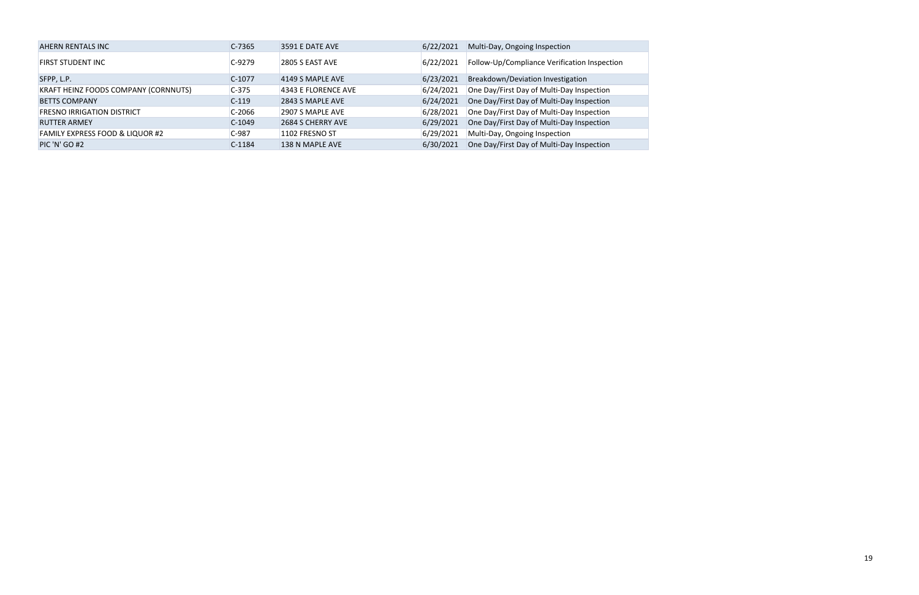| | | | | |
|---|---|---|---|---|
| AHERN RENTALS INC | C-7365 | 3591 E DATE AVE | 6/22/2021 | Multi-Day, Ongoing Inspection |
| FIRST STUDENT INC | C-9279 | 2805 S EAST AVE | 6/22/2021 | Follow-Up/Compliance Verification Inspection |
| SFPP, L.P. | C-1077 | 4149 S MAPLE AVE | 6/23/2021 | Breakdown/Deviation Investigation |
| KRAFT HEINZ FOODS COMPANY (CORNNUTS) | C-375 | 4343 E FLORENCE AVE | 6/24/2021 | One Day/First Day of Multi-Day Inspection |
| BETTS COMPANY | C-119 | 2843 S MAPLE AVE | 6/24/2021 | One Day/First Day of Multi-Day Inspection |
| FRESNO IRRIGATION DISTRICT | C-2066 | 2907 S MAPLE AVE | 6/28/2021 | One Day/First Day of Multi-Day Inspection |
| RUTTER ARMEY | C-1049 | 2684 S CHERRY AVE | 6/29/2021 | One Day/First Day of Multi-Day Inspection |
| FAMILY EXPRESS FOOD & LIQUOR #2 | C-987 | 1102 FRESNO ST | 6/29/2021 | Multi-Day, Ongoing Inspection |
| PIC 'N' GO #2 | C-1184 | 138 N MAPLE AVE | 6/30/2021 | One Day/First Day of Multi-Day Inspection |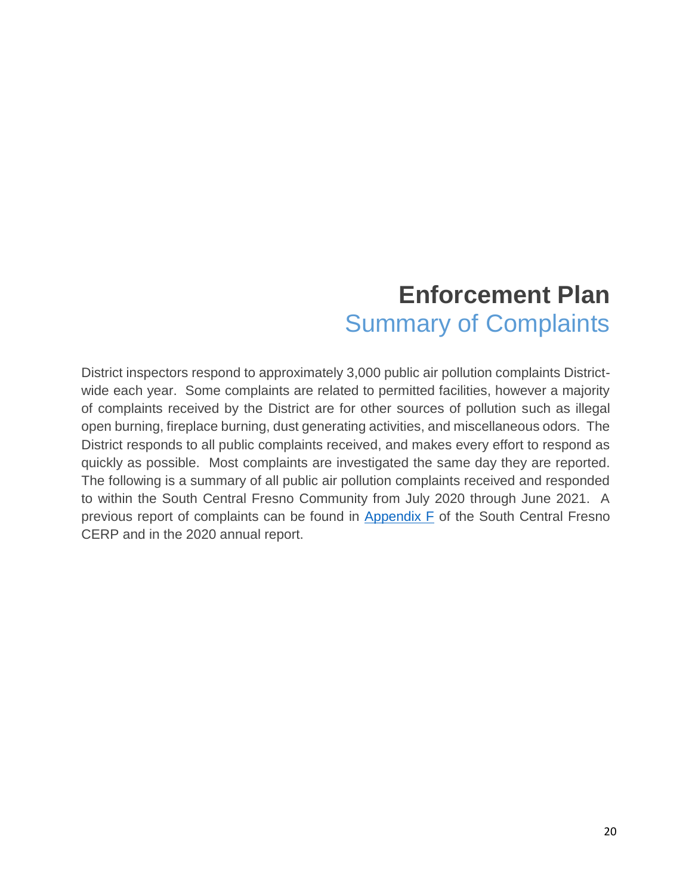# Enforcement Plan

## Summary of Complaints

District inspectors respond to approximately 3,000 public air pollution complaints District-wide each year. Some complaints are related to permitted facilities, however a majority of complaints received by the District are for other sources of pollution such as illegal open burning, fireplace burning, dust generating activities, and miscellaneous odors. The District responds to all public complaints received, and makes every effort to respond as quickly as possible. Most complaints are investigated the same day they are reported. The following is a summary of all public air pollution complaints received and responded to within the South Central Fresno Community from July 2020 through June 2021. A previous report of complaints can be found in Appendix F of the South Central Fresno CERP and in the 2020 annual report.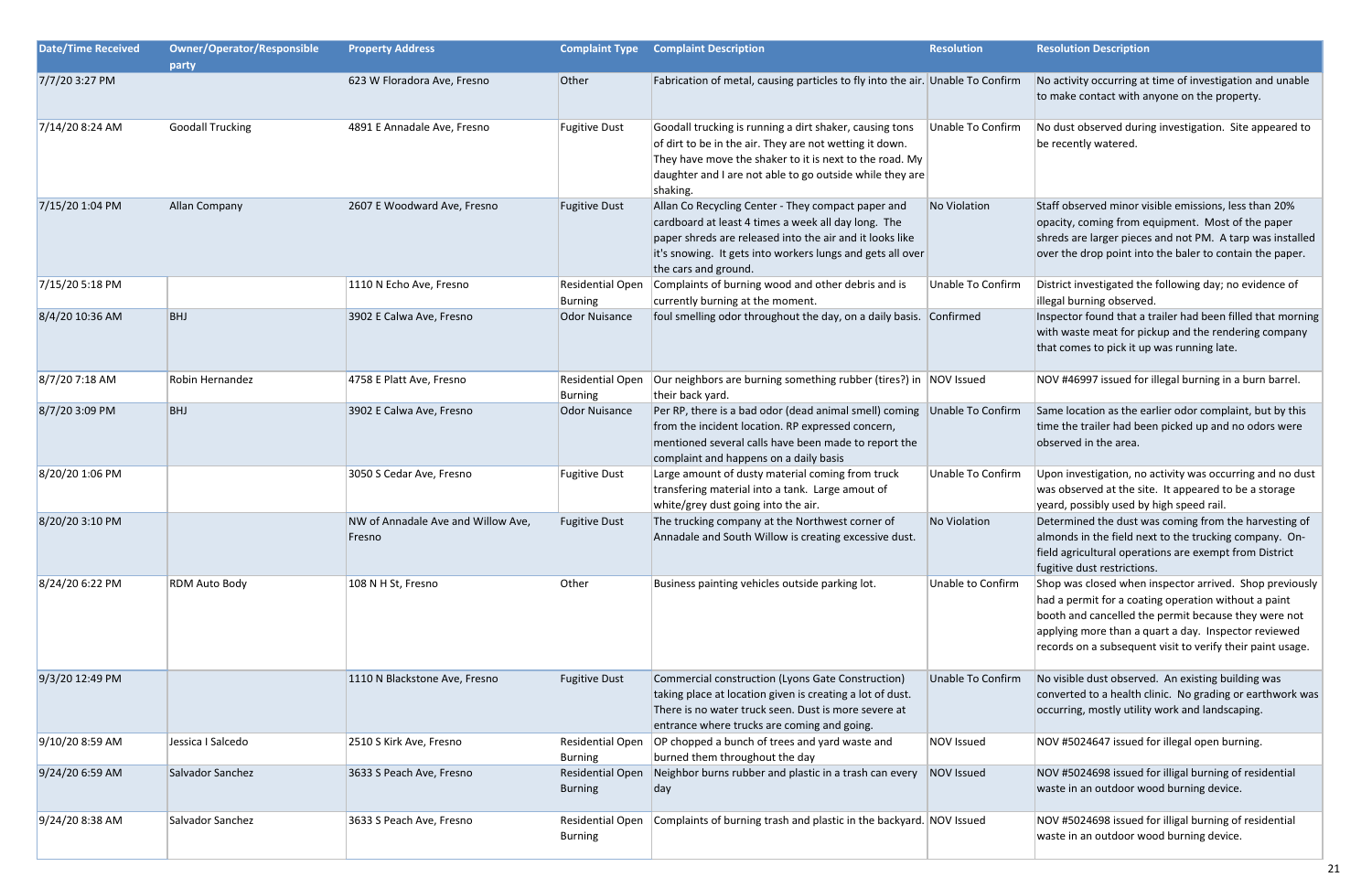| Date/Time Received | Owner/Operator/Responsible party | Property Address | Complaint Type | Complaint Description | Resolution | Resolution Description |
|---|---|---|---|---|---|---|
| 7/7/20 3:27 PM | | 623 W Floradora Ave, Fresno | Other | Fabrication of metal, causing particles to fly into the air. | Unable To Confirm | No activity occurring at time of investigation and unable to make contact with anyone on the property. |
| 7/14/20 8:24 AM | Goodall Trucking | 4891 E Annadale Ave, Fresno | Fugitive Dust | Goodall trucking is running a dirt shaker, causing tons of dirt to be in the air. They are not wetting it down. They have move the shaker to it is next to the road. My daughter and I are not able to go outside while they are shaking. | Unable To Confirm | No dust observed during investigation. Site appeared to be recently watered. |
| 7/15/20 1:04 PM | Allan Company | 2607 E Woodward Ave, Fresno | Fugitive Dust | Allan Co Recycling Center - They compact paper and cardboard at least 4 times a week all day long. The paper shreds are released into the air and it looks like it's snowing. It gets into workers lungs and gets all over the cars and ground. | No Violation | Staff observed minor visible emissions, less than 20% opacity, coming from equipment. Most of the paper shreds are larger pieces and not PM. A tarp was installed over the drop point into the baler to contain the paper. |
| 7/15/20 5:18 PM | | 1110 N Echo Ave, Fresno | Residential Open Burning | Complaints of burning wood and other debris and is currently burning at the moment. | Unable To Confirm | District investigated the following day; no evidence of illegal burning observed. |
| 8/4/20 10:36 AM | BHJ | 3902 E Calwa Ave, Fresno | Odor Nuisance | foul smelling odor throughout the day, on a daily basis. | Confirmed | Inspector found that a trailer had been filled that morning with waste meat for pickup and the rendering company that comes to pick it up was running late. |
| 8/7/20 7:18 AM | Robin Hernandez | 4758 E Platt Ave, Fresno | Residential Open Burning | Our neighbors are burning something rubber (tires?) in their back yard. | NOV Issued | NOV #46997 issued for illegal burning in a burn barrel. |
| 8/7/20 3:09 PM | BHJ | 3902 E Calwa Ave, Fresno | Odor Nuisance | Per RP, there is a bad odor (dead animal smell) coming from the incident location. RP expressed concern, mentioned several calls have been made to report the complaint and happens on a daily basis | Unable To Confirm | Same location as the earlier odor complaint, but by this time the trailer had been picked up and no odors were observed in the area. |
| 8/20/20 1:06 PM | | 3050 S Cedar Ave, Fresno | Fugitive Dust | Large amount of dusty material coming from truck transfering material into a tank. Large amout of white/grey dust going into the air. | Unable To Confirm | Upon investigation, no activity was occurring and no dust was observed at the site. It appeared to be a storage yeard, possibly used by high speed rail. |
| 8/20/20 3:10 PM | | NW of Annadale Ave and Willow Ave, Fresno | Fugitive Dust | The trucking company at the Northwest corner of Annadale and South Willow is creating excessive dust. | No Violation | Determined the dust was coming from the harvesting of almonds in the field next to the trucking company. On-field agricultural operations are exempt from District fugitive dust restrictions. |
| 8/24/20 6:22 PM | RDM Auto Body | 108 N H St, Fresno | Other | Business painting vehicles outside parking lot. | Unable to Confirm | Shop was closed when inspector arrived. Shop previously had a permit for a coating operation without a paint booth and cancelled the permit because they were not applying more than a quart a day. Inspector reviewed records on a subsequent visit to verify their paint usage. |
| 9/3/20 12:49 PM | | 1110 N Blackstone Ave, Fresno | Fugitive Dust | Commercial construction (Lyons Gate Construction) taking place at location given is creating a lot of dust. There is no water truck seen. Dust is more severe at entrance where trucks are coming and going. | Unable To Confirm | No visible dust observed. An existing building was converted to a health clinic. No grading or earthwork was occurring, mostly utility work and landscaping. |
| 9/10/20 8:59 AM | Jessica I Salcedo | 2510 S Kirk Ave, Fresno | Residential Open Burning | OP chopped a bunch of trees and yard waste and burned them throughout the day | NOV Issued | NOV #5024647 issued for illegal open burning. |
| 9/24/20 6:59 AM | Salvador Sanchez | 3633 S Peach Ave, Fresno | Residential Open Burning | Neighbor burns rubber and plastic in a trash can every day | NOV Issued | NOV #5024698 issued for illigal burning of residential waste in an outdoor wood burning device. |
| 9/24/20 8:38 AM | Salvador Sanchez | 3633 S Peach Ave, Fresno | Residential Open Burning | Complaints of burning trash and plastic in the backyard. | NOV Issued | NOV #5024698 issued for illigal burning of residential waste in an outdoor wood burning device. |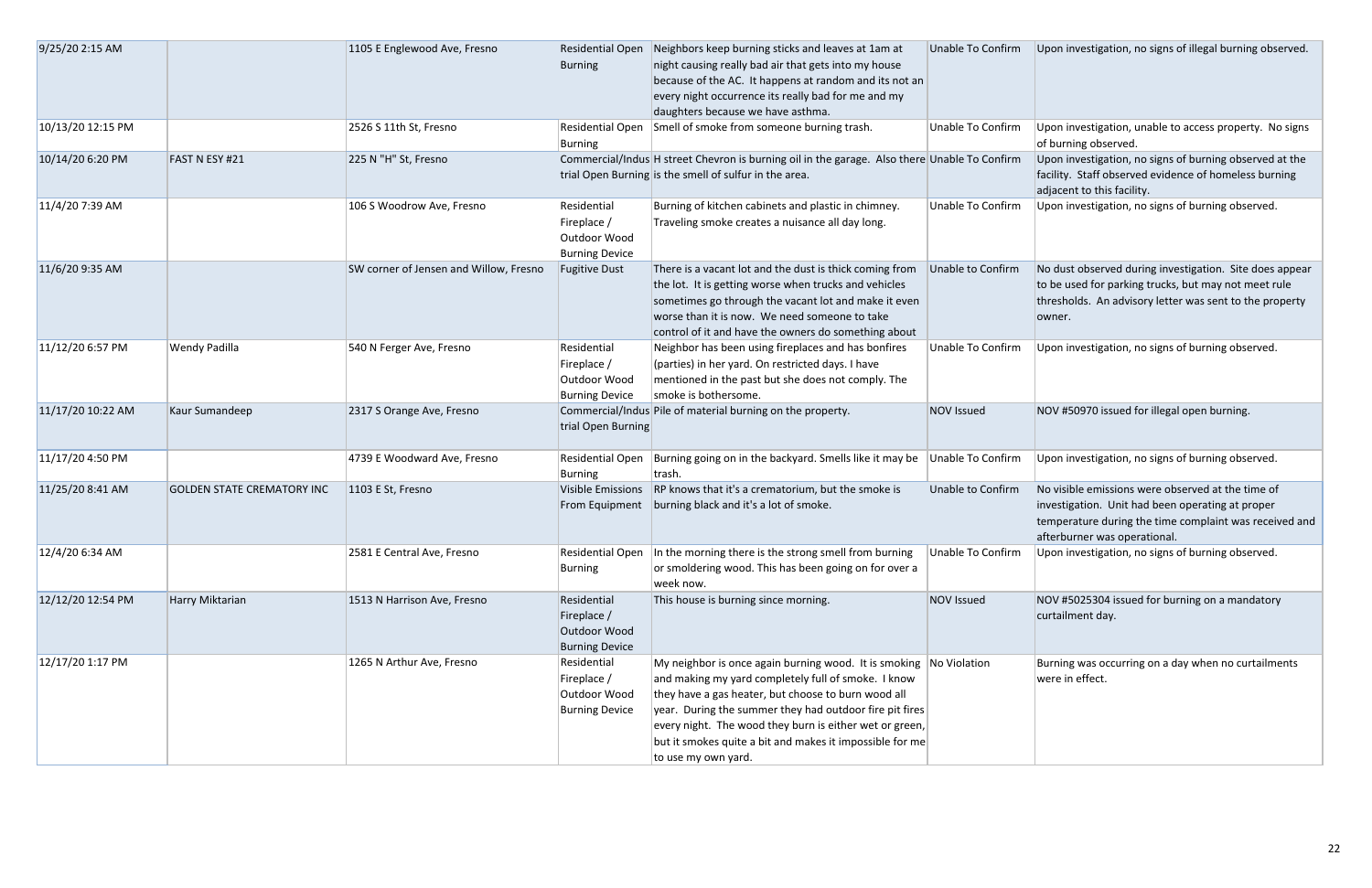| | | | | | | |
|---|---|---|---|---|---|---|
| 9/25/20 2:15 AM | | 1105 E Englewood Ave, Fresno | Residential Open Burning | Neighbors keep burning sticks and leaves at 1am at night causing really bad air that gets into my house because of the AC. It happens at random and its not an every night occurrence its really bad for me and my daughters because we have asthma. | Unable To Confirm | Upon investigation, no signs of illegal burning observed. |
| 10/13/20 12:15 PM | | 2526 S 11th St, Fresno | Residential Open Burning | Smell of smoke from someone burning trash. | Unable To Confirm | Upon investigation, unable to access property. No signs of burning observed. |
| 10/14/20 6:20 PM | FAST N ESY #21 | 225 N "H" St, Fresno | Commercial/Industrial Open Burning | H street Chevron is burning oil in the garage. Also there is the smell of sulfur in the area. | Unable To Confirm | Upon investigation, no signs of burning observed at the facility. Staff observed evidence of homeless burning adjacent to this facility. |
| 11/4/20 7:39 AM | | 106 S Woodrow Ave, Fresno | Residential Fireplace / Outdoor Wood Burning Device | Burning of kitchen cabinets and plastic in chimney. Traveling smoke creates a nuisance all day long. | Unable To Confirm | Upon investigation, no signs of burning observed. |
| 11/6/20 9:35 AM | | SW corner of Jensen and Willow, Fresno | Fugitive Dust | There is a vacant lot and the dust is thick coming from the lot. It is getting worse when trucks and vehicles sometimes go through the vacant lot and make it even worse than it is now. We need someone to take control of it and have the owners do something about | Unable to Confirm | No dust observed during investigation. Site does appear to be used for parking trucks, but may not meet rule thresholds. An advisory letter was sent to the property owner. |
| 11/12/20 6:57 PM | Wendy Padilla | 540 N Ferger Ave, Fresno | Residential Fireplace / Outdoor Wood Burning Device | Neighbor has been using fireplaces and has bonfires (parties) in her yard. On restricted days. I have mentioned in the past but she does not comply. The smoke is bothersome. | Unable To Confirm | Upon investigation, no signs of burning observed. |
| 11/17/20 10:22 AM | Kaur Sumandeep | 2317 S Orange Ave, Fresno | Commercial/Industrial Open Burning | Pile of material burning on the property. | NOV Issued | NOV #50970 issued for illegal open burning. |
| 11/17/20 4:50 PM | | 4739 E Woodward Ave, Fresno | Residential Open Burning | Burning going on in the backyard. Smells like it may be trash. | Unable To Confirm | Upon investigation, no signs of burning observed. |
| 11/25/20 8:41 AM | GOLDEN STATE CREMATORY INC | 1103 E St, Fresno | Visible Emissions From Equipment | RP knows that it's a crematorium, but the smoke is burning black and it's a lot of smoke. | Unable to Confirm | No visible emissions were observed at the time of investigation. Unit had been operating at proper temperature during the time complaint was received and afterburner was operational. |
| 12/4/20 6:34 AM | | 2581 E Central Ave, Fresno | Residential Open Burning | In the morning there is the strong smell from burning or smoldering wood. This has been going on for over a week now. | Unable To Confirm | Upon investigation, no signs of burning observed. |
| 12/12/20 12:54 PM | Harry Miktarian | 1513 N Harrison Ave, Fresno | Residential Fireplace / Outdoor Wood Burning Device | This house is burning since morning. | NOV Issued | NOV #5025304 issued for burning on a mandatory curtailment day. |
| 12/17/20 1:17 PM | | 1265 N Arthur Ave, Fresno | Residential Fireplace / Outdoor Wood Burning Device | My neighbor is once again burning wood. It is smoking and making my yard completely full of smoke. I know they have a gas heater, but choose to burn wood all year. During the summer they had outdoor fire pit fires every night. The wood they burn is either wet or green, but it smokes quite a bit and makes it impossible for me to use my own yard. | No Violation | Burning was occurring on a day when no curtailments were in effect. |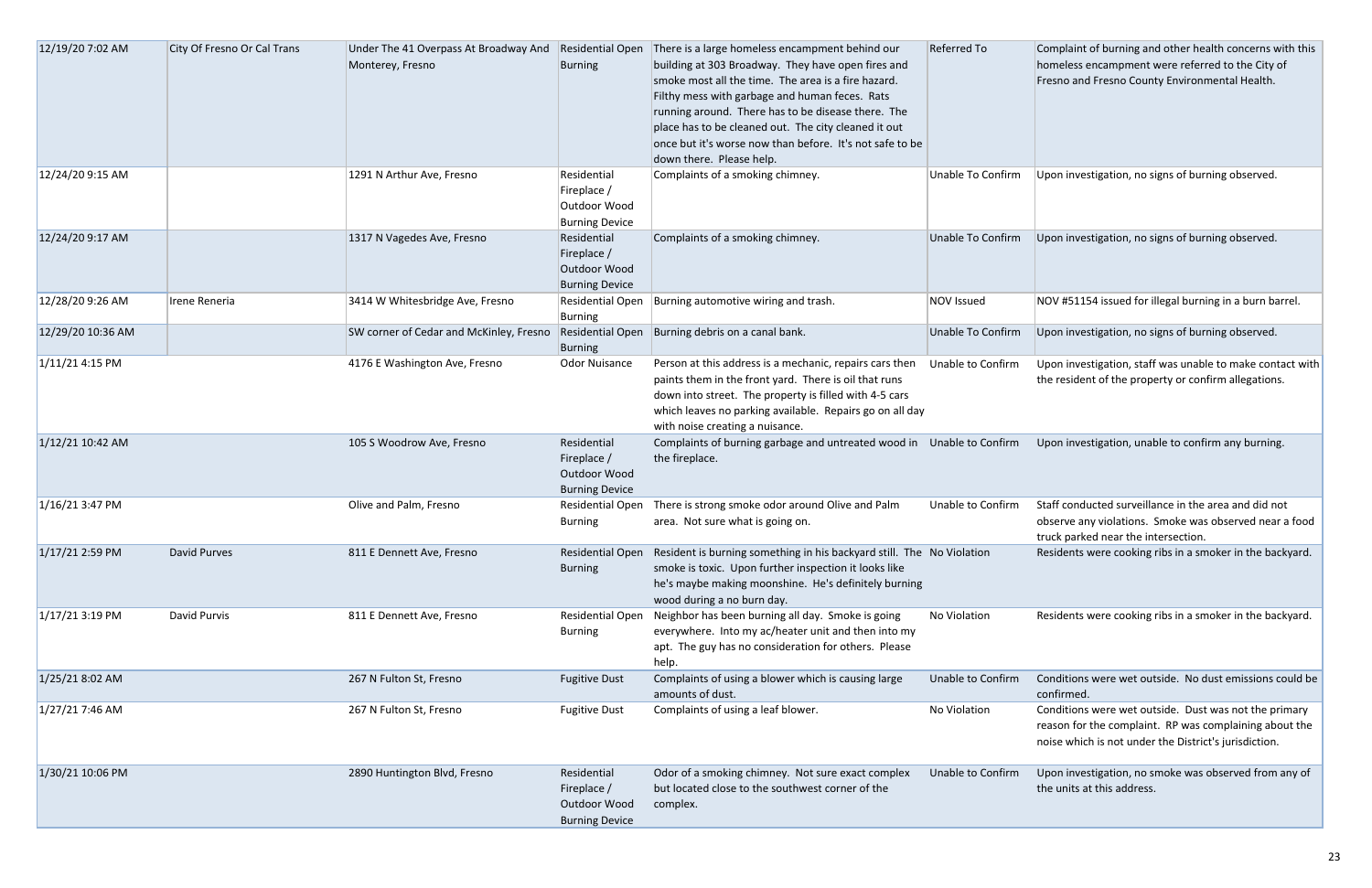| | | | | | | |
|---|---|---|---|---|---|---|
| 12/19/20 7:02 AM | City Of Fresno Or Cal Trans | Under The 41 Overpass At Broadway And Monterey, Fresno | Residential Open Burning | There is a large homeless encampment behind our building at 303 Broadway. They have open fires and smoke most all the time. The area is a fire hazard. Filthy mess with garbage and human feces. Rats running around. There has to be disease there. The place has to be cleaned out. The city cleaned it out once but it's worse now than before. It's not safe to be down there. Please help. | Referred To | Complaint of burning and other health concerns with this homeless encampment were referred to the City of Fresno and Fresno County Environmental Health. |
| 12/24/20 9:15 AM | | 1291 N Arthur Ave, Fresno | Residential Fireplace / Outdoor Wood Burning Device | Complaints of a smoking chimney. | Unable To Confirm | Upon investigation, no signs of burning observed. |
| 12/24/20 9:17 AM | | 1317 N Vagedes Ave, Fresno | Residential Fireplace / Outdoor Wood Burning Device | Complaints of a smoking chimney. | Unable To Confirm | Upon investigation, no signs of burning observed. |
| 12/28/20 9:26 AM | Irene Reneria | 3414 W Whitesbridge Ave, Fresno | Residential Open Burning | Burning automotive wiring and trash. | NOV Issued | NOV #51154 issued for illegal burning in a burn barrel. |
| 12/29/20 10:36 AM | | SW corner of Cedar and McKinley, Fresno | Residential Open Burning | Burning debris on a canal bank. | Unable To Confirm | Upon investigation, no signs of burning observed. |
| 1/11/21 4:15 PM | | 4176 E Washington Ave, Fresno | Odor Nuisance | Person at this address is a mechanic, repairs cars then paints them in the front yard. There is oil that runs down into street. The property is filled with 4-5 cars which leaves no parking available. Repairs go on all day with noise creating a nuisance. | Unable to Confirm | Upon investigation, staff was unable to make contact with the resident of the property or confirm allegations. |
| 1/12/21 10:42 AM | | 105 S Woodrow Ave, Fresno | Residential Fireplace / Outdoor Wood Burning Device | Complaints of burning garbage and untreated wood in the fireplace. | Unable to Confirm | Upon investigation, unable to confirm any burning. |
| 1/16/21 3:47 PM | | Olive and Palm, Fresno | Residential Open Burning | There is strong smoke odor around Olive and Palm area. Not sure what is going on. | Unable to Confirm | Staff conducted surveillance in the area and did not observe any violations. Smoke was observed near a food truck parked near the intersection. |
| 1/17/21 2:59 PM | David Purves | 811 E Dennett Ave, Fresno | Residential Open Burning | Resident is burning something in his backyard still. The smoke is toxic. Upon further inspection it looks like he's maybe making moonshine. He's definitely burning wood during a no burn day. | No Violation | Residents were cooking ribs in a smoker in the backyard. |
| 1/17/21 3:19 PM | David Purvis | 811 E Dennett Ave, Fresno | Residential Open Burning | Neighbor has been burning all day. Smoke is going everywhere. Into my ac/heater unit and then into my apt. The guy has no consideration for others. Please help. | No Violation | Residents were cooking ribs in a smoker in the backyard. |
| 1/25/21 8:02 AM | | 267 N Fulton St, Fresno | Fugitive Dust | Complaints of using a blower which is causing large amounts of dust. | Unable to Confirm | Conditions were wet outside. No dust emissions could be confirmed. |
| 1/27/21 7:46 AM | | 267 N Fulton St, Fresno | Fugitive Dust | Complaints of using a leaf blower. | No Violation | Conditions were wet outside. Dust was not the primary reason for the complaint. RP was complaining about the noise which is not under the District's jurisdiction. |
| 1/30/21 10:06 PM | | 2890 Huntington Blvd, Fresno | Residential Fireplace / Outdoor Wood Burning Device | Odor of a smoking chimney. Not sure exact complex but located close to the southwest corner of the complex. | Unable to Confirm | Upon investigation, no smoke was observed from any of the units at this address. |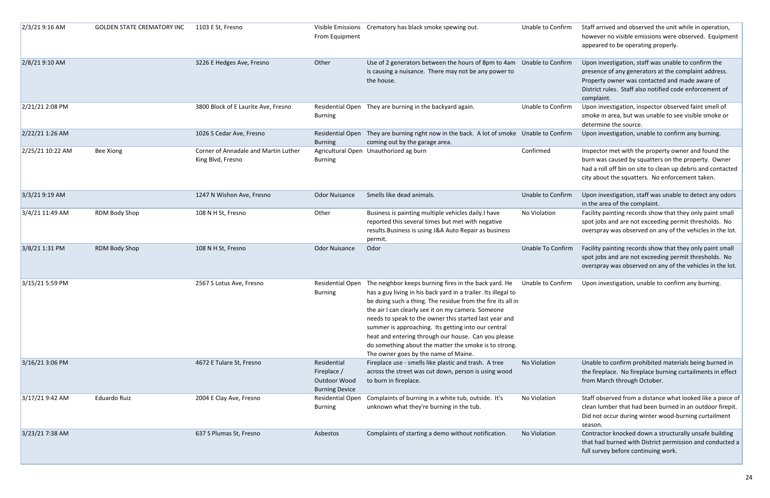| | | | | | | |
|---|---|---|---|---|---|---|
| 2/3/21 9:16 AM | GOLDEN STATE CREMATORY INC | 1103 E St, Fresno | Visible Emissions From Equipment | Crematory has black smoke spewing out. | Unable to Confirm | Staff arrived and observed the unit while in operation, however no visible emissions were observed. Equipment appeared to be operating properly. |
| 2/8/21 9:10 AM | | 3226 E Hedges Ave, Fresno | Other | Use of 2 generators between the hours of 8pm to 4am is causing a nuisance. There may not be any power to the house. | Unable to Confirm | Upon investigation, staff was unable to confirm the presence of any generators at the complaint address. Property owner was contacted and made aware of District rules. Staff also notified code enforcement of complaint. |
| 2/21/21 2:08 PM | | 3800 Block of E Laurite Ave, Fresno | Residential Open Burning | They are burning in the backyard again. | Unable to Confirm | Upon investigation, inspector observed faint smell of smoke in area, but was unable to see visible smoke or determine the source. |
| 2/22/21 1:26 AM | | 1026 S Cedar Ave, Fresno | Residential Open Burning | They are burning right now in the back. A lot of smoke coming out by the garage area. | Unable to Confirm | Upon investigation, unable to confirm any burning. |
| 2/25/21 10:22 AM | Bee Xiong | Corner of Annadale and Martin Luther King Blvd, Fresno | Agricultural Open Burning | Unauthorized ag burn | Confirmed | Inspector met with the property owner and found the burn was caused by squatters on the property. Owner had a roll off bin on site to clean up debris and contacted city about the squatters. No enforcement taken. |
| 3/3/21 9:19 AM | | 1247 N Wishon Ave, Fresno | Odor Nuisance | Smells like dead animals. | Unable to Confirm | Upon investigation, staff was unable to detect any odors in the area of the complaint. |
| 3/4/21 11:49 AM | RDM Body Shop | 108 N H St, Fresno | Other | Business is painting multiple vehicles daily.I have reported this several times but met with negative results.Business is using J&A Auto Repair as business permit. | No Violation | Facility painting records show that they only paint small spot jobs and are not exceeding permit thresholds. No overspray was observed on any of the vehicles in the lot. |
| 3/8/21 1:31 PM | RDM Body Shop | 108 N H St, Fresno | Odor Nuisance | Odor | Unable To Confirm | Facility painting records show that they only paint small spot jobs and are not exceeding permit thresholds. No overspray was observed on any of the vehicles in the lot. |
| 3/15/21 5:59 PM | | 2567 S Lotus Ave, Fresno | Residential Open Burning | The neighbor keeps burning fires in the back yard. He has a guy living in his back yard in a trailer. Its illegal to be doing such a thing. The residue from the fire its all in the air I can clearly see it on my camera. Someone needs to speak to the owner this started last year and summer is approaching. Its getting into our central heat and entering through our house. Can you please do something about the matter the smoke is to strong. The owner goes by the name of Maine. | Unable to Confirm | Upon investigation, unable to confirm any burning. |
| 3/16/21 3:06 PM | | 4672 E Tulare St, Fresno | Residential Fireplace / Outdoor Wood Burning Device | Fireplace use - smells like plastic and trash. A tree across the street was cut down, person is using wood to burn in fireplace. | No Violation | Unable to confirm prohibited materials being burned in the fireplace. No fireplace burning curtailments in effect from March through October. |
| 3/17/21 9:42 AM | Eduardo Ruiz | 2004 E Clay Ave, Fresno | Residential Open Burning | Complaints of burning in a white tub, outside. It's unknown what they're burning in the tub. | No Violation | Staff observed from a distance what looked like a piece of clean lumber that had been burned in an outdoor firepit. Did not occur during winter wood-burning curtailment season. |
| 3/23/21 7:38 AM | | 637 S Plumas St, Fresno | Asbestos | Complaints of starting a demo without notification. | No Violation | Contractor knocked down a structurally unsafe building that had burned with District permission and conducted a full survey before continuing work. |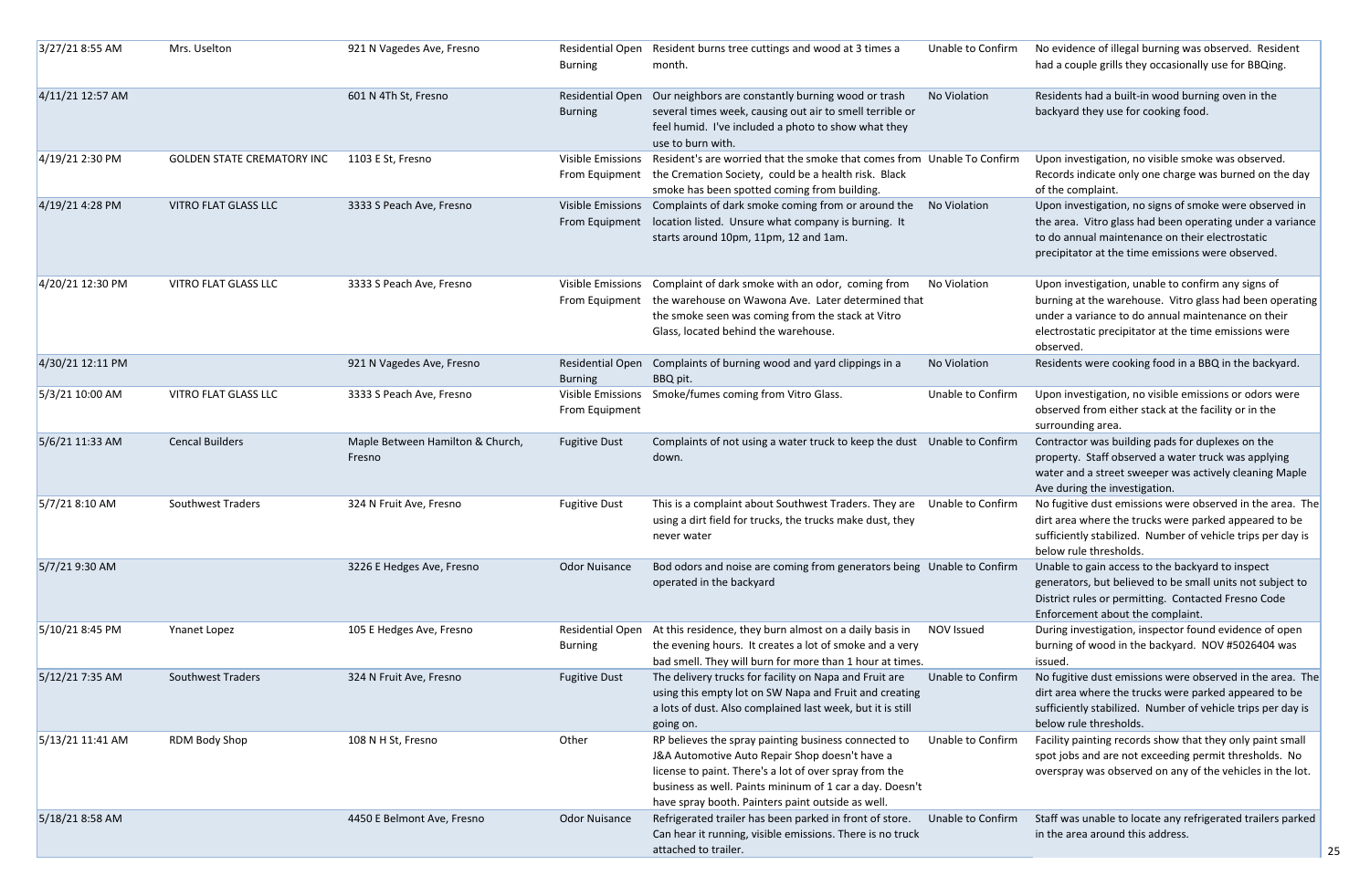| | | | | | | |
|---|---|---|---|---|---|---|
| 3/27/21 8:55 AM | Mrs. Uselton | 921 N Vagedes Ave, Fresno | Residential Open Burning | Resident burns tree cuttings and wood at 3 times a month. | Unable to Confirm | No evidence of illegal burning was observed. Resident had a couple grills they occasionally use for BBQing. |
| 4/11/21 12:57 AM | | 601 N 4Th St, Fresno | Residential Open Burning | Our neighbors are constantly burning wood or trash several times week, causing out air to smell terrible or feel humid. I've included a photo to show what they use to burn with. | No Violation | Residents had a built-in wood burning oven in the backyard they use for cooking food. |
| 4/19/21 2:30 PM | GOLDEN STATE CREMATORY INC | 1103 E St, Fresno | Visible Emissions From Equipment | Resident's are worried that the smoke that comes from the Cremation Society, could be a health risk. Black smoke has been spotted coming from building. | Unable To Confirm | Upon investigation, no visible smoke was observed. Records indicate only one charge was burned on the day of the complaint. |
| 4/19/21 4:28 PM | VITRO FLAT GLASS LLC | 3333 S Peach Ave, Fresno | Visible Emissions From Equipment | Complaints of dark smoke coming from or around the location listed. Unsure what company is burning. It starts around 10pm, 11pm, 12 and 1am. | No Violation | Upon investigation, no signs of smoke were observed in the area. Vitro glass had been operating under a variance to do annual maintenance on their electrostatic precipitator at the time emissions were observed. |
| 4/20/21 12:30 PM | VITRO FLAT GLASS LLC | 3333 S Peach Ave, Fresno | Visible Emissions From Equipment | Complaint of dark smoke with an odor, coming from the warehouse on Wawona Ave. Later determined that the smoke seen was coming from the stack at Vitro Glass, located behind the warehouse. | No Violation | Upon investigation, unable to confirm any signs of burning at the warehouse. Vitro glass had been operating under a variance to do annual maintenance on their electrostatic precipitator at the time emissions were observed. |
| 4/30/21 12:11 PM | | 921 N Vagedes Ave, Fresno | Residential Open Burning | Complaints of burning wood and yard clippings in a BBQ pit. | No Violation | Residents were cooking food in a BBQ in the backyard. |
| 5/3/21 10:00 AM | VITRO FLAT GLASS LLC | 3333 S Peach Ave, Fresno | Visible Emissions From Equipment | Smoke/fumes coming from Vitro Glass. | Unable to Confirm | Upon investigation, no visible emissions or odors were observed from either stack at the facility or in the surrounding area. |
| 5/6/21 11:33 AM | Cencal Builders | Maple Between Hamilton & Church, Fresno | Fugitive Dust | Complaints of not using a water truck to keep the dust down. | Unable to Confirm | Contractor was building pads for duplexes on the property. Staff observed a water truck was applying water and a street sweeper was actively cleaning Maple Ave during the investigation. |
| 5/7/21 8:10 AM | Southwest Traders | 324 N Fruit Ave, Fresno | Fugitive Dust | This is a complaint about Southwest Traders. They are using a dirt field for trucks, the trucks make dust, they never water | Unable to Confirm | No fugitive dust emissions were observed in the area. The dirt area where the trucks were parked appeared to be sufficiently stabilized. Number of vehicle trips per day is below rule thresholds. |
| 5/7/21 9:30 AM | | 3226 E Hedges Ave, Fresno | Odor Nuisance | Bod odors and noise are coming from generators being operated in the backyard | Unable to Confirm | Unable to gain access to the backyard to inspect generators, but believed to be small units not subject to District rules or permitting. Contacted Fresno Code Enforcement about the complaint. |
| 5/10/21 8:45 PM | Ynanet Lopez | 105 E Hedges Ave, Fresno | Residential Open Burning | At this residence, they burn almost on a daily basis in the evening hours. It creates a lot of smoke and a very bad smell. They will burn for more than 1 hour at times. | NOV Issued | During investigation, inspector found evidence of open burning of wood in the backyard. NOV #5026404 was issued. |
| 5/12/21 7:35 AM | Southwest Traders | 324 N Fruit Ave, Fresno | Fugitive Dust | The delivery trucks for facility on Napa and Fruit are using this empty lot on SW Napa and Fruit and creating a lots of dust. Also complained last week, but it is still going on. | Unable to Confirm | No fugitive dust emissions were observed in the area. The dirt area where the trucks were parked appeared to be sufficiently stabilized. Number of vehicle trips per day is below rule thresholds. |
| 5/13/21 11:41 AM | RDM Body Shop | 108 N H St, Fresno | Other | RP believes the spray painting business connected to J&A Automotive Auto Repair Shop doesn't have a license to paint. There's a lot of over spray from the business as well. Paints mininum of 1 car a day. Doesn't have spray booth. Painters paint outside as well. | Unable to Confirm | Facility painting records show that they only paint small spot jobs and are not exceeding permit thresholds. No overspray was observed on any of the vehicles in the lot. |
| 5/18/21 8:58 AM | | 4450 E Belmont Ave, Fresno | Odor Nuisance | Refrigerated trailer has been parked in front of store. Can hear it running, visible emissions. There is no truck attached to trailer. | Unable to Confirm | Staff was unable to locate any refrigerated trailers parked in the area around this address. |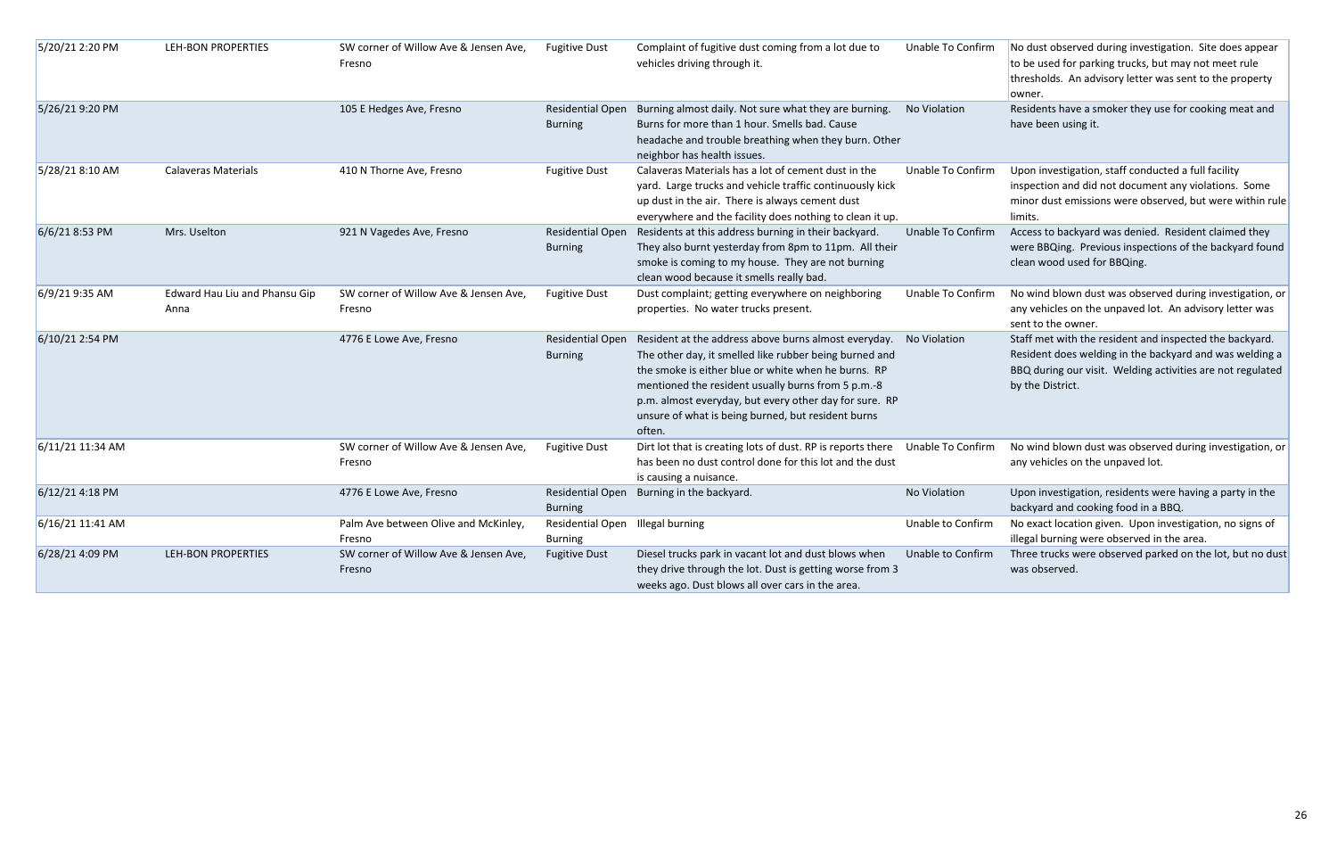| | | | | | | |
|---|---|---|---|---|---|---|
| 5/20/21 2:20 PM | LEH-BON PROPERTIES | SW corner of Willow Ave & Jensen Ave, Fresno | Fugitive Dust | Complaint of fugitive dust coming from a lot due to vehicles driving through it. | Unable To Confirm | No dust observed during investigation. Site does appear to be used for parking trucks, but may not meet rule thresholds. An advisory letter was sent to the property owner. |
| 5/26/21 9:20 PM | | 105 E Hedges Ave, Fresno | Residential Open Burning | Burning almost daily. Not sure what they are burning. Burns for more than 1 hour. Smells bad. Cause headache and trouble breathing when they burn. Other neighbor has health issues. | No Violation | Residents have a smoker they use for cooking meat and have been using it. |
| 5/28/21 8:10 AM | Calaveras Materials | 410 N Thorne Ave, Fresno | Fugitive Dust | Calaveras Materials has a lot of cement dust in the yard. Large trucks and vehicle traffic continuously kick up dust in the air. There is always cement dust everywhere and the facility does nothing to clean it up. | Unable To Confirm | Upon investigation, staff conducted a full facility inspection and did not document any violations. Some minor dust emissions were observed, but were within rule limits. |
| 6/6/21 8:53 PM | Mrs. Uselton | 921 N Vagedes Ave, Fresno | Residential Open Burning | Residents at this address burning in their backyard. They also burnt yesterday from 8pm to 11pm. All their smoke is coming to my house. They are not burning clean wood because it smells really bad. | Unable To Confirm | Access to backyard was denied. Resident claimed they were BBQing. Previous inspections of the backyard found clean wood used for BBQing. |
| 6/9/21 9:35 AM | Edward Hau Liu and Phansu Gip Anna | SW corner of Willow Ave & Jensen Ave, Fresno | Fugitive Dust | Dust complaint; getting everywhere on neighboring properties. No water trucks present. | Unable To Confirm | No wind blown dust was observed during investigation, or any vehicles on the unpaved lot. An advisory letter was sent to the owner. |
| 6/10/21 2:54 PM | | 4776 E Lowe Ave, Fresno | Residential Open Burning | Resident at the address above burns almost everyday. The other day, it smelled like rubber being burned and the smoke is either blue or white when he burns. RP mentioned the resident usually burns from 5 p.m.-8 p.m. almost everyday, but every other day for sure. RP unsure of what is being burned, but resident burns often. | No Violation | Staff met with the resident and inspected the backyard. Resident does welding in the backyard and was welding a BBQ during our visit. Welding activities are not regulated by the District. |
| 6/11/21 11:34 AM | | SW corner of Willow Ave & Jensen Ave, Fresno | Fugitive Dust | Dirt lot that is creating lots of dust. RP is reports there has been no dust control done for this lot and the dust is causing a nuisance. | Unable To Confirm | No wind blown dust was observed during investigation, or any vehicles on the unpaved lot. |
| 6/12/21 4:18 PM | | 4776 E Lowe Ave, Fresno | Residential Open Burning | Burning in the backyard. | No Violation | Upon investigation, residents were having a party in the backyard and cooking food in a BBQ. |
| 6/16/21 11:41 AM | | Palm Ave between Olive and McKinley, Fresno | Residential Open Burning | Illegal burning | Unable to Confirm | No exact location given. Upon investigation, no signs of illegal burning were observed in the area. |
| 6/28/21 4:09 PM | LEH-BON PROPERTIES | SW corner of Willow Ave & Jensen Ave, Fresno | Fugitive Dust | Diesel trucks park in vacant lot and dust blows when they drive through the lot. Dust is getting worse from 3 weeks ago. Dust blows all over cars in the area. | Unable to Confirm | Three trucks were observed parked on the lot, but no dust was observed. |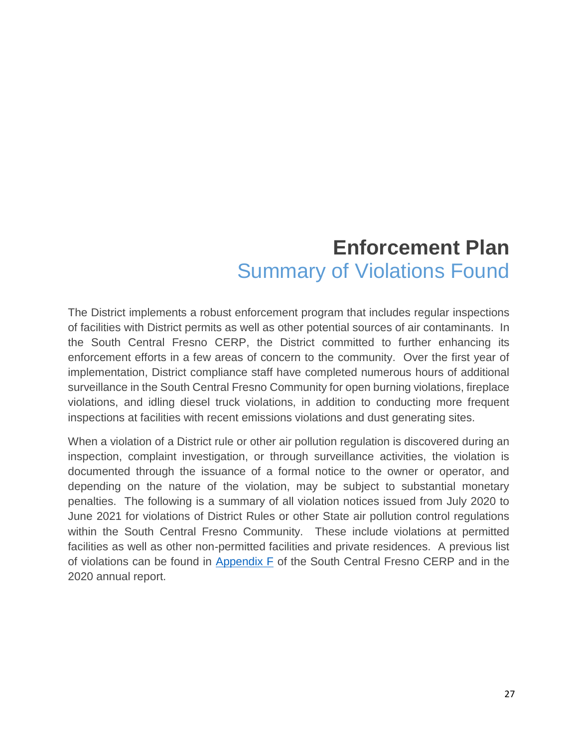# Enforcement Plan

## Summary of Violations Found

The District implements a robust enforcement program that includes regular inspections of facilities with District permits as well as other potential sources of air contaminants. In the South Central Fresno CERP, the District committed to further enhancing its enforcement efforts in a few areas of concern to the community. Over the first year of implementation, District compliance staff have completed numerous hours of additional surveillance in the South Central Fresno Community for open burning violations, fireplace violations, and idling diesel truck violations, in addition to conducting more frequent inspections at facilities with recent emissions violations and dust generating sites.

When a violation of a District rule or other air pollution regulation is discovered during an inspection, complaint investigation, or through surveillance activities, the violation is documented through the issuance of a formal notice to the owner or operator, and depending on the nature of the violation, may be subject to substantial monetary penalties. The following is a summary of all violation notices issued from July 2020 to June 2021 for violations of District Rules or other State air pollution control regulations within the South Central Fresno Community. These include violations at permitted facilities as well as other non-permitted facilities and private residences. A previous list of violations can be found in Appendix F of the South Central Fresno CERP and in the 2020 annual report.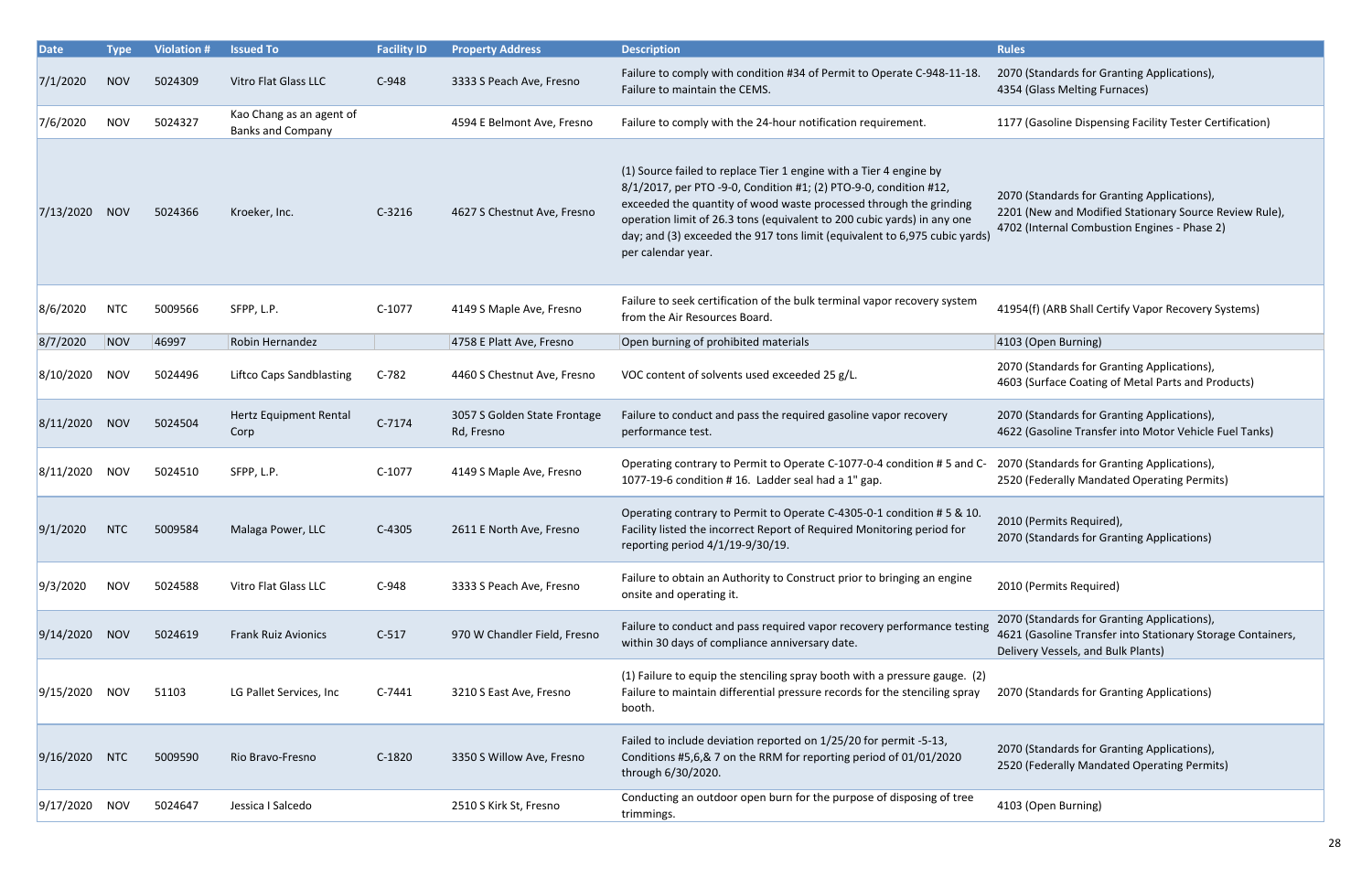| Date | Type | Violation # | Issued To | Facility ID | Property Address | Description | Rules |
|---|---|---|---|---|---|---|---|
| 7/1/2020 | NOV | 5024309 | Vitro Flat Glass LLC | C-948 | 3333 S Peach Ave, Fresno | Failure to comply with condition #34 of Permit to Operate C-948-11-18. Failure to maintain the CEMS. | 2070 (Standards for Granting Applications), 4354 (Glass Melting Furnaces) |
| 7/6/2020 | NOV | 5024327 | Kao Chang as an agent of Banks and Company | | 4594 E Belmont Ave, Fresno | Failure to comply with the 24-hour notification requirement. | 1177 (Gasoline Dispensing Facility Tester Certification) |
| 7/13/2020 | NOV | 5024366 | Kroeker, Inc. | C-3216 | 4627 S Chestnut Ave, Fresno | (1) Source failed to replace Tier 1 engine with a Tier 4 engine by 8/1/2017, per PTO -9-0, Condition #1; (2) PTO-9-0, condition #12, exceeded the quantity of wood waste processed through the grinding operation limit of 26.3 tons (equivalent to 200 cubic yards) in any one day; and (3) exceeded the 917 tons limit (equivalent to 6,975 cubic yards) per calendar year. | 2070 (Standards for Granting Applications), 2201 (New and Modified Stationary Source Review Rule), 4702 (Internal Combustion Engines - Phase 2) |
| 8/6/2020 | NTC | 5009566 | SFPP, L.P. | C-1077 | 4149 S Maple Ave, Fresno | Failure to seek certification of the bulk terminal vapor recovery system from the Air Resources Board. | 41954(f) (ARB Shall Certify Vapor Recovery Systems) |
| 8/7/2020 | NOV | 46997 | Robin Hernandez | | 4758 E Platt Ave, Fresno | Open burning of prohibited materials | 4103 (Open Burning) |
| 8/10/2020 | NOV | 5024496 | Liftco Caps Sandblasting | C-782 | 4460 S Chestnut Ave, Fresno | VOC content of solvents used exceeded 25 g/L. | 2070 (Standards for Granting Applications), 4603 (Surface Coating of Metal Parts and Products) |
| 8/11/2020 | NOV | 5024504 | Hertz Equipment Rental Corp | C-7174 | 3057 S Golden State Frontage Rd, Fresno | Failure to conduct and pass the required gasoline vapor recovery performance test. | 2070 (Standards for Granting Applications), 4622 (Gasoline Transfer into Motor Vehicle Fuel Tanks) |
| 8/11/2020 | NOV | 5024510 | SFPP, L.P. | C-1077 | 4149 S Maple Ave, Fresno | Operating contrary to Permit to Operate C-1077-0-4 condition # 5 and C-1077-19-6 condition # 16. Ladder seal had a 1" gap. | 2070 (Standards for Granting Applications), 2520 (Federally Mandated Operating Permits) |
| 9/1/2020 | NTC | 5009584 | Malaga Power, LLC | C-4305 | 2611 E North Ave, Fresno | Operating contrary to Permit to Operate C-4305-0-1 condition # 5 & 10. Facility listed the incorrect Report of Required Monitoring period for reporting period 4/1/19-9/30/19. | 2010 (Permits Required), 2070 (Standards for Granting Applications) |
| 9/3/2020 | NOV | 5024588 | Vitro Flat Glass LLC | C-948 | 3333 S Peach Ave, Fresno | Failure to obtain an Authority to Construct prior to bringing an engine onsite and operating it. | 2010 (Permits Required) |
| 9/14/2020 | NOV | 5024619 | Frank Ruiz Avionics | C-517 | 970 W Chandler Field, Fresno | Failure to conduct and pass required vapor recovery performance testing within 30 days of compliance anniversary date. | 2070 (Standards for Granting Applications), 4621 (Gasoline Transfer into Stationary Storage Containers, Delivery Vessels, and Bulk Plants) |
| 9/15/2020 | NOV | 51103 | LG Pallet Services, Inc | C-7441 | 3210 S East Ave, Fresno | (1) Failure to equip the stenciling spray booth with a pressure gauge. (2) Failure to maintain differential pressure records for the stenciling spray booth. | 2070 (Standards for Granting Applications) |
| 9/16/2020 | NTC | 5009590 | Rio Bravo-Fresno | C-1820 | 3350 S Willow Ave, Fresno | Failed to include deviation reported on 1/25/20 for permit -5-13, Conditions #5,6,& 7 on the RRM for reporting period of 01/01/2020 through 6/30/2020. | 2070 (Standards for Granting Applications), 2520 (Federally Mandated Operating Permits) |
| 9/17/2020 | NOV | 5024647 | Jessica I Salcedo | | 2510 S Kirk St, Fresno | Conducting an outdoor open burn for the purpose of disposing of tree trimmings. | 4103 (Open Burning) |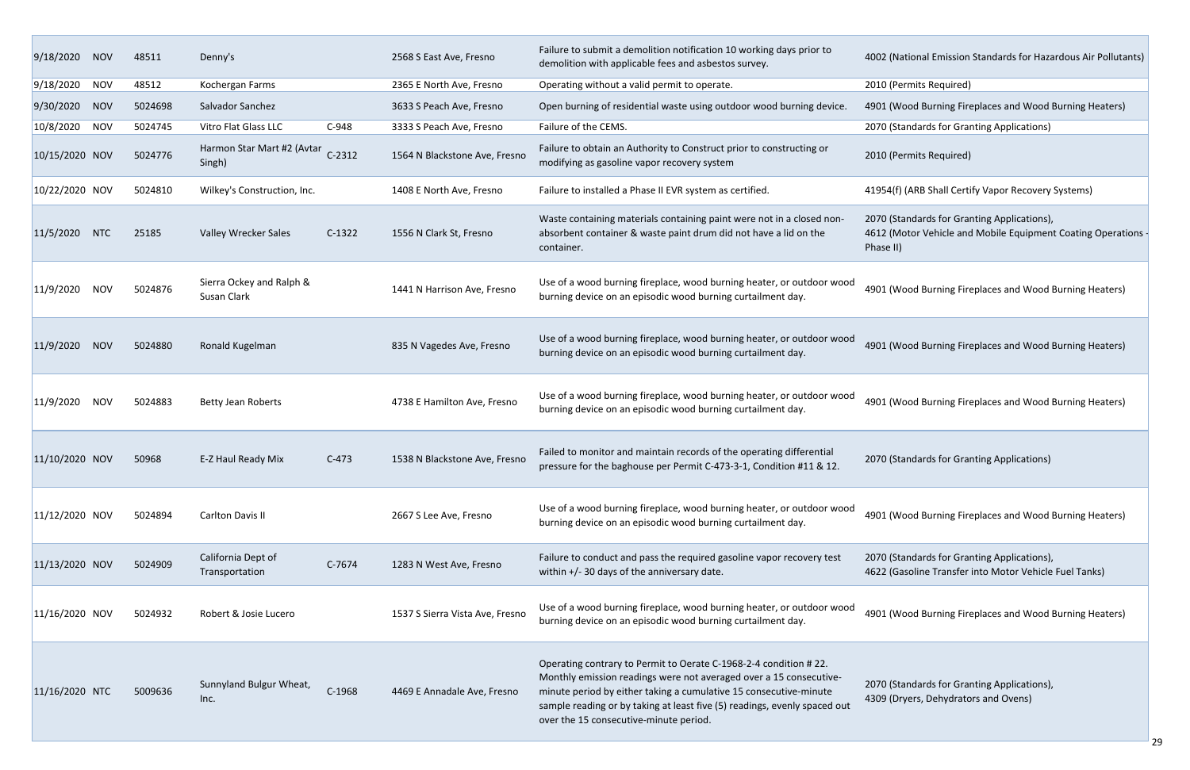| | | | | | | | |
|---|---|---|---|---|---|---|---|
| 9/18/2020 | NOV | 48511 | Denny's | | 2568 S East Ave, Fresno | Failure to submit a demolition notification 10 working days prior to demolition with applicable fees and asbestos survey. | 4002 (National Emission Standards for Hazardous Air Pollutants) |
| 9/18/2020 | NOV | 48512 | Kochergan Farms | | 2365 E North Ave, Fresno | Operating without a valid permit to operate. | 2010 (Permits Required) |
| 9/30/2020 | NOV | 5024698 | Salvador Sanchez | | 3633 S Peach Ave, Fresno | Open burning of residential waste using outdoor wood burning device. | 4901 (Wood Burning Fireplaces and Wood Burning Heaters) |
| 10/8/2020 | NOV | 5024745 | Vitro Flat Glass LLC | C-948 | 3333 S Peach Ave, Fresno | Failure of the CEMS. | 2070 (Standards for Granting Applications) |
| 10/15/2020 | NOV | 5024776 | Harmon Star Mart #2 (Avtar Singh) | C-2312 | 1564 N Blackstone Ave, Fresno | Failure to obtain an Authority to Construct prior to constructing or modifying as gasoline vapor recovery system | 2010 (Permits Required) |
| 10/22/2020 | NOV | 5024810 | Wilkey's Construction, Inc. | | 1408 E North Ave, Fresno | Failure to installed a Phase II EVR system as certified. | 41954(f) (ARB Shall Certify Vapor Recovery Systems) |
| 11/5/2020 | NTC | 25185 | Valley Wrecker Sales | C-1322 | 1556 N Clark St, Fresno | Waste containing materials containing paint were not in a closed non-absorbent container & waste paint drum did not have a lid on the container. | 2070 (Standards for Granting Applications), 4612 (Motor Vehicle and Mobile Equipment Coating Operations - Phase II) |
| 11/9/2020 | NOV | 5024876 | Sierra Ockey and Ralph & Susan Clark | | 1441 N Harrison Ave, Fresno | Use of a wood burning fireplace, wood burning heater, or outdoor wood burning device on an episodic wood burning curtailment day. | 4901 (Wood Burning Fireplaces and Wood Burning Heaters) |
| 11/9/2020 | NOV | 5024880 | Ronald Kugelman | | 835 N Vagedes Ave, Fresno | Use of a wood burning fireplace, wood burning heater, or outdoor wood burning device on an episodic wood burning curtailment day. | 4901 (Wood Burning Fireplaces and Wood Burning Heaters) |
| 11/9/2020 | NOV | 5024883 | Betty Jean Roberts | | 4738 E Hamilton Ave, Fresno | Use of a wood burning fireplace, wood burning heater, or outdoor wood burning device on an episodic wood burning curtailment day. | 4901 (Wood Burning Fireplaces and Wood Burning Heaters) |
| 11/10/2020 | NOV | 50968 | E-Z Haul Ready Mix | C-473 | 1538 N Blackstone Ave, Fresno | Failed to monitor and maintain records of the operating differential pressure for the baghouse per Permit C-473-3-1, Condition #11 & 12. | 2070 (Standards for Granting Applications) |
| 11/12/2020 | NOV | 5024894 | Carlton Davis II | | 2667 S Lee Ave, Fresno | Use of a wood burning fireplace, wood burning heater, or outdoor wood burning device on an episodic wood burning curtailment day. | 4901 (Wood Burning Fireplaces and Wood Burning Heaters) |
| 11/13/2020 | NOV | 5024909 | California Dept of Transportation | C-7674 | 1283 N West Ave, Fresno | Failure to conduct and pass the required gasoline vapor recovery test within +/- 30 days of the anniversary date. | 2070 (Standards for Granting Applications), 4622 (Gasoline Transfer into Motor Vehicle Fuel Tanks) |
| 11/16/2020 | NOV | 5024932 | Robert & Josie Lucero | | 1537 S Sierra Vista Ave, Fresno | Use of a wood burning fireplace, wood burning heater, or outdoor wood burning device on an episodic wood burning curtailment day. | 4901 (Wood Burning Fireplaces and Wood Burning Heaters) |
| 11/16/2020 | NTC | 5009636 | Sunnyland Bulgur Wheat, Inc. | C-1968 | 4469 E Annadale Ave, Fresno | Operating contrary to Permit to Oerate C-1968-2-4 condition # 22. Monthly emission readings were not averaged over a 15 consecutive-minute period by either taking a cumulative 15 consecutive-minute sample reading or by taking at least five (5) readings, evenly spaced out over the 15 consecutive-minute period. | 2070 (Standards for Granting Applications), 4309 (Dryers, Dehydrators and Ovens) |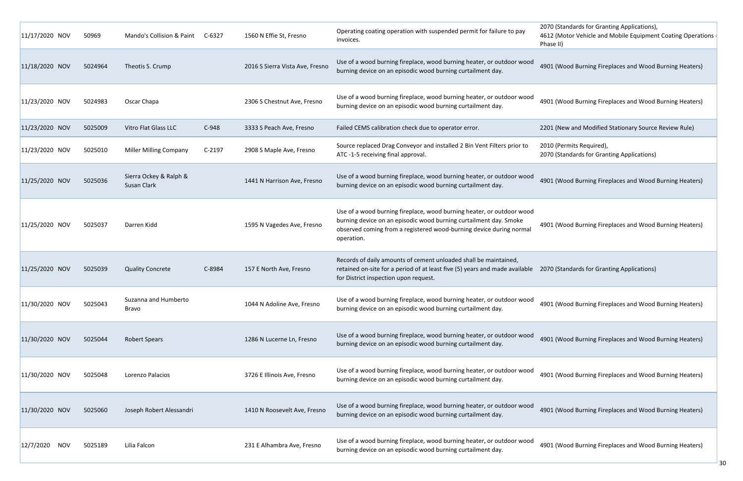| | | | | | | | |
|---|---|---|---|---|---|---|---|
| 11/17/2020 | NOV | 50969 | Mando's Collision & Paint | C-6327 | 1560 N Effie St, Fresno | Operating coating operation with suspended permit for failure to pay invoices. | 2070 (Standards for Granting Applications), 4612 (Motor Vehicle and Mobile Equipment Coating Operations - Phase II) |
| 11/18/2020 | NOV | 5024964 | Theotis S. Crump | | 2016 S Sierra Vista Ave, Fresno | Use of a wood burning fireplace, wood burning heater, or outdoor wood burning device on an episodic wood burning curtailment day. | 4901 (Wood Burning Fireplaces and Wood Burning Heaters) |
| 11/23/2020 | NOV | 5024983 | Oscar Chapa | | 2306 S Chestnut Ave, Fresno | Use of a wood burning fireplace, wood burning heater, or outdoor wood burning device on an episodic wood burning curtailment day. | 4901 (Wood Burning Fireplaces and Wood Burning Heaters) |
| 11/23/2020 | NOV | 5025009 | Vitro Flat Glass LLC | C-948 | 3333 S Peach Ave, Fresno | Failed CEMS calibration check due to operator error. | 2201 (New and Modified Stationary Source Review Rule) |
| 11/23/2020 | NOV | 5025010 | Miller Milling Company | C-2197 | 2908 S Maple Ave, Fresno | Source replaced Drag Conveyor and installed 2 Bin Vent Filters prior to ATC -1-5 receiving final approval. | 2010 (Permits Required), 2070 (Standards for Granting Applications) |
| 11/25/2020 | NOV | 5025036 | Sierra Ockey & Ralph & Susan Clark | | 1441 N Harrison Ave, Fresno | Use of a wood burning fireplace, wood burning heater, or outdoor wood burning device on an episodic wood burning curtailment day. | 4901 (Wood Burning Fireplaces and Wood Burning Heaters) |
| 11/25/2020 | NOV | 5025037 | Darren Kidd | | 1595 N Vagedes Ave, Fresno | Use of a wood burning fireplace, wood burning heater, or outdoor wood burning device on an episodic wood burning curtailment day. Smoke observed coming from a registered wood-burning device during normal operation. | 4901 (Wood Burning Fireplaces and Wood Burning Heaters) |
| 11/25/2020 | NOV | 5025039 | Quality Concrete | C-8984 | 157 E North Ave, Fresno | Records of daily amounts of cement unloaded shall be maintained, retained on-site for a period of at least five (5) years and made available for District inspection upon request. | 2070 (Standards for Granting Applications) |
| 11/30/2020 | NOV | 5025043 | Suzanna and Humberto Bravo | | 1044 N Adoline Ave, Fresno | Use of a wood burning fireplace, wood burning heater, or outdoor wood burning device on an episodic wood burning curtailment day. | 4901 (Wood Burning Fireplaces and Wood Burning Heaters) |
| 11/30/2020 | NOV | 5025044 | Robert Spears | | 1286 N Lucerne Ln, Fresno | Use of a wood burning fireplace, wood burning heater, or outdoor wood burning device on an episodic wood burning curtailment day. | 4901 (Wood Burning Fireplaces and Wood Burning Heaters) |
| 11/30/2020 | NOV | 5025048 | Lorenzo Palacios | | 3726 E Illinois Ave, Fresno | Use of a wood burning fireplace, wood burning heater, or outdoor wood burning device on an episodic wood burning curtailment day. | 4901 (Wood Burning Fireplaces and Wood Burning Heaters) |
| 11/30/2020 | NOV | 5025060 | Joseph Robert Alessandri | | 1410 N Roosevelt Ave, Fresno | Use of a wood burning fireplace, wood burning heater, or outdoor wood burning device on an episodic wood burning curtailment day. | 4901 (Wood Burning Fireplaces and Wood Burning Heaters) |
| 12/7/2020 | NOV | 5025189 | Lilia Falcon | | 231 E Alhambra Ave, Fresno | Use of a wood burning fireplace, wood burning heater, or outdoor wood burning device on an episodic wood burning curtailment day. | 4901 (Wood Burning Fireplaces and Wood Burning Heaters) |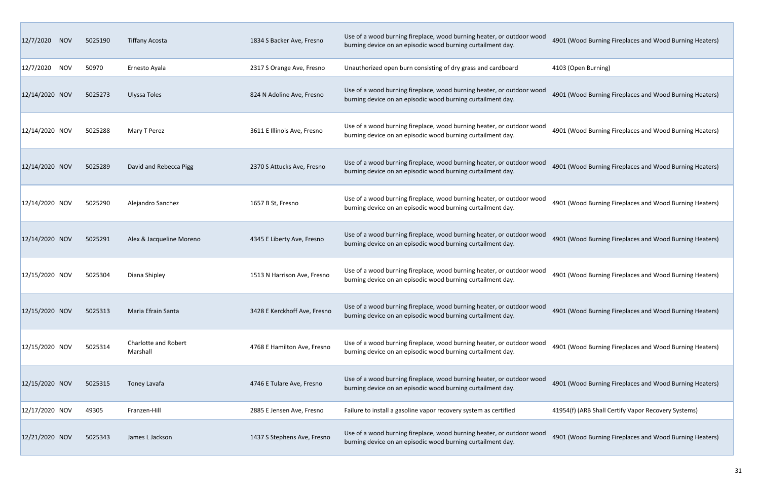| | | | | | | |
|---|---|---|---|---|---|---|
| 12/7/2020 | NOV | 5025190 | Tiffany Acosta | 1834 S Backer Ave, Fresno | Use of a wood burning fireplace, wood burning heater, or outdoor wood burning device on an episodic wood burning curtailment day. | 4901 (Wood Burning Fireplaces and Wood Burning Heaters) |
| 12/7/2020 | NOV | 50970 | Ernesto Ayala | 2317 S Orange Ave, Fresno | Unauthorized open burn consisting of dry grass and cardboard | 4103 (Open Burning) |
| 12/14/2020 | NOV | 5025273 | Ulyssa Toles | 824 N Adoline Ave, Fresno | Use of a wood burning fireplace, wood burning heater, or outdoor wood burning device on an episodic wood burning curtailment day. | 4901 (Wood Burning Fireplaces and Wood Burning Heaters) |
| 12/14/2020 | NOV | 5025288 | Mary T Perez | 3611 E Illinois Ave, Fresno | Use of a wood burning fireplace, wood burning heater, or outdoor wood burning device on an episodic wood burning curtailment day. | 4901 (Wood Burning Fireplaces and Wood Burning Heaters) |
| 12/14/2020 | NOV | 5025289 | David and Rebecca Pigg | 2370 S Attucks Ave, Fresno | Use of a wood burning fireplace, wood burning heater, or outdoor wood burning device on an episodic wood burning curtailment day. | 4901 (Wood Burning Fireplaces and Wood Burning Heaters) |
| 12/14/2020 | NOV | 5025290 | Alejandro Sanchez | 1657 B St, Fresno | Use of a wood burning fireplace, wood burning heater, or outdoor wood burning device on an episodic wood burning curtailment day. | 4901 (Wood Burning Fireplaces and Wood Burning Heaters) |
| 12/14/2020 | NOV | 5025291 | Alex & Jacqueline Moreno | 4345 E Liberty Ave, Fresno | Use of a wood burning fireplace, wood burning heater, or outdoor wood burning device on an episodic wood burning curtailment day. | 4901 (Wood Burning Fireplaces and Wood Burning Heaters) |
| 12/15/2020 | NOV | 5025304 | Diana Shipley | 1513 N Harrison Ave, Fresno | Use of a wood burning fireplace, wood burning heater, or outdoor wood burning device on an episodic wood burning curtailment day. | 4901 (Wood Burning Fireplaces and Wood Burning Heaters) |
| 12/15/2020 | NOV | 5025313 | Maria Efrain Santa | 3428 E Kerckhoff Ave, Fresno | Use of a wood burning fireplace, wood burning heater, or outdoor wood burning device on an episodic wood burning curtailment day. | 4901 (Wood Burning Fireplaces and Wood Burning Heaters) |
| 12/15/2020 | NOV | 5025314 | Charlotte and Robert Marshall | 4768 E Hamilton Ave, Fresno | Use of a wood burning fireplace, wood burning heater, or outdoor wood burning device on an episodic wood burning curtailment day. | 4901 (Wood Burning Fireplaces and Wood Burning Heaters) |
| 12/15/2020 | NOV | 5025315 | Toney Lavafa | 4746 E Tulare Ave, Fresno | Use of a wood burning fireplace, wood burning heater, or outdoor wood burning device on an episodic wood burning curtailment day. | 4901 (Wood Burning Fireplaces and Wood Burning Heaters) |
| 12/17/2020 | NOV | 49305 | Franzen-Hill | 2885 E Jensen Ave, Fresno | Failure to install a gasoline vapor recovery system as certified | 41954(f) (ARB Shall Certify Vapor Recovery Systems) |
| 12/21/2020 | NOV | 5025343 | James L Jackson | 1437 S Stephens Ave, Fresno | Use of a wood burning fireplace, wood burning heater, or outdoor wood burning device on an episodic wood burning curtailment day. | 4901 (Wood Burning Fireplaces and Wood Burning Heaters) |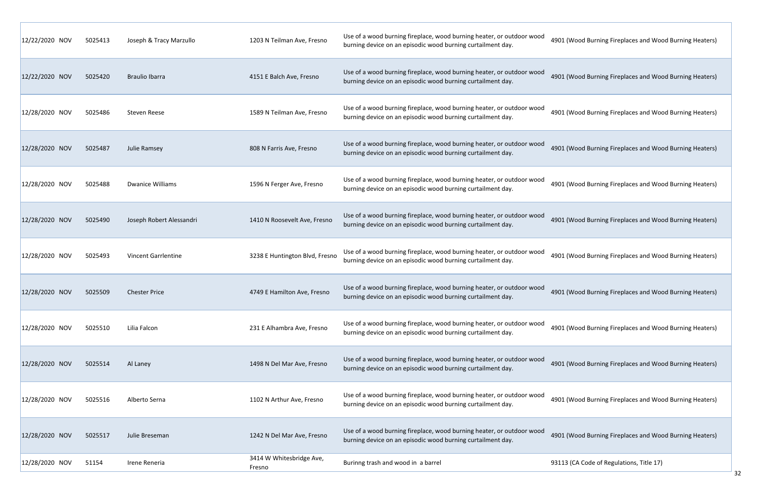| | | | | | |
|---|---|---|---|---|---|
| 12/22/2020 NOV | 5025413 | Joseph & Tracy Marzullo | 1203 N Teilman Ave, Fresno | Use of a wood burning fireplace, wood burning heater, or outdoor wood burning device on an episodic wood burning curtailment day. | 4901 (Wood Burning Fireplaces and Wood Burning Heaters) |
| 12/22/2020 NOV | 5025420 | Braulio Ibarra | 4151 E Balch Ave, Fresno | Use of a wood burning fireplace, wood burning heater, or outdoor wood burning device on an episodic wood burning curtailment day. | 4901 (Wood Burning Fireplaces and Wood Burning Heaters) |
| 12/28/2020 NOV | 5025486 | Steven Reese | 1589 N Teilman Ave, Fresno | Use of a wood burning fireplace, wood burning heater, or outdoor wood burning device on an episodic wood burning curtailment day. | 4901 (Wood Burning Fireplaces and Wood Burning Heaters) |
| 12/28/2020 NOV | 5025487 | Julie Ramsey | 808 N Farris Ave, Fresno | Use of a wood burning fireplace, wood burning heater, or outdoor wood burning device on an episodic wood burning curtailment day. | 4901 (Wood Burning Fireplaces and Wood Burning Heaters) |
| 12/28/2020 NOV | 5025488 | Dwanice Williams | 1596 N Ferger Ave, Fresno | Use of a wood burning fireplace, wood burning heater, or outdoor wood burning device on an episodic wood burning curtailment day. | 4901 (Wood Burning Fireplaces and Wood Burning Heaters) |
| 12/28/2020 NOV | 5025490 | Joseph Robert Alessandri | 1410 N Roosevelt Ave, Fresno | Use of a wood burning fireplace, wood burning heater, or outdoor wood burning device on an episodic wood burning curtailment day. | 4901 (Wood Burning Fireplaces and Wood Burning Heaters) |
| 12/28/2020 NOV | 5025493 | Vincent Garrlentine | 3238 E Huntington Blvd, Fresno | Use of a wood burning fireplace, wood burning heater, or outdoor wood burning device on an episodic wood burning curtailment day. | 4901 (Wood Burning Fireplaces and Wood Burning Heaters) |
| 12/28/2020 NOV | 5025509 | Chester Price | 4749 E Hamilton Ave, Fresno | Use of a wood burning fireplace, wood burning heater, or outdoor wood burning device on an episodic wood burning curtailment day. | 4901 (Wood Burning Fireplaces and Wood Burning Heaters) |
| 12/28/2020 NOV | 5025510 | Lilia Falcon | 231 E Alhambra Ave, Fresno | Use of a wood burning fireplace, wood burning heater, or outdoor wood burning device on an episodic wood burning curtailment day. | 4901 (Wood Burning Fireplaces and Wood Burning Heaters) |
| 12/28/2020 NOV | 5025514 | Al Laney | 1498 N Del Mar Ave, Fresno | Use of a wood burning fireplace, wood burning heater, or outdoor wood burning device on an episodic wood burning curtailment day. | 4901 (Wood Burning Fireplaces and Wood Burning Heaters) |
| 12/28/2020 NOV | 5025516 | Alberto Serna | 1102 N Arthur Ave, Fresno | Use of a wood burning fireplace, wood burning heater, or outdoor wood burning device on an episodic wood burning curtailment day. | 4901 (Wood Burning Fireplaces and Wood Burning Heaters) |
| 12/28/2020 NOV | 5025517 | Julie Breseman | 1242 N Del Mar Ave, Fresno | Use of a wood burning fireplace, wood burning heater, or outdoor wood burning device on an episodic wood burning curtailment day. | 4901 (Wood Burning Fireplaces and Wood Burning Heaters) |
| 12/28/2020 NOV | 51154 | Irene Reneria | 3414 W Whitesbridge Ave, Fresno | Burinng trash and wood in a barrel | 93113 (CA Code of Regulations, Title 17) |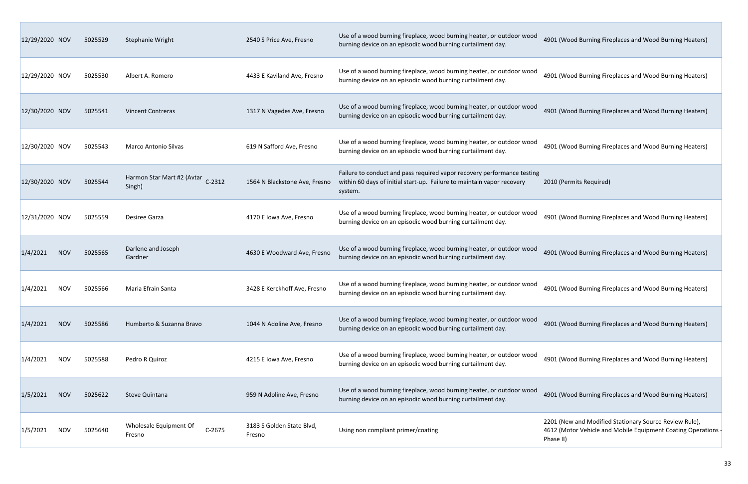| | | | | | | |
|---|---|---|---|---|---|---|
| 12/29/2020 | NOV | 5025529 | Stephanie Wright | | 2540 S Price Ave, Fresno | Use of a wood burning fireplace, wood burning heater, or outdoor wood burning device on an episodic wood burning curtailment day. | 4901 (Wood Burning Fireplaces and Wood Burning Heaters) |
| 12/29/2020 | NOV | 5025530 | Albert A. Romero | | 4433 E Kaviland Ave, Fresno | Use of a wood burning fireplace, wood burning heater, or outdoor wood burning device on an episodic wood burning curtailment day. | 4901 (Wood Burning Fireplaces and Wood Burning Heaters) |
| 12/30/2020 | NOV | 5025541 | Vincent Contreras | | 1317 N Vagedes Ave, Fresno | Use of a wood burning fireplace, wood burning heater, or outdoor wood burning device on an episodic wood burning curtailment day. | 4901 (Wood Burning Fireplaces and Wood Burning Heaters) |
| 12/30/2020 | NOV | 5025543 | Marco Antonio Silvas | | 619 N Safford Ave, Fresno | Use of a wood burning fireplace, wood burning heater, or outdoor wood burning device on an episodic wood burning curtailment day. | 4901 (Wood Burning Fireplaces and Wood Burning Heaters) |
| 12/30/2020 | NOV | 5025544 | Harmon Star Mart #2 (Avtar Singh) | C-2312 | 1564 N Blackstone Ave, Fresno | Failure to conduct and pass required vapor recovery performance testing within 60 days of initial start-up. Failure to maintain vapor recovery system. | 2010 (Permits Required) |
| 12/31/2020 | NOV | 5025559 | Desiree Garza | | 4170 E Iowa Ave, Fresno | Use of a wood burning fireplace, wood burning heater, or outdoor wood burning device on an episodic wood burning curtailment day. | 4901 (Wood Burning Fireplaces and Wood Burning Heaters) |
| 1/4/2021 | NOV | 5025565 | Darlene and Joseph Gardner | | 4630 E Woodward Ave, Fresno | Use of a wood burning fireplace, wood burning heater, or outdoor wood burning device on an episodic wood burning curtailment day. | 4901 (Wood Burning Fireplaces and Wood Burning Heaters) |
| 1/4/2021 | NOV | 5025566 | Maria Efrain Santa | | 3428 E Kerckhoff Ave, Fresno | Use of a wood burning fireplace, wood burning heater, or outdoor wood burning device on an episodic wood burning curtailment day. | 4901 (Wood Burning Fireplaces and Wood Burning Heaters) |
| 1/4/2021 | NOV | 5025586 | Humberto & Suzanna Bravo | | 1044 N Adoline Ave, Fresno | Use of a wood burning fireplace, wood burning heater, or outdoor wood burning device on an episodic wood burning curtailment day. | 4901 (Wood Burning Fireplaces and Wood Burning Heaters) |
| 1/4/2021 | NOV | 5025588 | Pedro R Quiroz | | 4215 E Iowa Ave, Fresno | Use of a wood burning fireplace, wood burning heater, or outdoor wood burning device on an episodic wood burning curtailment day. | 4901 (Wood Burning Fireplaces and Wood Burning Heaters) |
| 1/5/2021 | NOV | 5025622 | Steve Quintana | | 959 N Adoline Ave, Fresno | Use of a wood burning fireplace, wood burning heater, or outdoor wood burning device on an episodic wood burning curtailment day. | 4901 (Wood Burning Fireplaces and Wood Burning Heaters) |
| 1/5/2021 | NOV | 5025640 | Wholesale Equipment Of Fresno | C-2675 | 3183 S Golden State Blvd, Fresno | Using non compliant primer/coating | 2201 (New and Modified Stationary Source Review Rule), 4612 (Motor Vehicle and Mobile Equipment Coating Operations - Phase II) |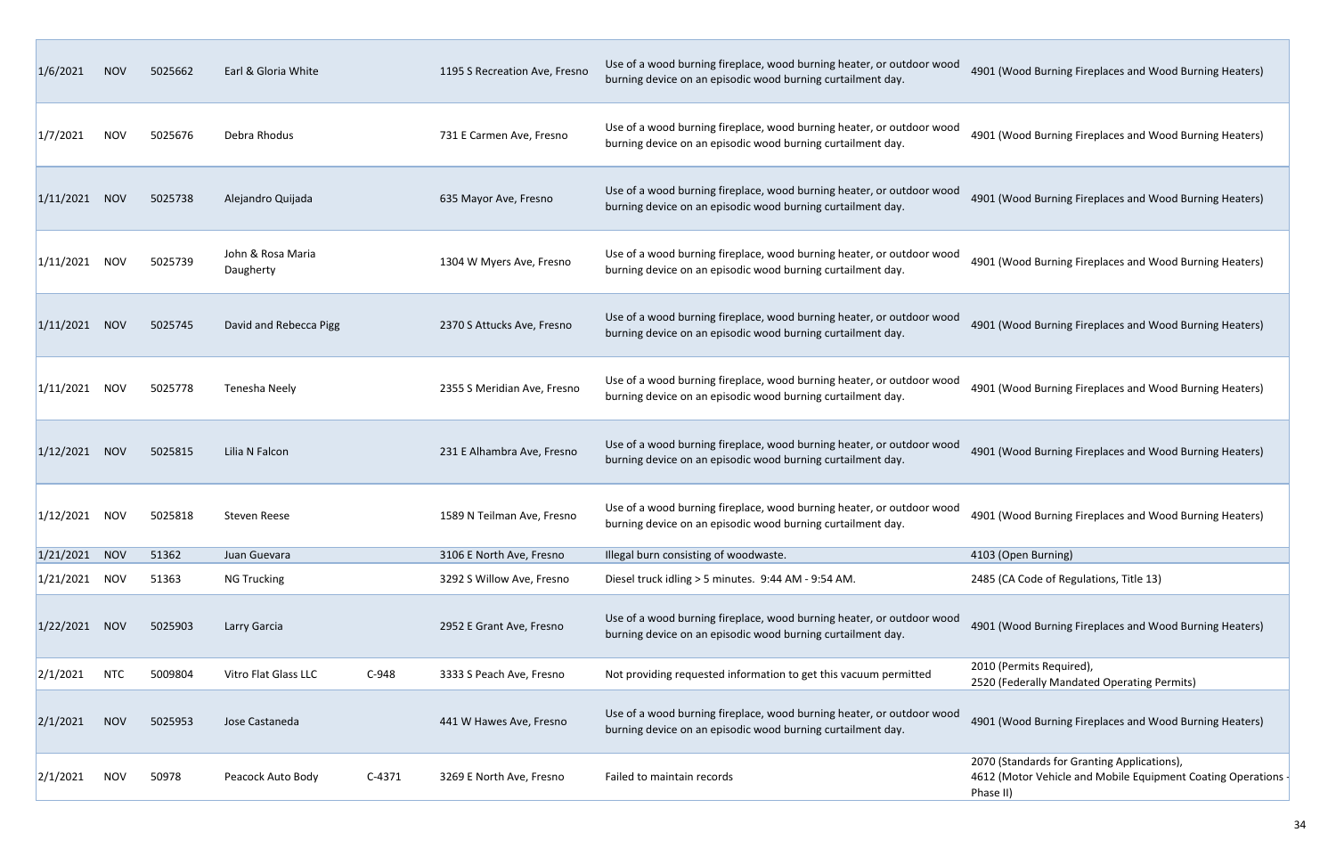| | | | | | | | |
|---|---|---|---|---|---|---|---|
| 1/6/2021 | NOV | 5025662 | Earl & Gloria White | | 1195 S Recreation Ave, Fresno | Use of a wood burning fireplace, wood burning heater, or outdoor wood burning device on an episodic wood burning curtailment day. | 4901 (Wood Burning Fireplaces and Wood Burning Heaters) |
| 1/7/2021 | NOV | 5025676 | Debra Rhodus | | 731 E Carmen Ave, Fresno | Use of a wood burning fireplace, wood burning heater, or outdoor wood burning device on an episodic wood burning curtailment day. | 4901 (Wood Burning Fireplaces and Wood Burning Heaters) |
| 1/11/2021 | NOV | 5025738 | Alejandro Quijada | | 635 Mayor Ave, Fresno | Use of a wood burning fireplace, wood burning heater, or outdoor wood burning device on an episodic wood burning curtailment day. | 4901 (Wood Burning Fireplaces and Wood Burning Heaters) |
| 1/11/2021 | NOV | 5025739 | John & Rosa Maria Daugherty | | 1304 W Myers Ave, Fresno | Use of a wood burning fireplace, wood burning heater, or outdoor wood burning device on an episodic wood burning curtailment day. | 4901 (Wood Burning Fireplaces and Wood Burning Heaters) |
| 1/11/2021 | NOV | 5025745 | David and Rebecca Pigg | | 2370 S Attucks Ave, Fresno | Use of a wood burning fireplace, wood burning heater, or outdoor wood burning device on an episodic wood burning curtailment day. | 4901 (Wood Burning Fireplaces and Wood Burning Heaters) |
| 1/11/2021 | NOV | 5025778 | Tenesha Neely | | 2355 S Meridian Ave, Fresno | Use of a wood burning fireplace, wood burning heater, or outdoor wood burning device on an episodic wood burning curtailment day. | 4901 (Wood Burning Fireplaces and Wood Burning Heaters) |
| 1/12/2021 | NOV | 5025815 | Lilia N Falcon | | 231 E Alhambra Ave, Fresno | Use of a wood burning fireplace, wood burning heater, or outdoor wood burning device on an episodic wood burning curtailment day. | 4901 (Wood Burning Fireplaces and Wood Burning Heaters) |
| 1/12/2021 | NOV | 5025818 | Steven Reese | | 1589 N Teilman Ave, Fresno | Use of a wood burning fireplace, wood burning heater, or outdoor wood burning device on an episodic wood burning curtailment day. | 4901 (Wood Burning Fireplaces and Wood Burning Heaters) |
| 1/21/2021 | NOV | 51362 | Juan Guevara | | 3106 E North Ave, Fresno | Illegal burn consisting of woodwaste. | 4103 (Open Burning) |
| 1/21/2021 | NOV | 51363 | NG Trucking | | 3292 S Willow Ave, Fresno | Diesel truck idling > 5 minutes. 9:44 AM - 9:54 AM. | 2485 (CA Code of Regulations, Title 13) |
| 1/22/2021 | NOV | 5025903 | Larry Garcia | | 2952 E Grant Ave, Fresno | Use of a wood burning fireplace, wood burning heater, or outdoor wood burning device on an episodic wood burning curtailment day. | 4901 (Wood Burning Fireplaces and Wood Burning Heaters) |
| 2/1/2021 | NTC | 5009804 | Vitro Flat Glass LLC | C-948 | 3333 S Peach Ave, Fresno | Not providing requested information to get this vacuum permitted | 2010 (Permits Required), 2520 (Federally Mandated Operating Permits) |
| 2/1/2021 | NOV | 5025953 | Jose Castaneda | | 441 W Hawes Ave, Fresno | Use of a wood burning fireplace, wood burning heater, or outdoor wood burning device on an episodic wood burning curtailment day. | 4901 (Wood Burning Fireplaces and Wood Burning Heaters) |
| 2/1/2021 | NOV | 50978 | Peacock Auto Body | C-4371 | 3269 E North Ave, Fresno | Failed to maintain records | 2070 (Standards for Granting Applications), 4612 (Motor Vehicle and Mobile Equipment Coating Operations - Phase II) |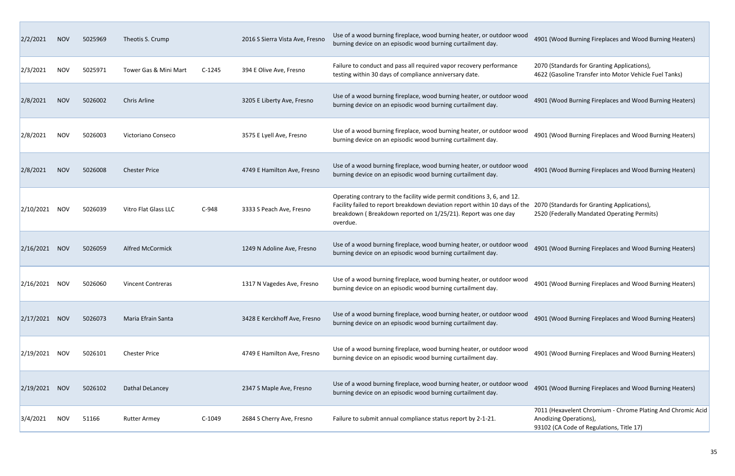| | | | | | | | |
|---|---|---|---|---|---|---|---|
| 2/2/2021 | NOV | 5025969 | Theotis S. Crump | | 2016 S Sierra Vista Ave, Fresno | Use of a wood burning fireplace, wood burning heater, or outdoor wood burning device on an episodic wood burning curtailment day. | 4901 (Wood Burning Fireplaces and Wood Burning Heaters) |
| 2/3/2021 | NOV | 5025971 | Tower Gas & Mini Mart | C-1245 | 394 E Olive Ave, Fresno | Failure to conduct and pass all required vapor recovery performance testing within 30 days of compliance anniversary date. | 2070 (Standards for Granting Applications), 4622 (Gasoline Transfer into Motor Vehicle Fuel Tanks) |
| 2/8/2021 | NOV | 5026002 | Chris Arline | | 3205 E Liberty Ave, Fresno | Use of a wood burning fireplace, wood burning heater, or outdoor wood burning device on an episodic wood burning curtailment day. | 4901 (Wood Burning Fireplaces and Wood Burning Heaters) |
| 2/8/2021 | NOV | 5026003 | Victoriano Conseco | | 3575 E Lyell Ave, Fresno | Use of a wood burning fireplace, wood burning heater, or outdoor wood burning device on an episodic wood burning curtailment day. | 4901 (Wood Burning Fireplaces and Wood Burning Heaters) |
| 2/8/2021 | NOV | 5026008 | Chester Price | | 4749 E Hamilton Ave, Fresno | Use of a wood burning fireplace, wood burning heater, or outdoor wood burning device on an episodic wood burning curtailment day. | 4901 (Wood Burning Fireplaces and Wood Burning Heaters) |
| 2/10/2021 | NOV | 5026039 | Vitro Flat Glass LLC | C-948 | 3333 S Peach Ave, Fresno | Operating contrary to the facility wide permit conditions 3, 6, and 12. Facility failed to report breakdown deviation report within 10 days of the breakdown ( Breakdown reported on 1/25/21). Report was one day overdue. | 2070 (Standards for Granting Applications), 2520 (Federally Mandated Operating Permits) |
| 2/16/2021 | NOV | 5026059 | Alfred McCormick | | 1249 N Adoline Ave, Fresno | Use of a wood burning fireplace, wood burning heater, or outdoor wood burning device on an episodic wood burning curtailment day. | 4901 (Wood Burning Fireplaces and Wood Burning Heaters) |
| 2/16/2021 | NOV | 5026060 | Vincent Contreras | | 1317 N Vagedes Ave, Fresno | Use of a wood burning fireplace, wood burning heater, or outdoor wood burning device on an episodic wood burning curtailment day. | 4901 (Wood Burning Fireplaces and Wood Burning Heaters) |
| 2/17/2021 | NOV | 5026073 | Maria Efrain Santa | | 3428 E Kerckhoff Ave, Fresno | Use of a wood burning fireplace, wood burning heater, or outdoor wood burning device on an episodic wood burning curtailment day. | 4901 (Wood Burning Fireplaces and Wood Burning Heaters) |
| 2/19/2021 | NOV | 5026101 | Chester Price | | 4749 E Hamilton Ave, Fresno | Use of a wood burning fireplace, wood burning heater, or outdoor wood burning device on an episodic wood burning curtailment day. | 4901 (Wood Burning Fireplaces and Wood Burning Heaters) |
| 2/19/2021 | NOV | 5026102 | Dathal DeLancey | | 2347 S Maple Ave, Fresno | Use of a wood burning fireplace, wood burning heater, or outdoor wood burning device on an episodic wood burning curtailment day. | 4901 (Wood Burning Fireplaces and Wood Burning Heaters) |
| 3/4/2021 | NOV | 51166 | Rutter Armey | C-1049 | 2684 S Cherry Ave, Fresno | Failure to submit annual compliance status report by 2-1-21. | 7011 (Hexavelent Chromium - Chrome Plating And Chromic Acid Anodizing Operations), 93102 (CA Code of Regulations, Title 17) |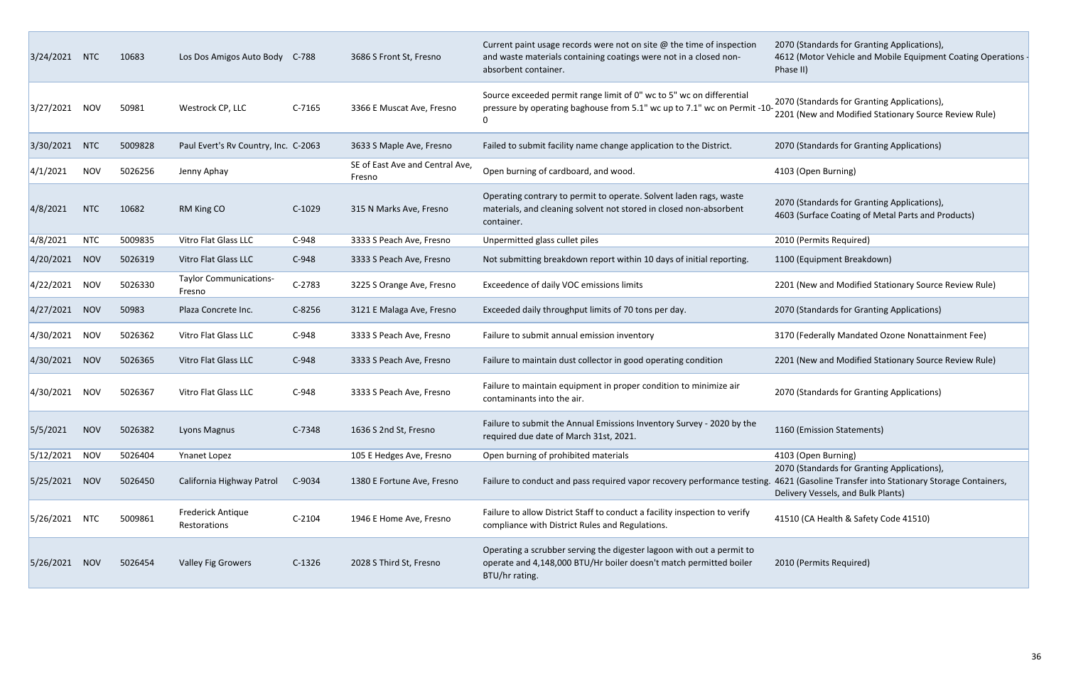| 3/24/2021 | NTC | 10683 | Los Dos Amigos Auto Body | C-788 | 3686 S Front St, Fresno | Current paint usage records were not on site @ the time of inspection and waste materials containing coatings were not in a closed non-absorbent container. | 2070 (Standards for Granting Applications), 4612 (Motor Vehicle and Mobile Equipment Coating Operations - Phase II) |
|---|---|---|---|---|---|---|---|
| 3/27/2021 | NOV | 50981 | Westrock CP, LLC | C-7165 | 3366 E Muscat Ave, Fresno | Source exceeded permit range limit of 0" wc to 5" wc on differential pressure by operating baghouse from 5.1" wc up to 7.1" wc on Permit -10-0 | 2070 (Standards for Granting Applications), 2201 (New and Modified Stationary Source Review Rule) |
| 3/30/2021 | NTC | 5009828 | Paul Evert's Rv Country, Inc. | C-2063 | 3633 S Maple Ave, Fresno | Failed to submit facility name change application to the District. | 2070 (Standards for Granting Applications) |
| 4/1/2021 | NOV | 5026256 | Jenny Aphay | | SE of East Ave and Central Ave, Fresno | Open burning of cardboard, and wood. | 4103 (Open Burning) |
| 4/8/2021 | NTC | 10682 | RM King CO | C-1029 | 315 N Marks Ave, Fresno | Operating contrary to permit to operate. Solvent laden rags, waste materials, and cleaning solvent not stored in closed non-absorbent container. | 2070 (Standards for Granting Applications), 4603 (Surface Coating of Metal Parts and Products) |
| 4/8/2021 | NTC | 5009835 | Vitro Flat Glass LLC | C-948 | 3333 S Peach Ave, Fresno | Unpermitted glass cullet piles | 2010 (Permits Required) |
| 4/20/2021 | NOV | 5026319 | Vitro Flat Glass LLC | C-948 | 3333 S Peach Ave, Fresno | Not submitting breakdown report within 10 days of initial reporting. | 1100 (Equipment Breakdown) |
| 4/22/2021 | NOV | 5026330 | Taylor Communications-Fresno | C-2783 | 3225 S Orange Ave, Fresno | Exceedence of daily VOC emissions limits | 2201 (New and Modified Stationary Source Review Rule) |
| 4/27/2021 | NOV | 50983 | Plaza Concrete Inc. | C-8256 | 3121 E Malaga Ave, Fresno | Exceeded daily throughput limits of 70 tons per day. | 2070 (Standards for Granting Applications) |
| 4/30/2021 | NOV | 5026362 | Vitro Flat Glass LLC | C-948 | 3333 S Peach Ave, Fresno | Failure to submit annual emission inventory | 3170 (Federally Mandated Ozone Nonattainment Fee) |
| 4/30/2021 | NOV | 5026365 | Vitro Flat Glass LLC | C-948 | 3333 S Peach Ave, Fresno | Failure to maintain dust collector in good operating condition | 2201 (New and Modified Stationary Source Review Rule) |
| 4/30/2021 | NOV | 5026367 | Vitro Flat Glass LLC | C-948 | 3333 S Peach Ave, Fresno | Failure to maintain equipment in proper condition to minimize air contaminants into the air. | 2070 (Standards for Granting Applications) |
| 5/5/2021 | NOV | 5026382 | Lyons Magnus | C-7348 | 1636 S 2nd St, Fresno | Failure to submit the Annual Emissions Inventory Survey - 2020 by the required due date of March 31st, 2021. | 1160 (Emission Statements) |
| 5/12/2021 | NOV | 5026404 | Ynanet Lopez | | 105 E Hedges Ave, Fresno | Open burning of prohibited materials | 4103 (Open Burning) |
| 5/25/2021 | NOV | 5026450 | California Highway Patrol | C-9034 | 1380 E Fortune Ave, Fresno | Failure to conduct and pass required vapor recovery performance testing. | 2070 (Standards for Granting Applications), 4621 (Gasoline Transfer into Stationary Storage Containers, Delivery Vessels, and Bulk Plants) |
| 5/26/2021 | NTC | 5009861 | Frederick Antique Restorations | C-2104 | 1946 E Home Ave, Fresno | Failure to allow District Staff to conduct a facility inspection to verify compliance with District Rules and Regulations. | 41510 (CA Health & Safety Code 41510) |
| 5/26/2021 | NOV | 5026454 | Valley Fig Growers | C-1326 | 2028 S Third St, Fresno | Operating a scrubber serving the digester lagoon with out a permit to operate and 4,148,000 BTU/Hr boiler doesn't match permitted boiler BTU/hr rating. | 2010 (Permits Required) |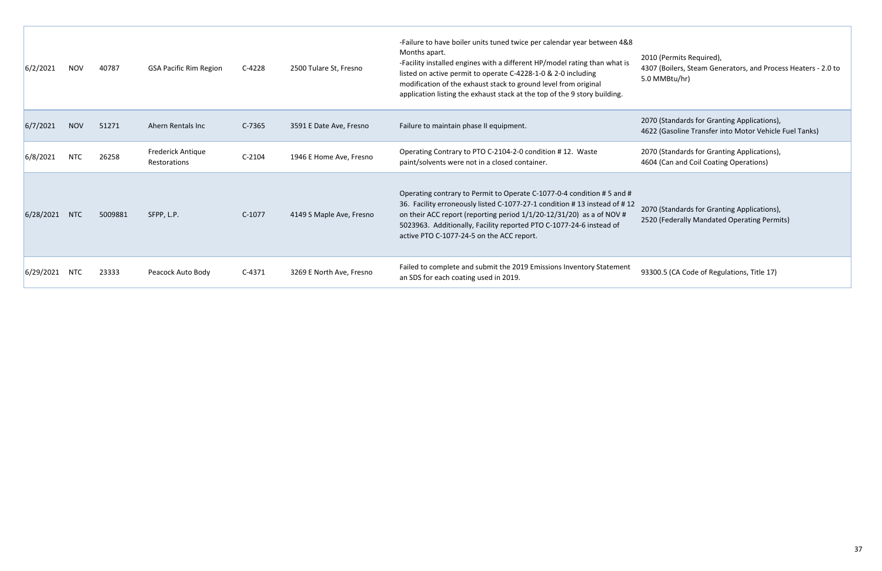| | | | | | | | |
|---|---|---|---|---|---|---|---|
| 6/2/2021 | NOV | 40787 | GSA Pacific Rim Region | C-4228 | 2500 Tulare St, Fresno | -Failure to have boiler units tuned twice per calendar year between 4&8 Months apart.<br>-Facility installed engines with a different HP/model rating than what is listed on active permit to operate C-4228-1-0 & 2-0 including modification of the exhaust stack to ground level from original application listing the exhaust stack at the top of the 9 story building. | 2010 (Permits Required),<br>4307 (Boilers, Steam Generators, and Process Heaters - 2.0 to 5.0 MMBtu/hr) |
| 6/7/2021 | NOV | 51271 | Ahern Rentals Inc | C-7365 | 3591 E Date Ave, Fresno | Failure to maintain phase II equipment. | 2070 (Standards for Granting Applications),<br>4622 (Gasoline Transfer into Motor Vehicle Fuel Tanks) |
| 6/8/2021 | NTC | 26258 | Frederick Antique Restorations | C-2104 | 1946 E Home Ave, Fresno | Operating Contrary to PTO C-2104-2-0 condition # 12. Waste paint/solvents were not in a closed container. | 2070 (Standards for Granting Applications),<br>4604 (Can and Coil Coating Operations) |
| 6/28/2021 | NTC | 5009881 | SFPP, L.P. | C-1077 | 4149 S Maple Ave, Fresno | Operating contrary to Permit to Operate C-1077-0-4 condition # 5 and # 36. Facility erroneously listed C-1077-27-1 condition # 13 instead of # 12 on their ACC report (reporting period 1/1/20-12/31/20) as a of NOV # 5023963. Additionally, Facility reported PTO C-1077-24-6 instead of active PTO C-1077-24-5 on the ACC report. | 2070 (Standards for Granting Applications),<br>2520 (Federally Mandated Operating Permits) |
| 6/29/2021 | NTC | 23333 | Peacock Auto Body | C-4371 | 3269 E North Ave, Fresno | Failed to complete and submit the 2019 Emissions Inventory Statement an SDS for each coating used in 2019. | 93300.5 (CA Code of Regulations, Title 17) |